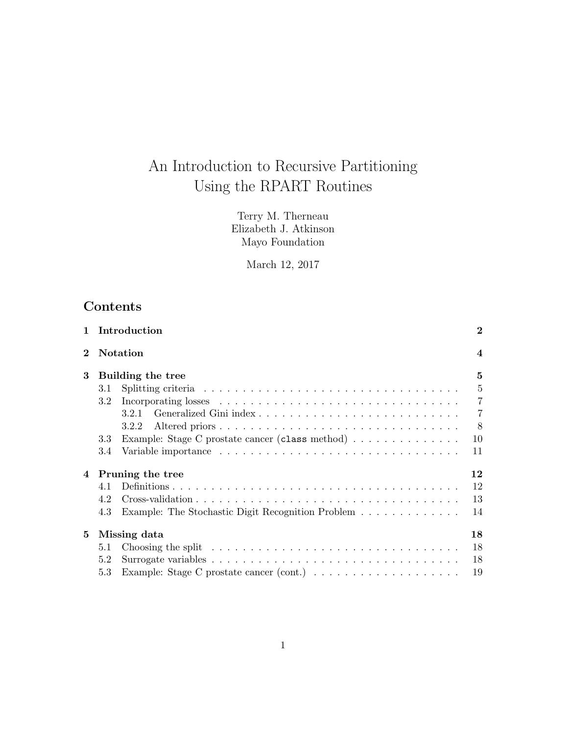# An Introduction to Recursive Partitioning Using the RPART Routines

Terry M. Therneau
Elizabeth J. Atkinson
Mayo Foundation

March 12, 2017

## Contents

- **1 Introduction** — 2
- **2 Notation** — 4
- **3 Building the tree** — 5
  - 3.1 Splitting criteria — 5
  - 3.2 Incorporating losses — 7
    - 3.2.1 Generalized Gini index — 7
    - 3.2.2 Altered priors — 8
  - 3.3 Example: Stage C prostate cancer (`class` method) — 10
  - 3.4 Variable importance — 11
- **4 Pruning the tree** — 12
  - 4.1 Definitions — 12
  - 4.2 Cross-validation — 13
  - 4.3 Example: The Stochastic Digit Recognition Problem — 14
- **5 Missing data** — 18
  - 5.1 Choosing the split — 18
  - 5.2 Surrogate variables — 18
  - 5.3 Example: Stage C prostate cancer (cont.) — 19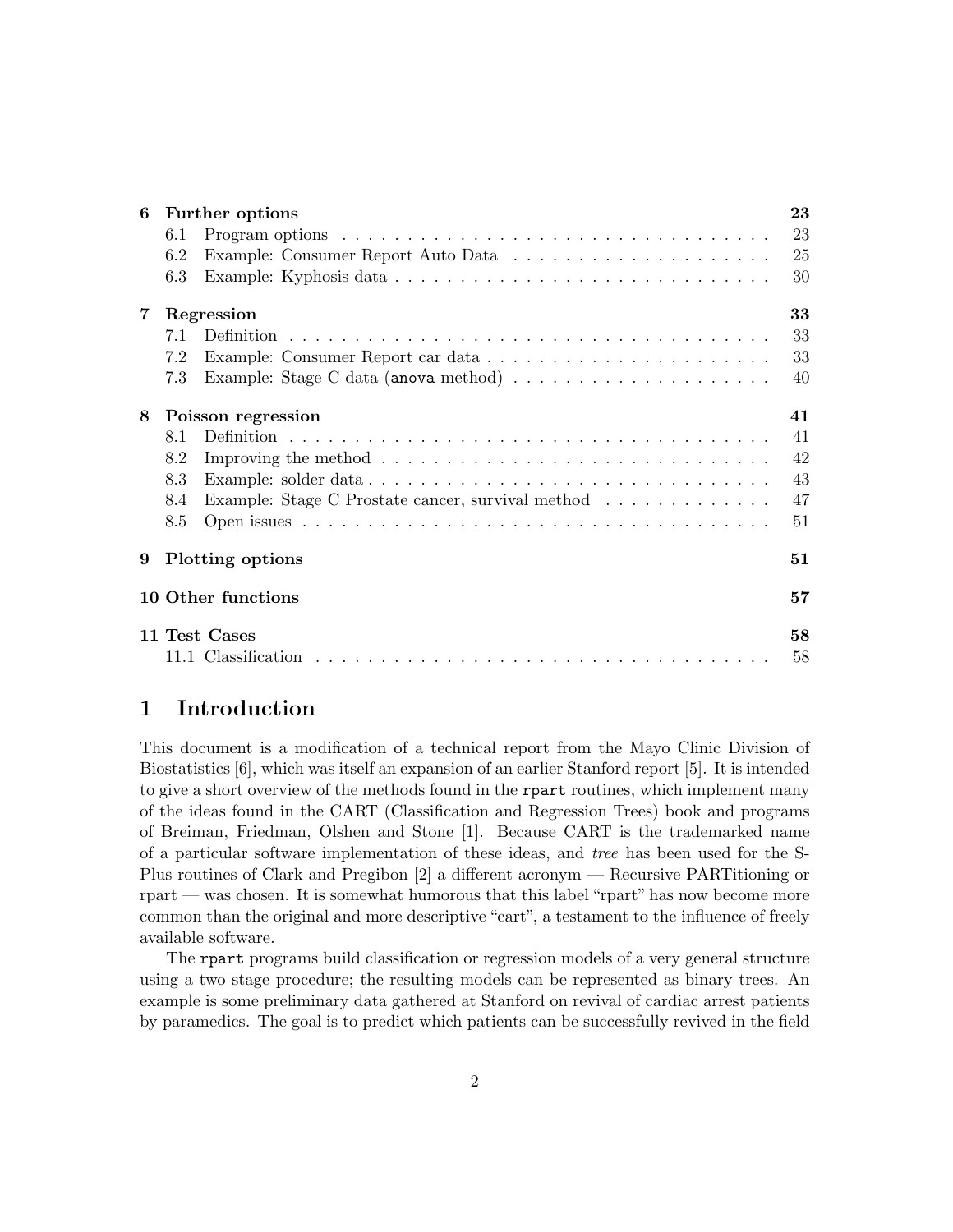| | | |
|---|---|---|
| **6** | **Further options** | **23** |
| | 6.1 Program options | 23 |
| | 6.2 Example: Consumer Report Auto Data | 25 |
| | 6.3 Example: Kyphosis data | 30 |
| **7** | **Regression** | **33** |
| | 7.1 Definition | 33 |
| | 7.2 Example: Consumer Report car data | 33 |
| | 7.3 Example: Stage C data (`anova` method) | 40 |
| **8** | **Poisson regression** | **41** |
| | 8.1 Definition | 41 |
| | 8.2 Improving the method | 42 |
| | 8.3 Example: solder data | 43 |
| | 8.4 Example: Stage C Prostate cancer, survival method | 47 |
| | 8.5 Open issues | 51 |
| **9** | **Plotting options** | **51** |
| **10** | **Other functions** | **57** |
| **11** | **Test Cases** | **58** |
| | 11.1 Classification | 58 |

# 1 Introduction

This document is a modification of a technical report from the Mayo Clinic Division of Biostatistics [6], which was itself an expansion of an earlier Stanford report [5]. It is intended to give a short overview of the methods found in the `rpart` routines, which implement many of the ideas found in the CART (Classification and Regression Trees) book and programs of Breiman, Friedman, Olshen and Stone [1]. Because CART is the trademarked name of a particular software implementation of these ideas, and *tree* has been used for the S-Plus routines of Clark and Pregibon [2] a different acronym — Recursive PARTitioning or rpart — was chosen. It is somewhat humorous that this label "rpart" has now become more common than the original and more descriptive "cart", a testament to the influence of freely available software.

The `rpart` programs build classification or regression models of a very general structure using a two stage procedure; the resulting models can be represented as binary trees. An example is some preliminary data gathered at Stanford on revival of cardiac arrest patients by paramedics. The goal is to predict which patients can be successfully revived in the field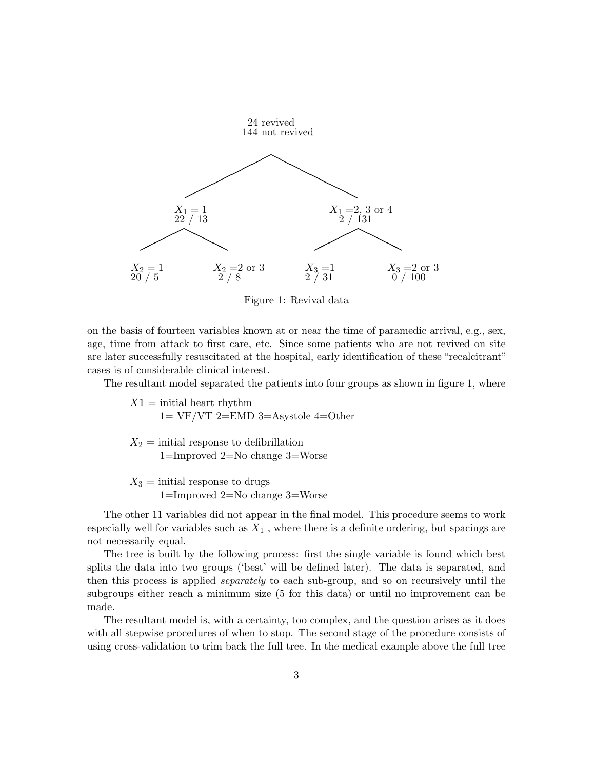24 revived
144 not revived

- $X_1 = 1$ — 22 / 13
  - $X_2 = 1$ — 20 / 5
  - $X_2 =2$ or 3 — 2 / 8
- $X_1 =2$, 3 or 4 — 2 / 131
  - $X_3 =1$ — 2 / 31
  - $X_3 =2$ or 3 — 0 / 100

Figure 1: Revival data

on the basis of fourteen variables known at or near the time of paramedic arrival, e.g., sex, age, time from attack to first care, etc. Since some patients who are not revived on site are later successfully resuscitated at the hospital, early identification of these "recalcitrant" cases is of considerable clinical interest.

The resultant model separated the patients into four groups as shown in figure 1, where

$X1$ = initial heart rhythm
1= VF/VT 2=EMD 3=Asystole 4=Other

$X_2$ = initial response to defibrillation
1=Improved 2=No change 3=Worse

$X_3$ = initial response to drugs
1=Improved 2=No change 3=Worse

The other 11 variables did not appear in the final model. This procedure seems to work especially well for variables such as $X_1$ , where there is a definite ordering, but spacings are not necessarily equal.

The tree is built by the following process: first the single variable is found which best splits the data into two groups ('best' will be defined later). The data is separated, and then this process is applied *separately* to each sub-group, and so on recursively until the subgroups either reach a minimum size (5 for this data) or until no improvement can be made.

The resultant model is, with a certainty, too complex, and the question arises as it does with all stepwise procedures of when to stop. The second stage of the procedure consists of using cross-validation to trim back the full tree. In the medical example above the full tree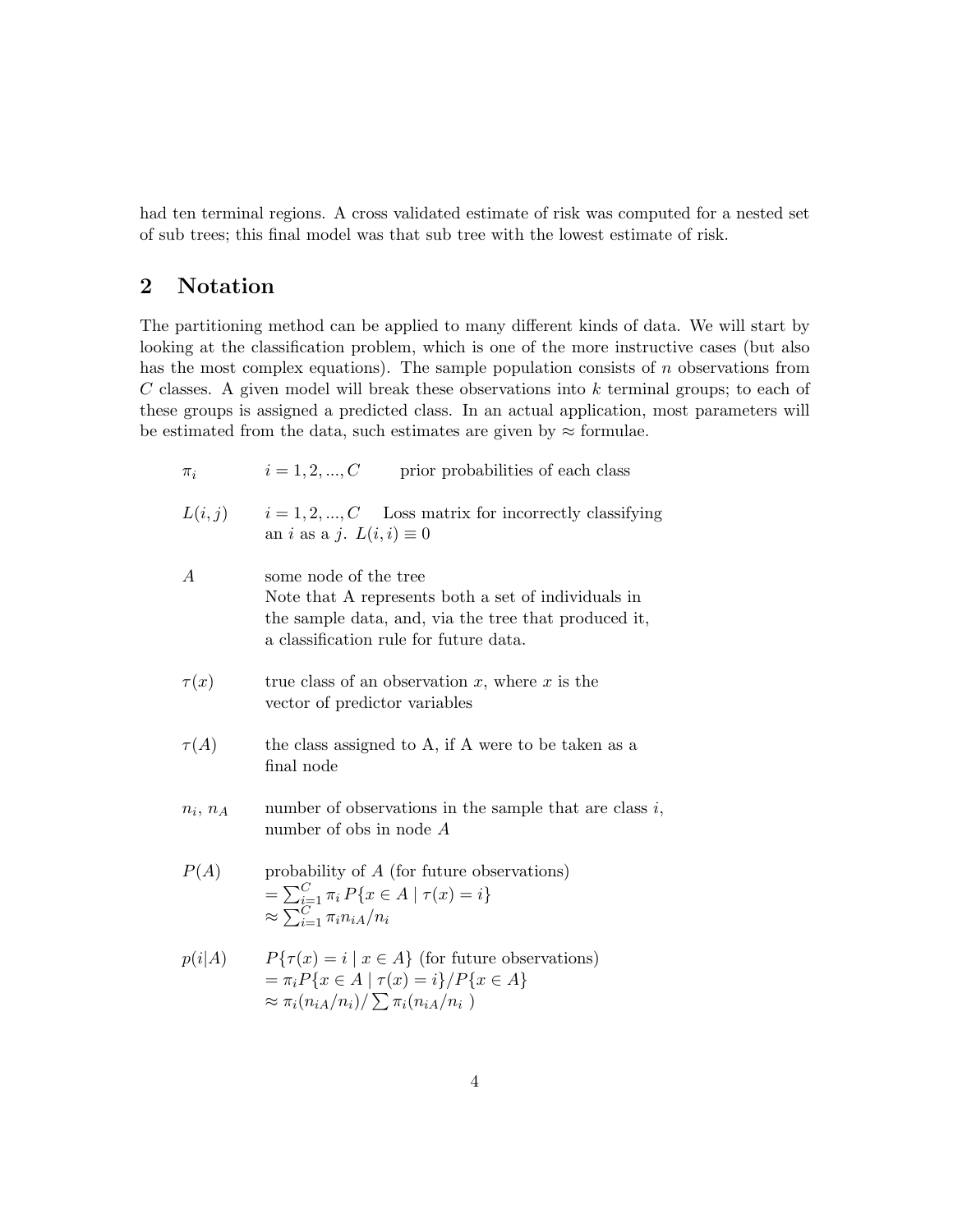had ten terminal regions. A cross validated estimate of risk was computed for a nested set of sub trees; this final model was that sub tree with the lowest estimate of risk.

## 2 Notation

The partitioning method can be applied to many different kinds of data. We will start by looking at the classification problem, which is one of the more instructive cases (but also has the most complex equations). The sample population consists of $n$ observations from $C$ classes. A given model will break these observations into $k$ terminal groups; to each of these groups is assigned a predicted class. In an actual application, most parameters will be estimated from the data, such estimates are given by $\approx$ formulae.

$\pi_i$ — $i = 1, 2, ..., C$ — prior probabilities of each class

$L(i, j)$ — $i = 1, 2, ..., C$ — Loss matrix for incorrectly classifying an $i$ as a $j$. $L(i, i) \equiv 0$

$A$ — some node of the tree
Note that A represents both a set of individuals in the sample data, and, via the tree that produced it, a classification rule for future data.

$\tau(x)$ — true class of an observation $x$, where $x$ is the vector of predictor variables

$\tau(A)$ — the class assigned to A, if A were to be taken as a final node

$n_i$, $n_A$ — number of observations in the sample that are class $i$, number of obs in node $A$

$P(A)$ — probability of $A$ (for future observations)
$= \sum_{i=1}^{C} \pi_i \, P\{x \in A \mid \tau(x) = i\}$
$\approx \sum_{i=1}^{C} \pi_i n_{iA}/n_i$

$p(i|A)$ — $P\{\tau(x) = i \mid x \in A\}$ (for future observations)
$= \pi_i P\{x \in A \mid \tau(x) = i\}/P\{x \in A\}$
$\approx \pi_i (n_{iA}/n_i)/\sum \pi_i (n_{iA}/n_i)$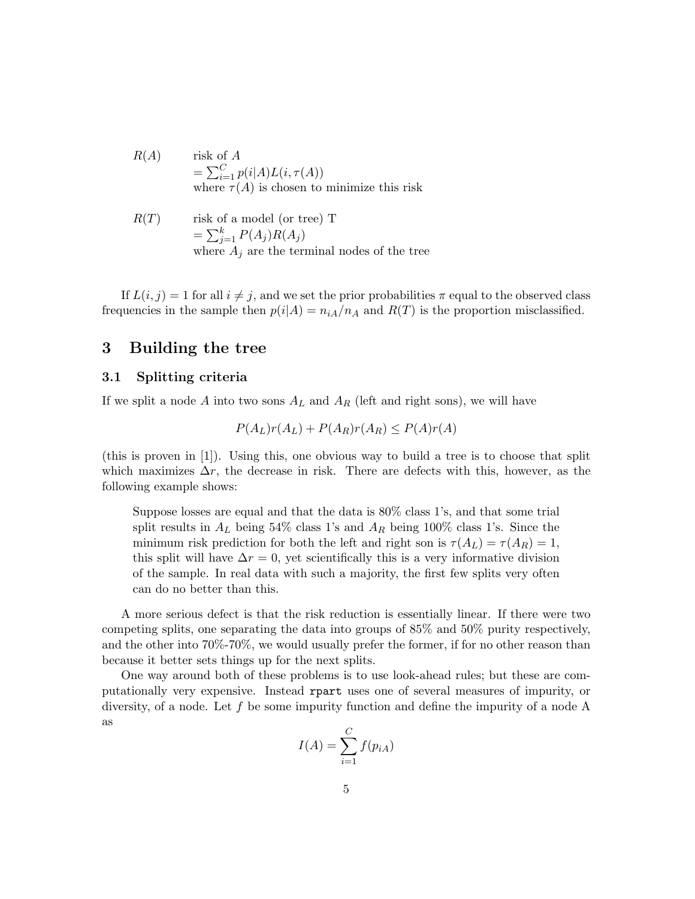$R(A)$ risk of $A$
$= \sum_{i=1}^{C} p(i|A) L(i, \tau(A))$
where $\tau(A)$ is chosen to minimize this risk

$R(T)$ risk of a model (or tree) T
$= \sum_{j=1}^{k} P(A_j) R(A_j)$
where $A_j$ are the terminal nodes of the tree

If $L(i,j) = 1$ for all $i \neq j$, and we set the prior probabilities $\pi$ equal to the observed class frequencies in the sample then $p(i|A) = n_{iA}/n_A$ and $R(T)$ is the proportion misclassified.

## 3 Building the tree

### 3.1 Splitting criteria

If we split a node $A$ into two sons $A_L$ and $A_R$ (left and right sons), we will have

$$P(A_L)r(A_L) + P(A_R)r(A_R) \leq P(A)r(A)$$

(this is proven in [1]). Using this, one obvious way to build a tree is to choose that split which maximizes $\Delta r$, the decrease in risk. There are defects with this, however, as the following example shows:

> Suppose losses are equal and that the data is 80% class 1's, and that some trial split results in $A_L$ being 54% class 1's and $A_R$ being 100% class 1's. Since the minimum risk prediction for both the left and right son is $\tau(A_L) = \tau(A_R) = 1$, this split will have $\Delta r = 0$, yet scientifically this is a very informative division of the sample. In real data with such a majority, the first few splits very often can do no better than this.

A more serious defect is that the risk reduction is essentially linear. If there were two competing splits, one separating the data into groups of 85% and 50% purity respectively, and the other into 70%-70%, we would usually prefer the former, if for no other reason than because it better sets things up for the next splits.

One way around both of these problems is to use look-ahead rules; but these are computationally very expensive. Instead `rpart` uses one of several measures of impurity, or diversity, of a node. Let $f$ be some impurity function and define the impurity of a node A as

$$I(A) = \sum_{i=1}^{C} f(p_{iA})$$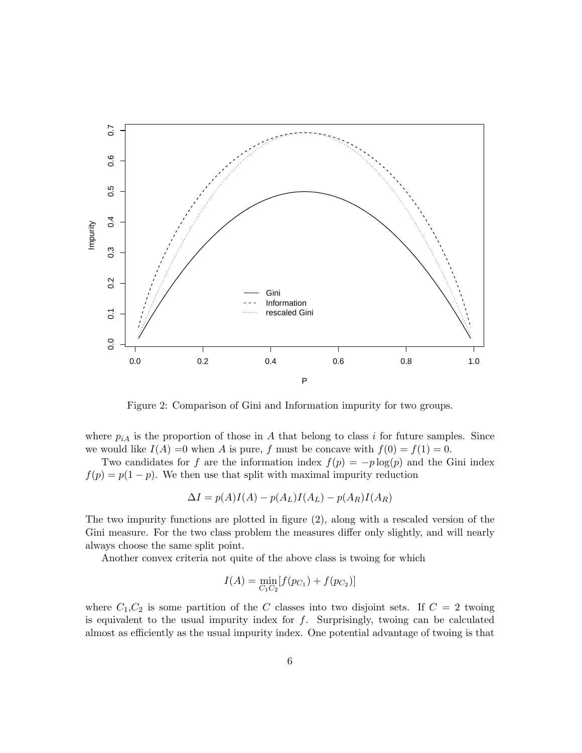Figure 2: Comparison of Gini and Information impurity for two groups.

where $p_{iA}$ is the proportion of those in $A$ that belong to class $i$ for future samples. Since we would like $I(A)$ =0 when $A$ is pure, $f$ must be concave with $f(0) = f(1) = 0$.

Two candidates for $f$ are the information index $f(p) = -p \log(p)$ and the Gini index $f(p) = p(1-p)$. We then use that split with maximal impurity reduction

$$\Delta I = p(A)I(A) - p(A_L)I(A_L) - p(A_R)I(A_R)$$

The two impurity functions are plotted in figure (2), along with a rescaled version of the Gini measure. For the two class problem the measures differ only slightly, and will nearly always choose the same split point.

Another convex criteria not quite of the above class is twoing for which

$$I(A) = \min_{C_1 C_2} [f(p_{C_1}) + f(p_{C_2})]$$

where $C_1$,$C_2$ is some partition of the $C$ classes into two disjoint sets. If $C = 2$ twoing is equivalent to the usual impurity index for $f$. Surprisingly, twoing can be calculated almost as efficiently as the usual impurity index. One potential advantage of twoing is that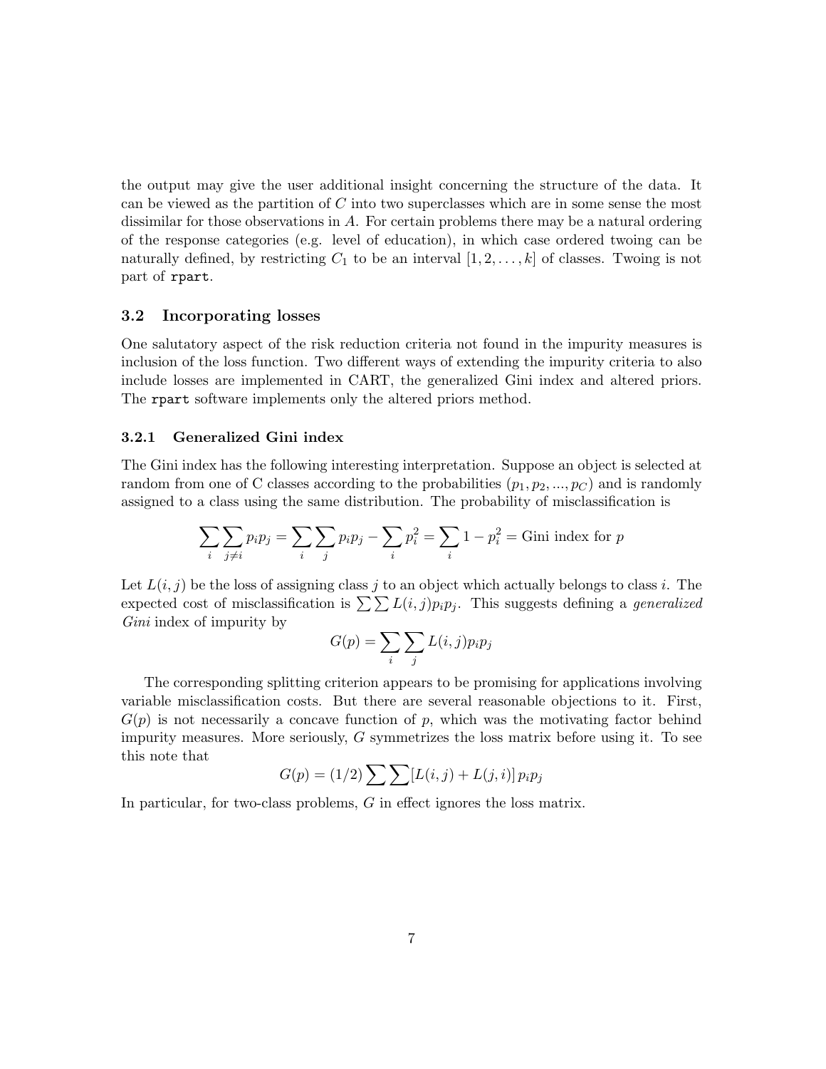the output may give the user additional insight concerning the structure of the data. It can be viewed as the partition of $C$ into two superclasses which are in some sense the most dissimilar for those observations in $A$. For certain problems there may be a natural ordering of the response categories (e.g. level of education), in which case ordered twoing can be naturally defined, by restricting $C_1$ to be an interval $[1, 2, \ldots, k]$ of classes. Twoing is not part of rpart.

### 3.2 Incorporating losses

One salutatory aspect of the risk reduction criteria not found in the impurity measures is inclusion of the loss function. Two different ways of extending the impurity criteria to also include losses are implemented in CART, the generalized Gini index and altered priors. The rpart software implements only the altered priors method.

#### 3.2.1 Generalized Gini index

The Gini index has the following interesting interpretation. Suppose an object is selected at random from one of C classes according to the probabilities $(p_1, p_2, ..., p_C)$ and is randomly assigned to a class using the same distribution. The probability of misclassification is

$$\sum_i \sum_{j \neq i} p_i p_j = \sum_i \sum_j p_i p_j - \sum_i p_i^2 = \sum_i 1 - p_i^2 = \text{Gini index for } p$$

Let $L(i,j)$ be the loss of assigning class $j$ to an object which actually belongs to class $i$. The expected cost of misclassification is $\sum \sum L(i,j) p_i p_j$. This suggests defining a *generalized Gini* index of impurity by

$$G(p) = \sum_i \sum_j L(i,j) p_i p_j$$

The corresponding splitting criterion appears to be promising for applications involving variable misclassification costs. But there are several reasonable objections to it. First, $G(p)$ is not necessarily a concave function of $p$, which was the motivating factor behind impurity measures. More seriously, $G$ symmetrizes the loss matrix before using it. To see this note that

$$G(p) = (1/2) \sum \sum [L(i,j) + L(j,i)] \, p_i p_j$$

In particular, for two-class problems, $G$ in effect ignores the loss matrix.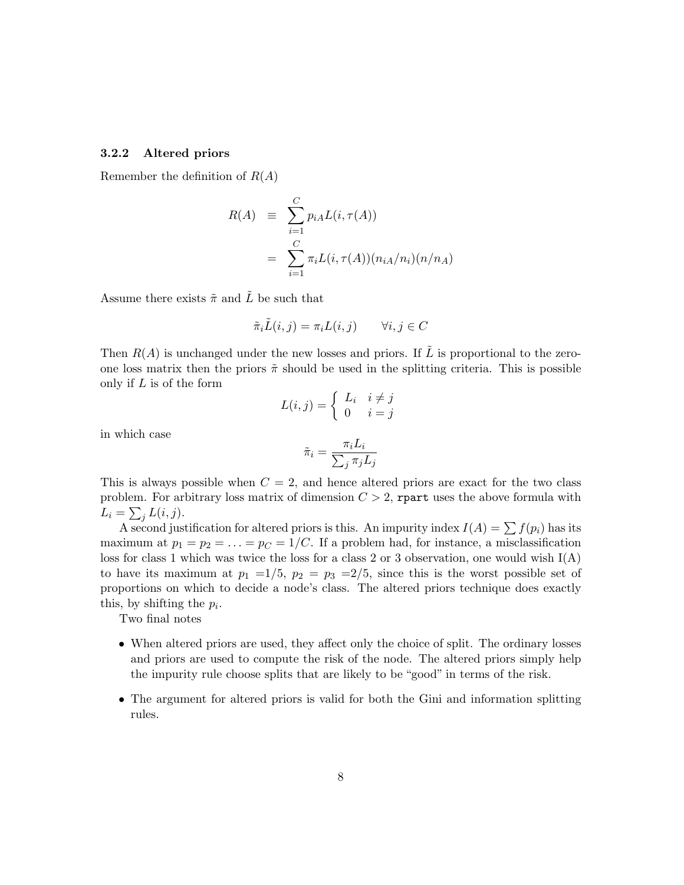### 3.2.2 Altered priors

Remember the definition of $R(A)$

$$
\begin{aligned}
R(A) &\equiv \sum_{i=1}^{C} p_{iA} L(i, \tau(A)) \\
&= \sum_{i=1}^{C} \pi_i L(i, \tau(A)) (n_{iA}/n_i)(n/n_A)
\end{aligned}
$$

Assume there exists $\tilde{\pi}$ and $\tilde{L}$ be such that

$$
\tilde{\pi}_i \tilde{L}(i,j) = \pi_i L(i,j) \qquad \forall i,j \in C
$$

Then $R(A)$ is unchanged under the new losses and priors. If $\tilde{L}$ is proportional to the zero-one loss matrix then the priors $\tilde{\pi}$ should be used in the splitting criteria. This is possible only if $L$ is of the form

$$
L(i,j) = \begin{cases} L_i & i \neq j \\ 0 & i = j \end{cases}
$$

in which case

$$
\tilde{\pi}_i = \frac{\pi_i L_i}{\sum_j \pi_j L_j}
$$

This is always possible when $C = 2$, and hence altered priors are exact for the two class problem. For arbitrary loss matrix of dimension $C > 2$, `rpart` uses the above formula with $L_i = \sum_j L(i,j)$.

A second justification for altered priors is this. An impurity index $I(A) = \sum f(p_i)$ has its maximum at $p_1 = p_2 = \ldots = p_C = 1/C$. If a problem had, for instance, a misclassification loss for class 1 which was twice the loss for a class 2 or 3 observation, one would wish I(A) to have its maximum at $p_1$ =1/5, $p_2$ = $p_3$ =2/5, since this is the worst possible set of proportions on which to decide a node's class. The altered priors technique does exactly this, by shifting the $p_i$.

Two final notes

- When altered priors are used, they affect only the choice of split. The ordinary losses and priors are used to compute the risk of the node. The altered priors simply help the impurity rule choose splits that are likely to be "good" in terms of the risk.
- The argument for altered priors is valid for both the Gini and information splitting rules.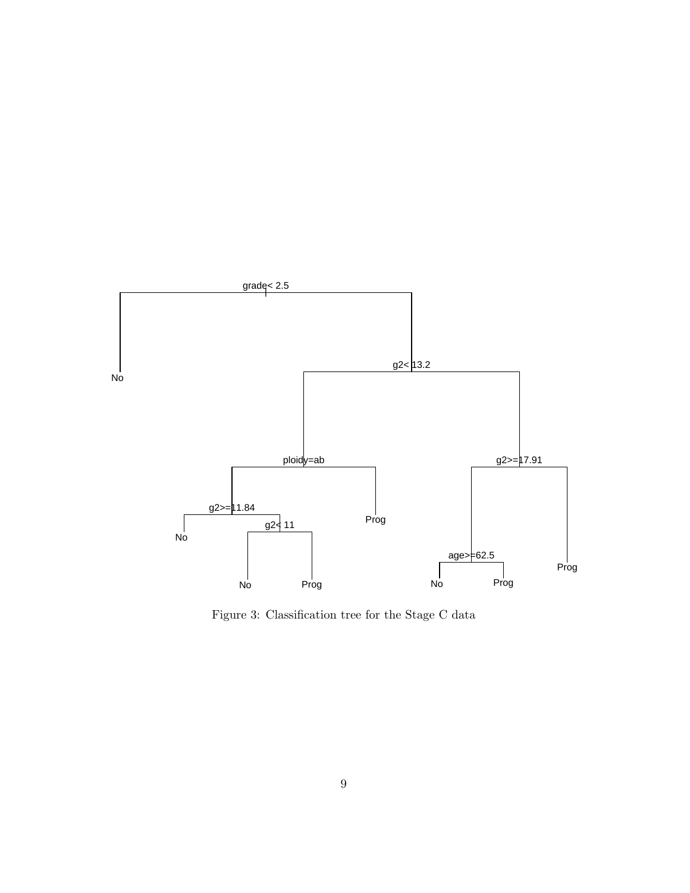Figure 3: Classification tree for the Stage C data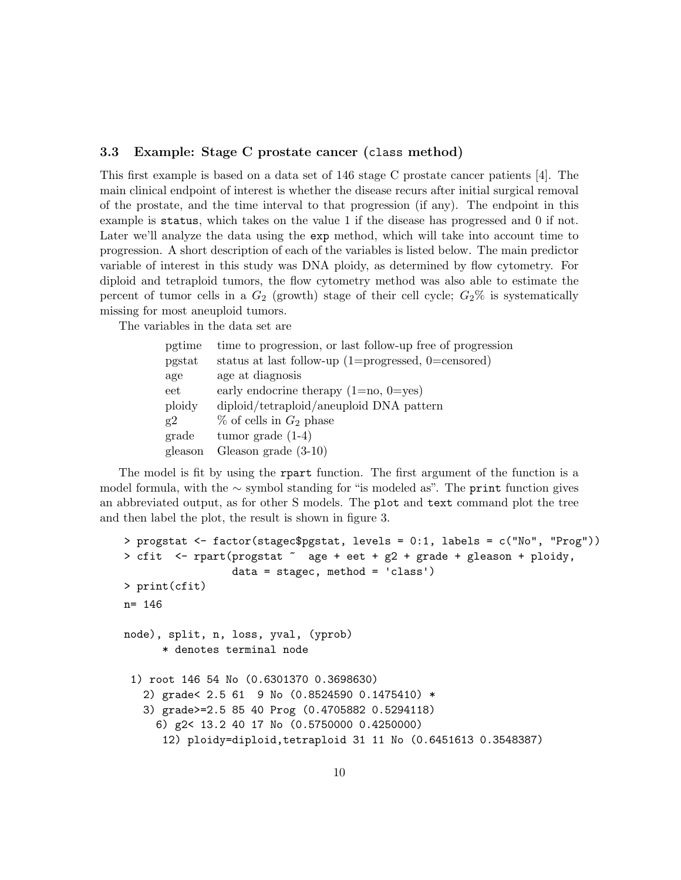### 3.3 Example: Stage C prostate cancer (`class` method)

This first example is based on a data set of 146 stage C prostate cancer patients [4]. The main clinical endpoint of interest is whether the disease recurs after initial surgical removal of the prostate, and the time interval to that progression (if any). The endpoint in this example is `status`, which takes on the value 1 if the disease has progressed and 0 if not. Later we'll analyze the data using the `exp` method, which will take into account time to progression. A short description of each of the variables is listed below. The main predictor variable of interest in this study was DNA ploidy, as determined by flow cytometry. For diploid and tetraploid tumors, the flow cytometry method was also able to estimate the percent of tumor cells in a $G_2$ (growth) stage of their cell cycle; $G_2$% is systematically missing for most aneuploid tumors.

The variables in the data set are

| | |
|---|---|
| pgtime | time to progression, or last follow-up free of progression |
| pgstat | status at last follow-up (1=progressed, 0=censored) |
| age | age at diagnosis |
| eet | early endocrine therapy (1=no, 0=yes) |
| ploidy | diploid/tetraploid/aneuploid DNA pattern |
| g2 | % of cells in $G_2$ phase |
| grade | tumor grade (1-4) |
| gleason | Gleason grade (3-10) |

The model is fit by using the `rpart` function. The first argument of the function is a model formula, with the ∼ symbol standing for "is modeled as". The `print` function gives an abbreviated output, as for other S models. The `plot` and `text` command plot the tree and then label the plot, the result is shown in figure 3.

```
> progstat <- factor(stagec$pgstat, levels = 0:1, labels = c("No", "Prog"))
> cfit  <- rpart(progstat ~  age + eet + g2 + grade + gleason + ploidy,
                 data = stagec, method = 'class')
> print(cfit)
n= 146

node), split, n, loss, yval, (yprob)
      * denotes terminal node

 1) root 146 54 No (0.6301370 0.3698630)
   2) grade< 2.5 61  9 No (0.8524590 0.1475410) *
   3) grade>=2.5 85 40 Prog (0.4705882 0.5294118)
     6) g2< 13.2 40 17 No (0.5750000 0.4250000)
      12) ploidy=diploid,tetraploid 31 11 No (0.6451613 0.3548387)
```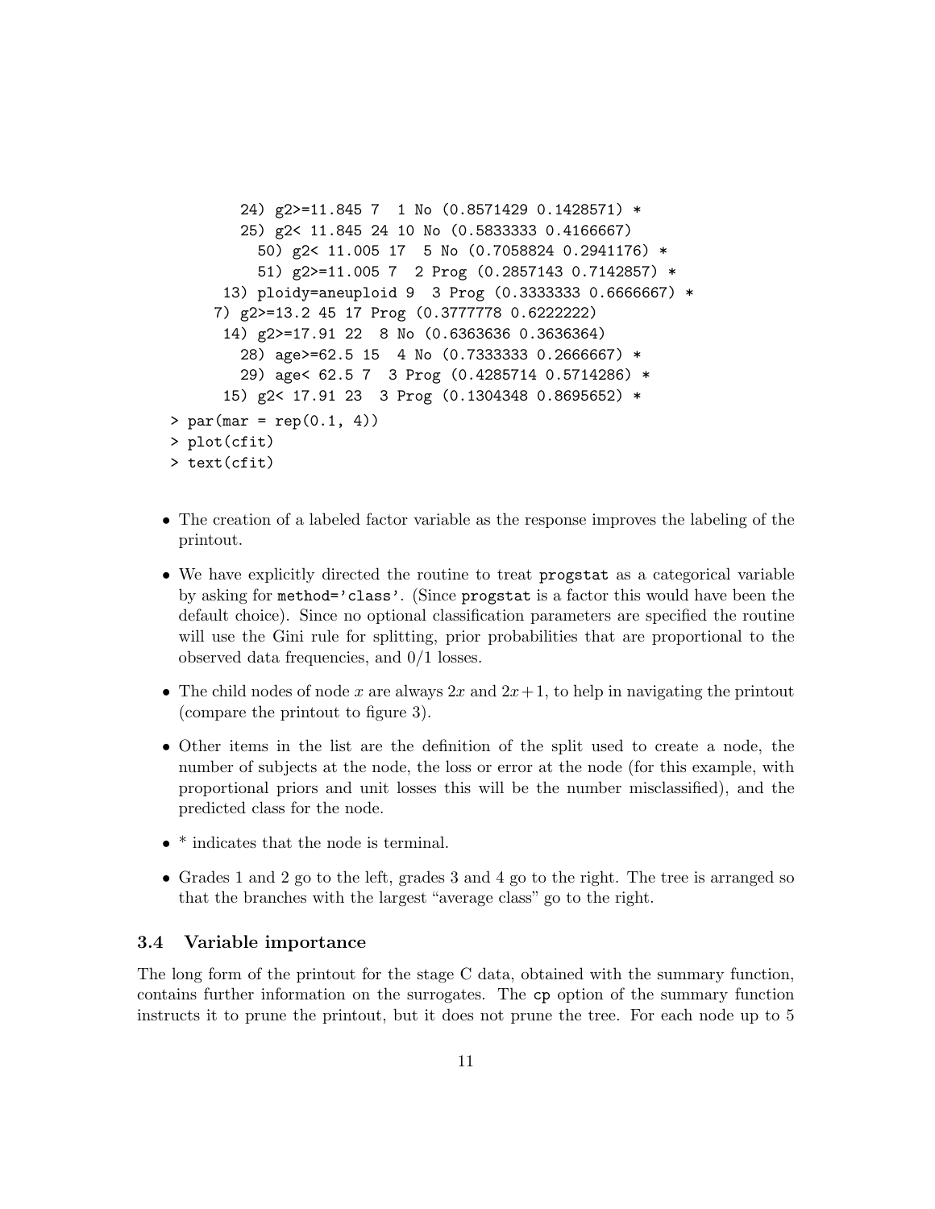```
          24) g2>=11.845 7  1 No (0.8571429 0.1428571) *
          25) g2< 11.845 24 10 No (0.5833333 0.4166667)
            50) g2< 11.005 17  5 No (0.7058824 0.2941176) *
            51) g2>=11.005 7  2 Prog (0.2857143 0.7142857) *
        13) ploidy=aneuploid 9  3 Prog (0.3333333 0.6666667) *
       7) g2>=13.2 45 17 Prog (0.3777778 0.6222222)
        14) g2>=17.91 22  8 No (0.6363636 0.3636364)
          28) age>=62.5 15  4 No (0.7333333 0.2666667) *
          29) age< 62.5 7  3 Prog (0.4285714 0.5714286) *
        15) g2< 17.91 23  3 Prog (0.1304348 0.8695652) *
> par(mar = rep(0.1, 4))
> plot(cfit)
> text(cfit)
```

- The creation of a labeled factor variable as the response improves the labeling of the printout.
- We have explicitly directed the routine to treat `progstat` as a categorical variable by asking for `method='class'`. (Since `progstat` is a factor this would have been the default choice). Since no optional classification parameters are specified the routine will use the Gini rule for splitting, prior probabilities that are proportional to the observed data frequencies, and 0/1 losses.
- The child nodes of node $x$ are always $2x$ and $2x+1$, to help in navigating the printout (compare the printout to figure 3).
- Other items in the list are the definition of the split used to create a node, the number of subjects at the node, the loss or error at the node (for this example, with proportional priors and unit losses this will be the number misclassified), and the predicted class for the node.
- * indicates that the node is terminal.
- Grades 1 and 2 go to the left, grades 3 and 4 go to the right. The tree is arranged so that the branches with the largest "average class" go to the right.

### 3.4 Variable importance

The long form of the printout for the stage C data, obtained with the summary function, contains further information on the surrogates. The `cp` option of the summary function instructs it to prune the printout, but it does not prune the tree. For each node up to 5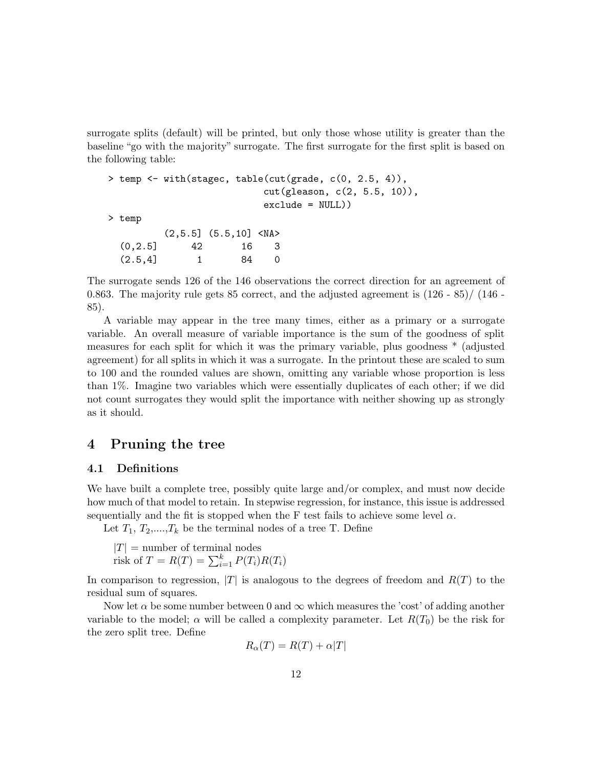surrogate splits (default) will be printed, but only those whose utility is greater than the baseline "go with the majority" surrogate. The first surrogate for the first split is based on the following table:

```
> temp <- with(stagec, table(cut(grade, c(0, 2.5, 4)),
                             cut(gleason, c(2, 5.5, 10)),
                             exclude = NULL))
> temp
         (2,5.5] (5.5,10] <NA>
  (0,2.5]      42       16    3
  (2.5,4]       1       84    0
```

The surrogate sends 126 of the 146 observations the correct direction for an agreement of 0.863. The majority rule gets 85 correct, and the adjusted agreement is (126 - 85)/ (146 - 85).

A variable may appear in the tree many times, either as a primary or a surrogate variable. An overall measure of variable importance is the sum of the goodness of split measures for each split for which it was the primary variable, plus goodness * (adjusted agreement) for all splits in which it was a surrogate. In the printout these are scaled to sum to 100 and the rounded values are shown, omitting any variable whose proportion is less than 1%. Imagine two variables which were essentially duplicates of each other; if we did not count surrogates they would split the importance with neither showing up as strongly as it should.

## 4 Pruning the tree

### 4.1 Definitions

We have built a complete tree, possibly quite large and/or complex, and must now decide how much of that model to retain. In stepwise regression, for instance, this issue is addressed sequentially and the fit is stopped when the F test fails to achieve some level $\alpha$.

Let $T_1$, $T_2$,....,$T_k$ be the terminal nodes of a tree T. Define

$|T|$ = number of terminal nodes
risk of $T = R(T) = \sum_{i=1}^{k} P(T_i)R(T_i)$

In comparison to regression, $|T|$ is analogous to the degrees of freedom and $R(T)$ to the residual sum of squares.

Now let $\alpha$ be some number between 0 and $\infty$ which measures the 'cost' of adding another variable to the model; $\alpha$ will be called a complexity parameter. Let $R(T_0)$ be the risk for the zero split tree. Define

$$R_\alpha(T) = R(T) + \alpha|T|$$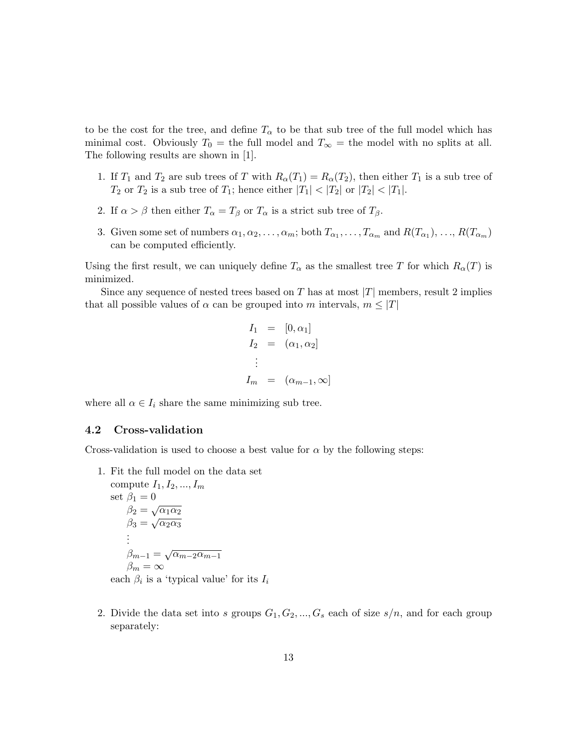to be the cost for the tree, and define $T_\alpha$ to be that sub tree of the full model which has minimal cost. Obviously $T_0$ = the full model and $T_\infty$ = the model with no splits at all. The following results are shown in [1].

1. If $T_1$ and $T_2$ are sub trees of $T$ with $R_\alpha(T_1) = R_\alpha(T_2)$, then either $T_1$ is a sub tree of $T_2$ or $T_2$ is a sub tree of $T_1$; hence either $|T_1| < |T_2|$ or $|T_2| < |T_1|$.
2. If $\alpha > \beta$ then either $T_\alpha = T_\beta$ or $T_\alpha$ is a strict sub tree of $T_\beta$.
3. Given some set of numbers $\alpha_1, \alpha_2, \ldots, \alpha_m$; both $T_{\alpha_1}, \ldots, T_{\alpha_m}$ and $R(T_{\alpha_1})$, ..., $R(T_{\alpha_m})$ can be computed efficiently.

Using the first result, we can uniquely define $T_\alpha$ as the smallest tree $T$ for which $R_\alpha(T)$ is minimized.

Since any sequence of nested trees based on $T$ has at most $|T|$ members, result 2 implies that all possible values of $\alpha$ can be grouped into $m$ intervals, $m \leq |T|$

$$
\begin{aligned}
I_1 &= [0, \alpha_1] \\
I_2 &= (\alpha_1, \alpha_2] \\
&\vdots \\
I_m &= (\alpha_{m-1}, \infty]
\end{aligned}
$$

where all $\alpha \in I_i$ share the same minimizing sub tree.

### 4.2 Cross-validation

Cross-validation is used to choose a best value for $\alpha$ by the following steps:

1. Fit the full model on the data set
   compute $I_1, I_2, ..., I_m$
   set $\beta_1 = 0$
   $\beta_2 = \sqrt{\alpha_1 \alpha_2}$
   $\beta_3 = \sqrt{\alpha_2 \alpha_3}$
   $\vdots$
   $\beta_{m-1} = \sqrt{\alpha_{m-2} \alpha_{m-1}}$
   $\beta_m = \infty$
   each $\beta_i$ is a 'typical value' for its $I_i$

2. Divide the data set into $s$ groups $G_1, G_2, ..., G_s$ each of size $s/n$, and for each group separately: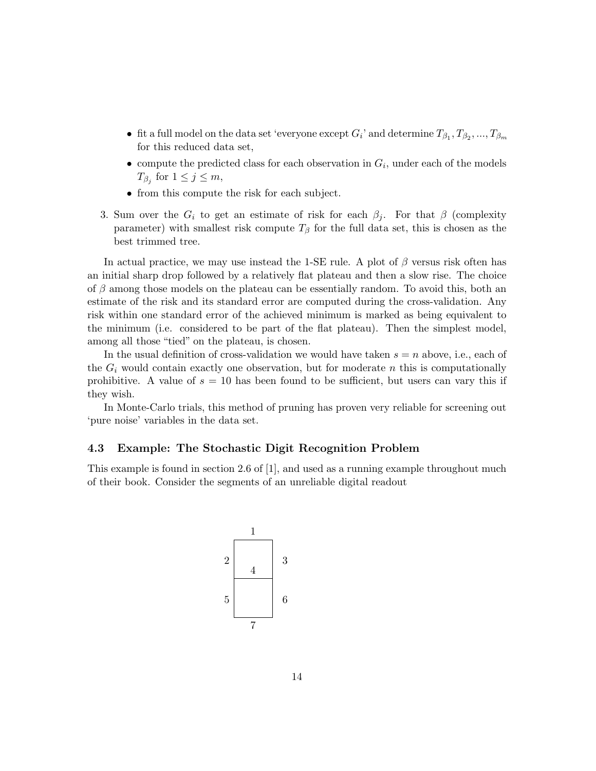- fit a full model on the data set 'everyone except $G_i$' and determine $T_{\beta_1}, T_{\beta_2}, ..., T_{\beta_m}$ for this reduced data set,
   - compute the predicted class for each observation in $G_i$, under each of the models $T_{\beta_j}$ for $1 \leq j \leq m$,
   - from this compute the risk for each subject.

3. Sum over the $G_i$ to get an estimate of risk for each $\beta_j$. For that $\beta$ (complexity parameter) with smallest risk compute $T_\beta$ for the full data set, this is chosen as the best trimmed tree.

In actual practice, we may use instead the 1-SE rule. A plot of $\beta$ versus risk often has an initial sharp drop followed by a relatively flat plateau and then a slow rise. The choice of $\beta$ among those models on the plateau can be essentially random. To avoid this, both an estimate of the risk and its standard error are computed during the cross-validation. Any risk within one standard error of the achieved minimum is marked as being equivalent to the minimum (i.e. considered to be part of the flat plateau). Then the simplest model, among all those "tied" on the plateau, is chosen.

In the usual definition of cross-validation we would have taken $s = n$ above, i.e., each of the $G_i$ would contain exactly one observation, but for moderate $n$ this is computationally prohibitive. A value of $s = 10$ has been found to be sufficient, but users can vary this if they wish.

In Monte-Carlo trials, this method of pruning has proven very reliable for screening out 'pure noise' variables in the data set.

### 4.3 Example: The Stochastic Digit Recognition Problem

This example is found in section 2.6 of [1], and used as a running example throughout much of their book. Consider the segments of an unreliable digital readout

```
        1
      ┌───┐
   2  │ 4 │  3
      ├───┤
   5  │   │  6
      └───┘
        7
```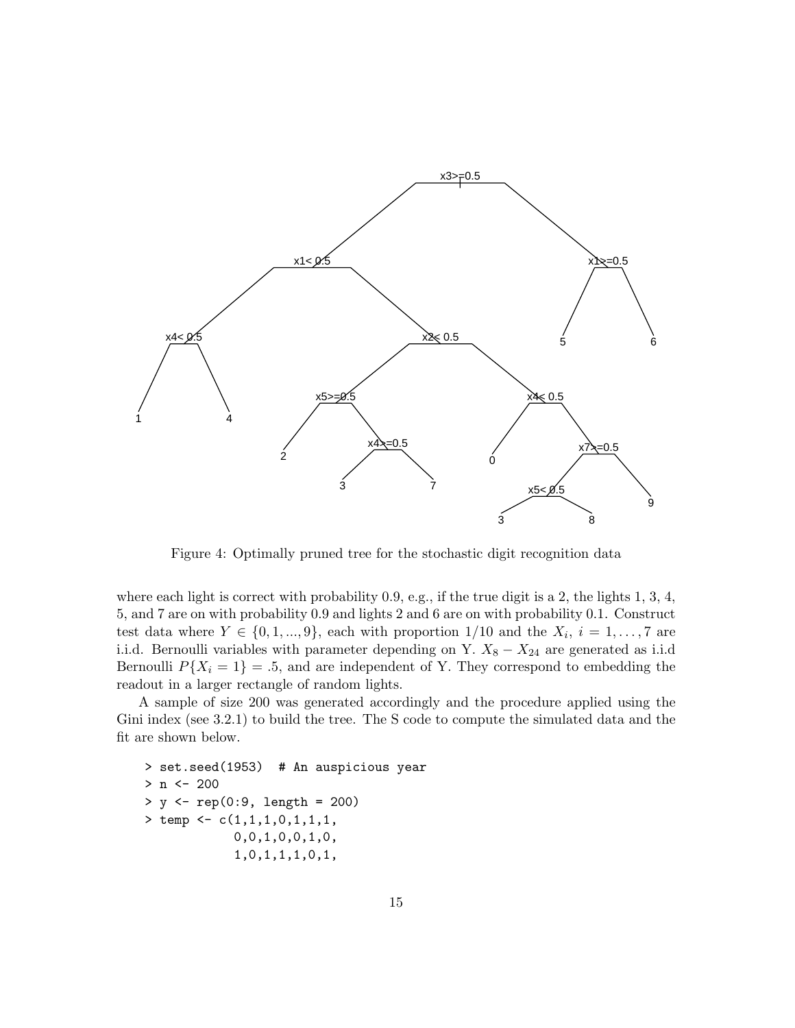Figure 4: Optimally pruned tree for the stochastic digit recognition data

where each light is correct with probability 0.9, e.g., if the true digit is a 2, the lights 1, 3, 4, 5, and 7 are on with probability 0.9 and lights 2 and 6 are on with probability 0.1. Construct test data where $Y \in \{0, 1, ..., 9\}$, each with proportion 1/10 and the $X_i$, $i = 1, \ldots, 7$ are i.i.d. Bernoulli variables with parameter depending on Y. $X_8 - X_{24}$ are generated as i.i.d Bernoulli $P\{X_i = 1\} = .5$, and are independent of Y. They correspond to embedding the readout in a larger rectangle of random lights.

A sample of size 200 was generated accordingly and the procedure applied using the Gini index (see 3.2.1) to build the tree. The S code to compute the simulated data and the fit are shown below.

```
> set.seed(1953)  # An auspicious year
> n <- 200
> y <- rep(0:9, length = 200)
> temp <- c(1,1,1,0,1,1,1,
            0,0,1,0,0,1,0,
            1,0,1,1,1,0,1,
```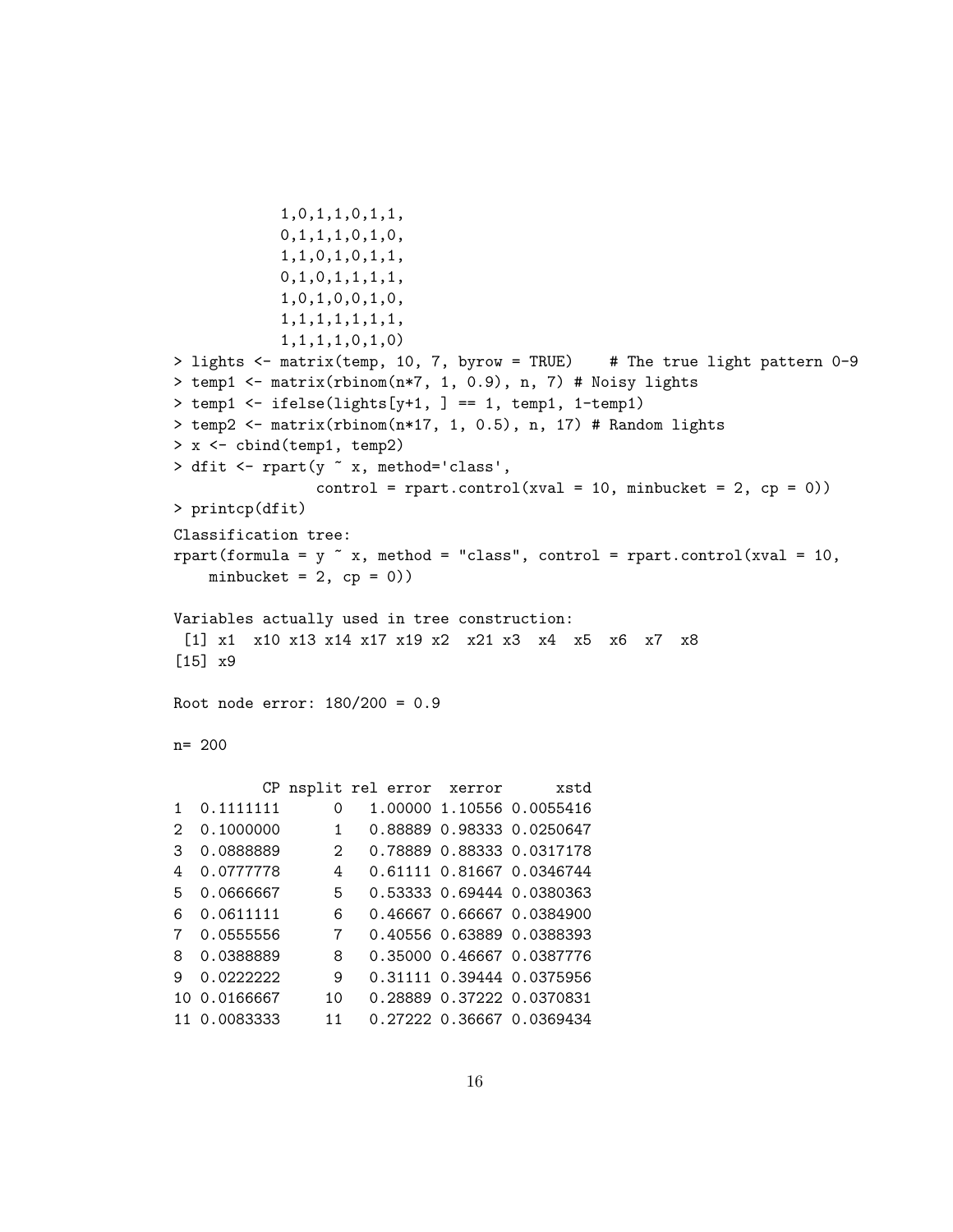```
           1,0,1,1,0,1,1,
           0,1,1,1,0,1,0,
           1,1,0,1,0,1,1,
           0,1,0,1,1,1,1,
           1,0,1,0,0,1,0,
           1,1,1,1,1,1,1,
           1,1,1,1,0,1,0)
> lights <- matrix(temp, 10, 7, byrow = TRUE)    # The true light pattern 0-9
> temp1 <- matrix(rbinom(n*7, 1, 0.9), n, 7) # Noisy lights
> temp1 <- ifelse(lights[y+1, ] == 1, temp1, 1-temp1)
> temp2 <- matrix(rbinom(n*17, 1, 0.5), n, 17) # Random lights
> x <- cbind(temp1, temp2)
> dfit <- rpart(y ~ x, method='class',
               control = rpart.control(xval = 10, minbucket = 2, cp = 0))
> printcp(dfit)
Classification tree:
rpart(formula = y ~ x, method = "class", control = rpart.control(xval = 10,
    minbucket = 2, cp = 0))

Variables actually used in tree construction:
 [1] x1  x10 x13 x14 x17 x19 x2  x21 x3  x4  x5  x6  x7  x8
[15] x9

Root node error: 180/200 = 0.9

n= 200

          CP nsplit rel error  xerror      xstd
1  0.1111111      0   1.00000 1.10556 0.0055416
2  0.1000000      1   0.88889 0.98333 0.0250647
3  0.0888889      2   0.78889 0.88333 0.0317178
4  0.0777778      4   0.61111 0.81667 0.0346744
5  0.0666667      5   0.53333 0.69444 0.0380363
6  0.0611111      6   0.46667 0.66667 0.0384900
7  0.0555556      7   0.40556 0.63889 0.0388393
8  0.0388889      8   0.35000 0.46667 0.0387776
9  0.0222222      9   0.31111 0.39444 0.0375956
10 0.0166667     10   0.28889 0.37222 0.0370831
11 0.0083333     11   0.27222 0.36667 0.0369434
```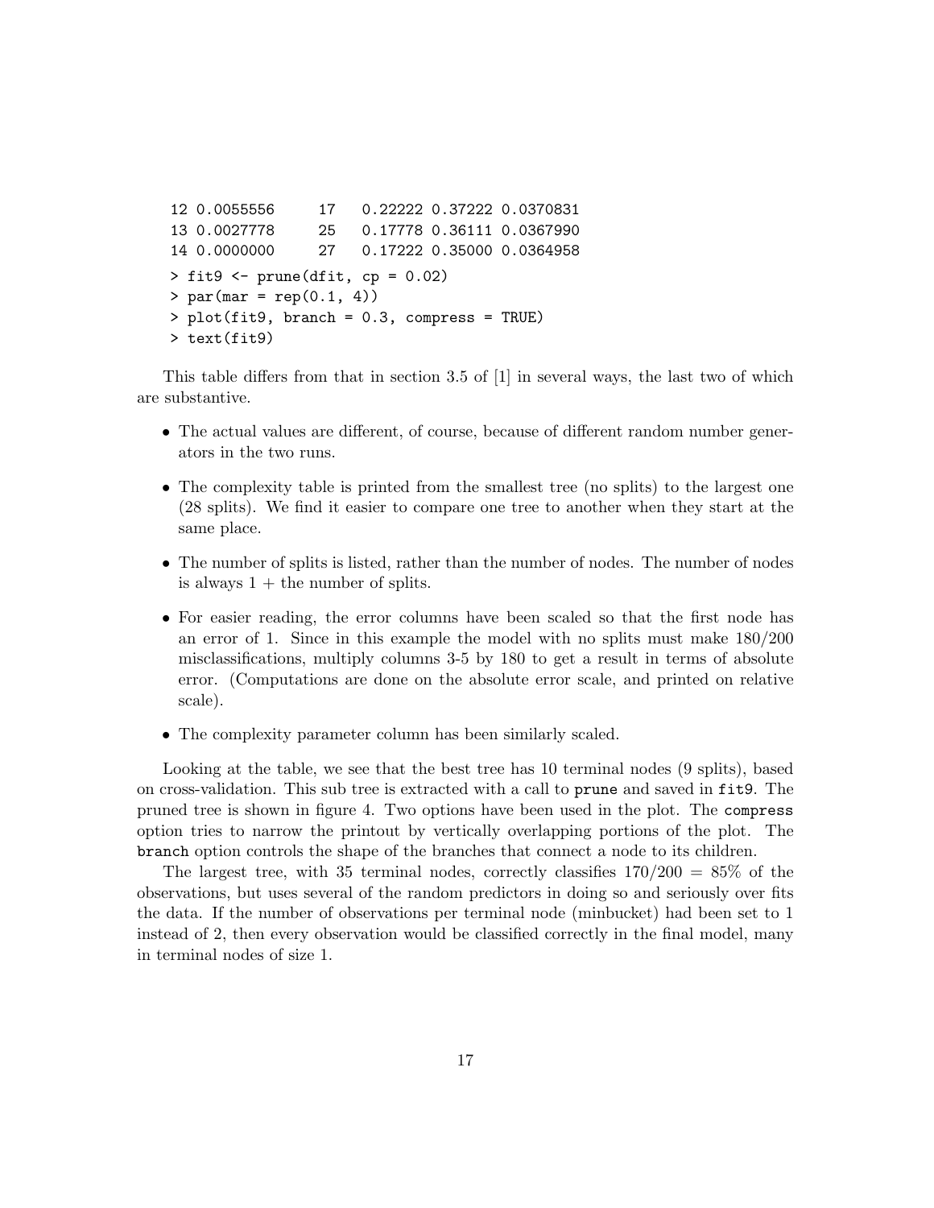```
12 0.0055556     17   0.22222 0.37222 0.0370831
13 0.0027778     25   0.17778 0.36111 0.0367990
14 0.0000000     27   0.17222 0.35000 0.0364958
> fit9 <- prune(dfit, cp = 0.02)
> par(mar = rep(0.1, 4))
> plot(fit9, branch = 0.3, compress = TRUE)
> text(fit9)
```

This table differs from that in section 3.5 of [1] in several ways, the last two of which are substantive.

- The actual values are different, of course, because of different random number generators in the two runs.
- The complexity table is printed from the smallest tree (no splits) to the largest one (28 splits). We find it easier to compare one tree to another when they start at the same place.
- The number of splits is listed, rather than the number of nodes. The number of nodes is always 1 + the number of splits.
- For easier reading, the error columns have been scaled so that the first node has an error of 1. Since in this example the model with no splits must make 180/200 misclassifications, multiply columns 3-5 by 180 to get a result in terms of absolute error. (Computations are done on the absolute error scale, and printed on relative scale).
- The complexity parameter column has been similarly scaled.

Looking at the table, we see that the best tree has 10 terminal nodes (9 splits), based on cross-validation. This sub tree is extracted with a call to `prune` and saved in `fit9`. The pruned tree is shown in figure 4. Two options have been used in the plot. The `compress` option tries to narrow the printout by vertically overlapping portions of the plot. The `branch` option controls the shape of the branches that connect a node to its children.

The largest tree, with 35 terminal nodes, correctly classifies 170/200 = 85% of the observations, but uses several of the random predictors in doing so and seriously over fits the data. If the number of observations per terminal node (minbucket) had been set to 1 instead of 2, then every observation would be classified correctly in the final model, many in terminal nodes of size 1.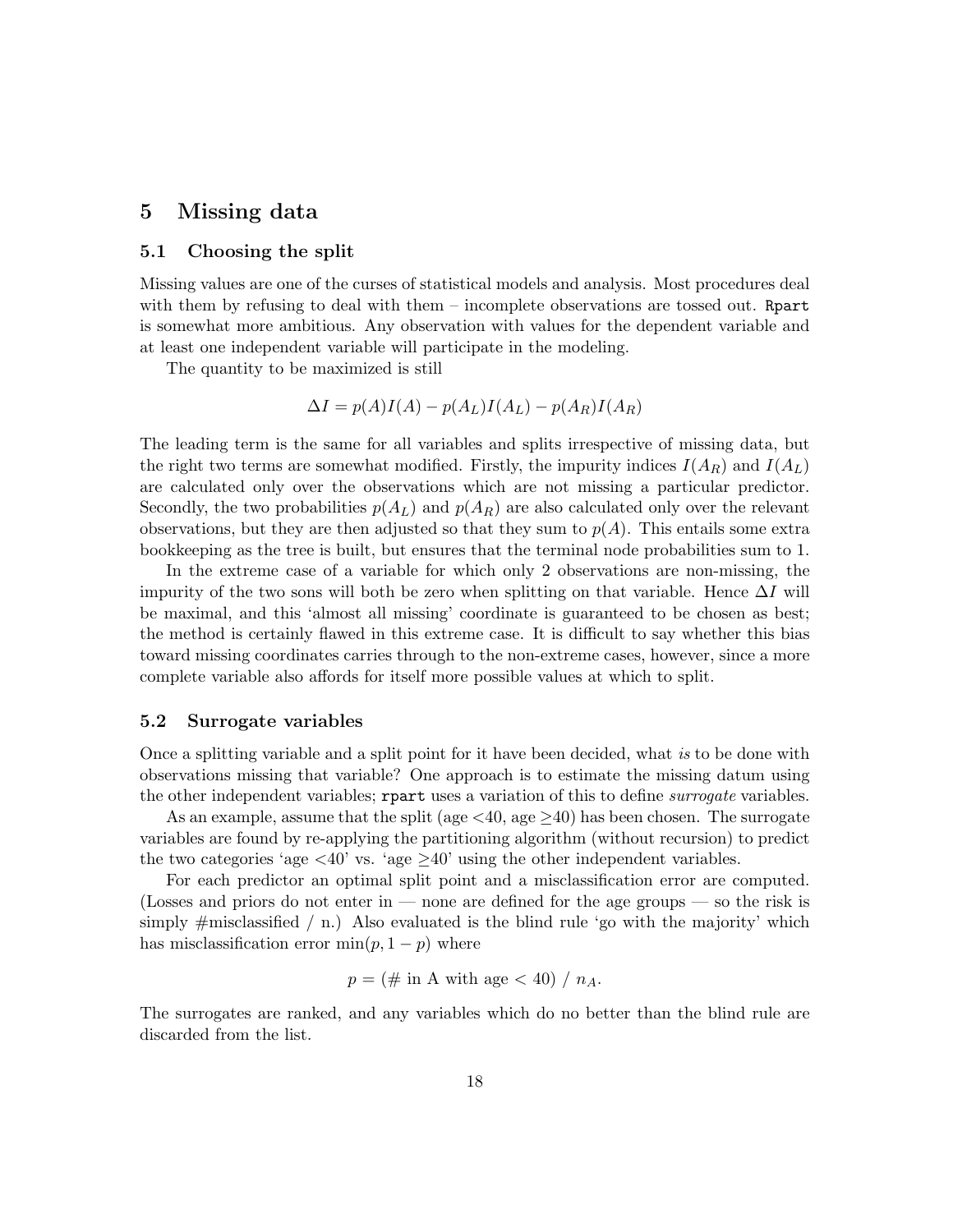# 5 Missing data

## 5.1 Choosing the split

Missing values are one of the curses of statistical models and analysis. Most procedures deal with them by refusing to deal with them – incomplete observations are tossed out. `Rpart` is somewhat more ambitious. Any observation with values for the dependent variable and at least one independent variable will participate in the modeling.

The quantity to be maximized is still

$$\Delta I = p(A)I(A) - p(A_L)I(A_L) - p(A_R)I(A_R)$$

The leading term is the same for all variables and splits irrespective of missing data, but the right two terms are somewhat modified. Firstly, the impurity indices $I(A_R)$ and $I(A_L)$ are calculated only over the observations which are not missing a particular predictor. Secondly, the two probabilities $p(A_L)$ and $p(A_R)$ are also calculated only over the relevant observations, but they are then adjusted so that they sum to $p(A)$. This entails some extra bookkeeping as the tree is built, but ensures that the terminal node probabilities sum to 1.

In the extreme case of a variable for which only 2 observations are non-missing, the impurity of the two sons will both be zero when splitting on that variable. Hence $\Delta I$ will be maximal, and this 'almost all missing' coordinate is guaranteed to be chosen as best; the method is certainly flawed in this extreme case. It is difficult to say whether this bias toward missing coordinates carries through to the non-extreme cases, however, since a more complete variable also affords for itself more possible values at which to split.

## 5.2 Surrogate variables

Once a splitting variable and a split point for it have been decided, what *is* to be done with observations missing that variable? One approach is to estimate the missing datum using the other independent variables; `rpart` uses a variation of this to define *surrogate* variables.

As an example, assume that the split (age <40, age ≥40) has been chosen. The surrogate variables are found by re-applying the partitioning algorithm (without recursion) to predict the two categories 'age <40' vs. 'age ≥40' using the other independent variables.

For each predictor an optimal split point and a misclassification error are computed. (Losses and priors do not enter in — none are defined for the age groups — so the risk is simply #misclassified / n.) Also evaluated is the blind rule 'go with the majority' which has misclassification error $\min(p, 1-p)$ where

$$p = (\text{\# in A with age} < 40) \;/\; n_A.$$

The surrogates are ranked, and any variables which do no better than the blind rule are discarded from the list.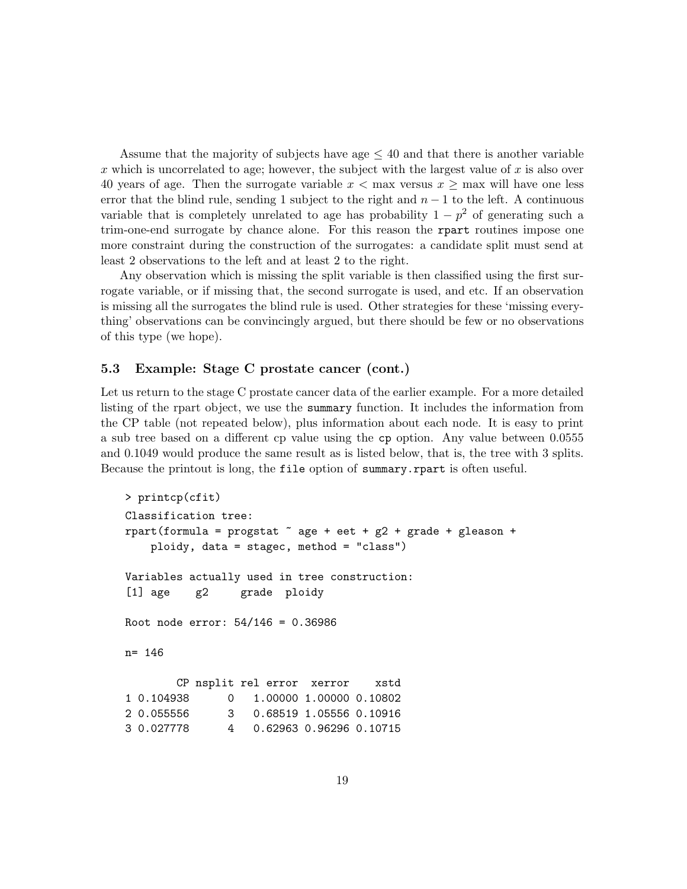Assume that the majority of subjects have age $\leq 40$ and that there is another variable $x$ which is uncorrelated to age; however, the subject with the largest value of $x$ is also over 40 years of age. Then the surrogate variable $x <$ max versus $x \geq$ max will have one less error that the blind rule, sending 1 subject to the right and $n-1$ to the left. A continuous variable that is completely unrelated to age has probability $1 - p^2$ of generating such a trim-one-end surrogate by chance alone. For this reason the `rpart` routines impose one more constraint during the construction of the surrogates: a candidate split must send at least 2 observations to the left and at least 2 to the right.

Any observation which is missing the split variable is then classified using the first surrogate variable, or if missing that, the second surrogate is used, and etc. If an observation is missing all the surrogates the blind rule is used. Other strategies for these 'missing everything' observations can be convincingly argued, but there should be few or no observations of this type (we hope).

### 5.3 Example: Stage C prostate cancer (cont.)

Let us return to the stage C prostate cancer data of the earlier example. For a more detailed listing of the rpart object, we use the `summary` function. It includes the information from the CP table (not repeated below), plus information about each node. It is easy to print a sub tree based on a different cp value using the `cp` option. Any value between 0.0555 and 0.1049 would produce the same result as is listed below, that is, the tree with 3 splits. Because the printout is long, the `file` option of `summary.rpart` is often useful.

```
> printcp(cfit)
Classification tree:
rpart(formula = progstat ~ age + eet + g2 + grade + gleason +
    ploidy, data = stagec, method = "class")

Variables actually used in tree construction:
[1] age    g2     grade  ploidy

Root node error: 54/146 = 0.36986

n= 146

        CP nsplit rel error  xerror    xstd
1 0.104938      0   1.00000 1.00000 0.10802
2 0.055556      3   0.68519 1.05556 0.10916
3 0.027778      4   0.62963 0.96296 0.10715
```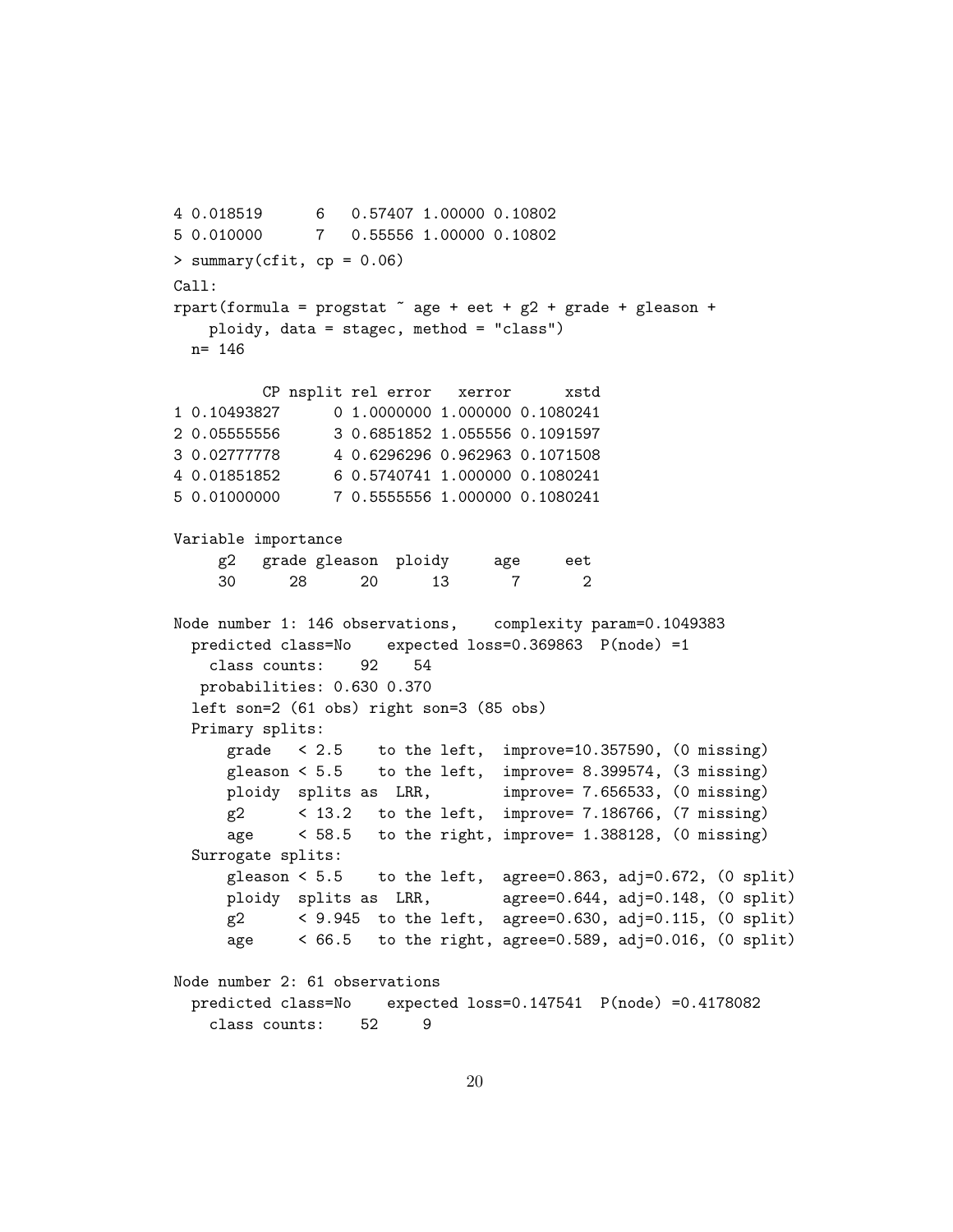```
4 0.018519      6   0.57407 1.00000 0.10802
5 0.010000      7   0.55556 1.00000 0.10802
> summary(cfit, cp = 0.06)
Call:
rpart(formula = progstat ~ age + eet + g2 + grade + gleason +
    ploidy, data = stagec, method = "class")
  n= 146

          CP nsplit rel error   xerror      xstd
1 0.10493827      0 1.0000000 1.000000 0.1080241
2 0.05555556      3 0.6851852 1.055556 0.1091597
3 0.02777778      4 0.6296296 0.962963 0.1071508
4 0.01851852      6 0.5740741 1.000000 0.1080241
5 0.01000000      7 0.5555556 1.000000 0.1080241

Variable importance
     g2   grade gleason  ploidy     age     eet
     30      28      20      13       7       2

Node number 1: 146 observations,    complexity param=0.1049383
  predicted class=No    expected loss=0.369863  P(node) =1
    class counts:    92    54
   probabilities: 0.630 0.370
  left son=2 (61 obs) right son=3 (85 obs)
  Primary splits:
      grade   < 2.5    to the left,  improve=10.357590, (0 missing)
      gleason < 5.5    to the left,  improve= 8.399574, (3 missing)
      ploidy  splits as  LRR,        improve= 7.656533, (0 missing)
      g2      < 13.2   to the left,  improve= 7.186766, (7 missing)
      age     < 58.5   to the right, improve= 1.388128, (0 missing)
  Surrogate splits:
      gleason < 5.5    to the left,  agree=0.863, adj=0.672, (0 split)
      ploidy  splits as  LRR,        agree=0.644, adj=0.148, (0 split)
      g2      < 9.945  to the left,  agree=0.630, adj=0.115, (0 split)
      age     < 66.5   to the right, agree=0.589, adj=0.016, (0 split)

Node number 2: 61 observations
  predicted class=No    expected loss=0.147541  P(node) =0.4178082
    class counts:    52     9
```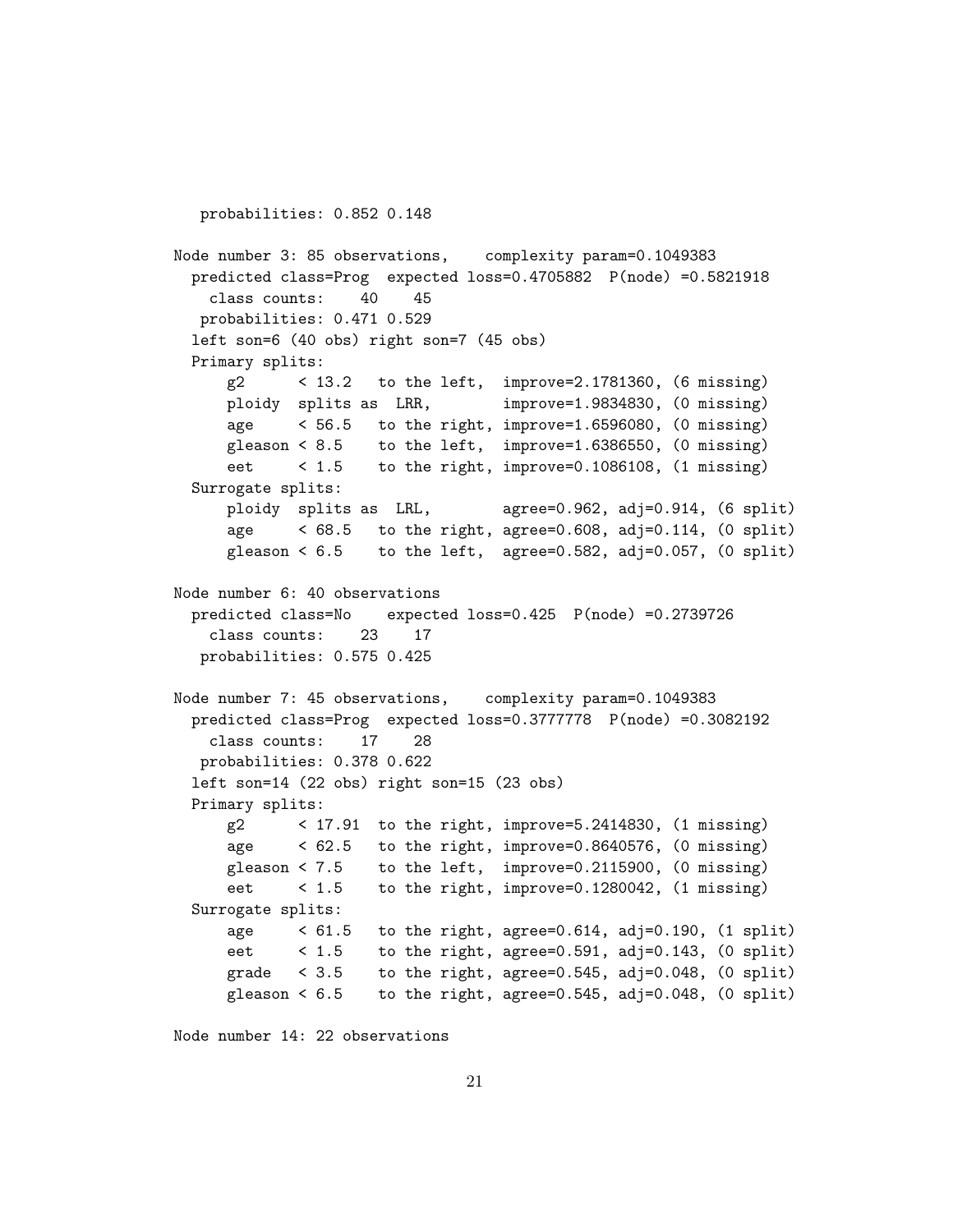```
   probabilities: 0.852 0.148

Node number 3: 85 observations,    complexity param=0.1049383
  predicted class=Prog  expected loss=0.4705882  P(node) =0.5821918
    class counts:    40    45
   probabilities: 0.471 0.529
  left son=6 (40 obs) right son=7 (45 obs)
  Primary splits:
      g2      < 13.2   to the left,  improve=2.1781360, (6 missing)
      ploidy  splits as  LRR,        improve=1.9834830, (0 missing)
      age     < 56.5   to the right, improve=1.6596080, (0 missing)
      gleason < 8.5    to the left,  improve=1.6386550, (0 missing)
      eet     < 1.5    to the right, improve=0.1086108, (1 missing)
  Surrogate splits:
      ploidy  splits as  LRL,        agree=0.962, adj=0.914, (6 split)
      age     < 68.5   to the right, agree=0.608, adj=0.114, (0 split)
      gleason < 6.5    to the left,  agree=0.582, adj=0.057, (0 split)

Node number 6: 40 observations
  predicted class=No    expected loss=0.425  P(node) =0.2739726
    class counts:    23    17
   probabilities: 0.575 0.425

Node number 7: 45 observations,    complexity param=0.1049383
  predicted class=Prog  expected loss=0.3777778  P(node) =0.3082192
    class counts:    17    28
   probabilities: 0.378 0.622
  left son=14 (22 obs) right son=15 (23 obs)
  Primary splits:
      g2      < 17.91  to the right, improve=5.2414830, (1 missing)
      age     < 62.5   to the right, improve=0.8640576, (0 missing)
      gleason < 7.5    to the left,  improve=0.2115900, (0 missing)
      eet     < 1.5    to the right, improve=0.1280042, (1 missing)
  Surrogate splits:
      age     < 61.5   to the right, agree=0.614, adj=0.190, (1 split)
      eet     < 1.5    to the right, agree=0.591, adj=0.143, (0 split)
      grade   < 3.5    to the right, agree=0.545, adj=0.048, (0 split)
      gleason < 6.5    to the right, agree=0.545, adj=0.048, (0 split)

Node number 14: 22 observations
```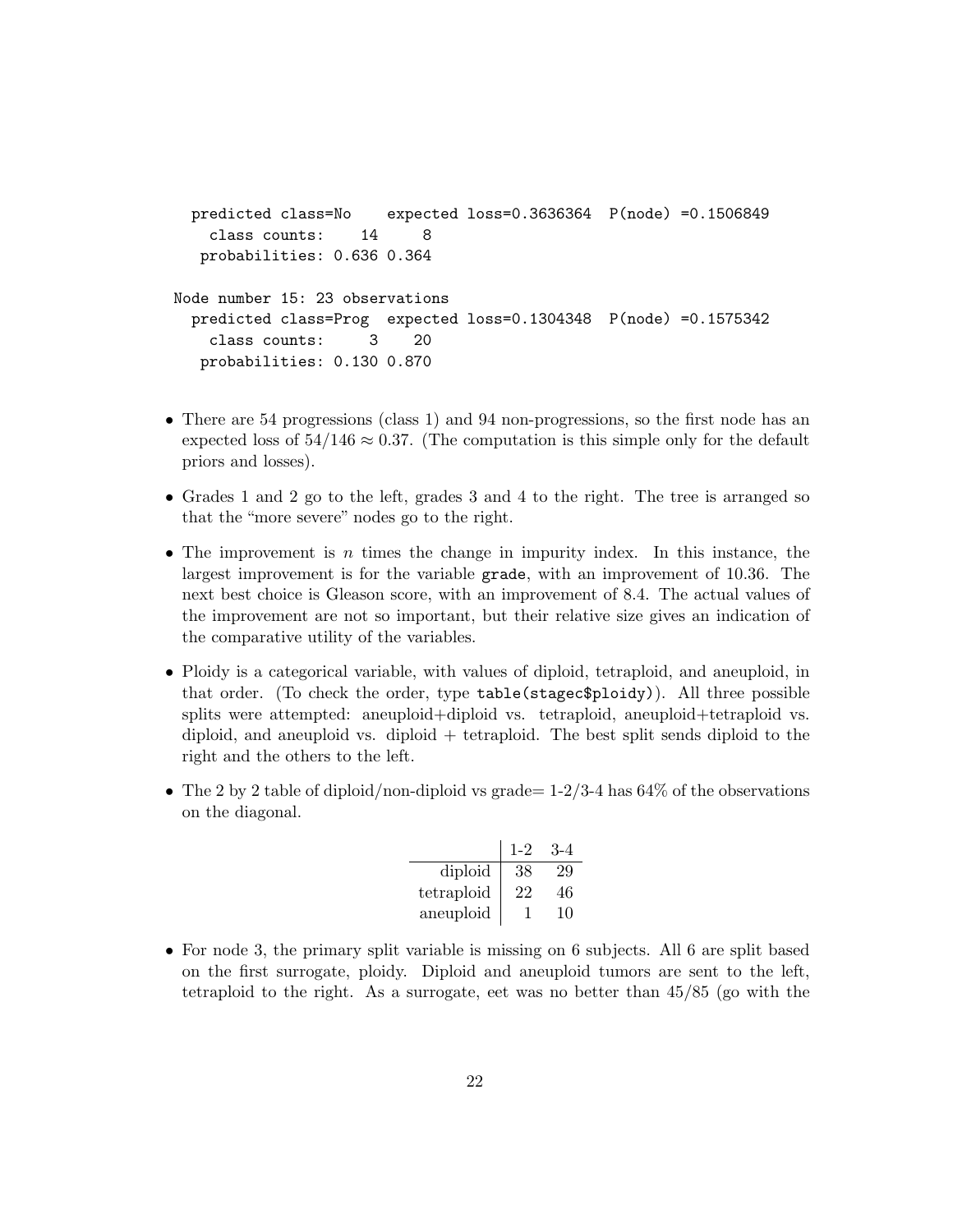```
  predicted class=No    expected loss=0.3636364  P(node) =0.1506849
    class counts:    14     8
   probabilities: 0.636 0.364

Node number 15: 23 observations
  predicted class=Prog  expected loss=0.1304348  P(node) =0.1575342
    class counts:     3    20
   probabilities: 0.130 0.870
```

- There are 54 progressions (class 1) and 94 non-progressions, so the first node has an expected loss of $54/146 \approx 0.37$. (The computation is this simple only for the default priors and losses).
- Grades 1 and 2 go to the left, grades 3 and 4 to the right. The tree is arranged so that the "more severe" nodes go to the right.
- The improvement is $n$ times the change in impurity index. In this instance, the largest improvement is for the variable `grade`, with an improvement of 10.36. The next best choice is Gleason score, with an improvement of 8.4. The actual values of the improvement are not so important, but their relative size gives an indication of the comparative utility of the variables.
- Ploidy is a categorical variable, with values of diploid, tetraploid, and aneuploid, in that order. (To check the order, type `table(stagec$ploidy)`). All three possible splits were attempted: aneuploid+diploid vs. tetraploid, aneuploid+tetraploid vs. diploid, and aneuploid vs. diploid + tetraploid. The best split sends diploid to the right and the others to the left.
- The 2 by 2 table of diploid/non-diploid vs grade= 1-2/3-4 has 64% of the observations on the diagonal.

| | 1-2 | 3-4 |
|---|---|---|
| diploid | 38 | 29 |
| tetraploid | 22 | 46 |
| aneuploid | 1 | 10 |

- For node 3, the primary split variable is missing on 6 subjects. All 6 are split based on the first surrogate, ploidy. Diploid and aneuploid tumors are sent to the left, tetraploid to the right. As a surrogate, eet was no better than 45/85 (go with the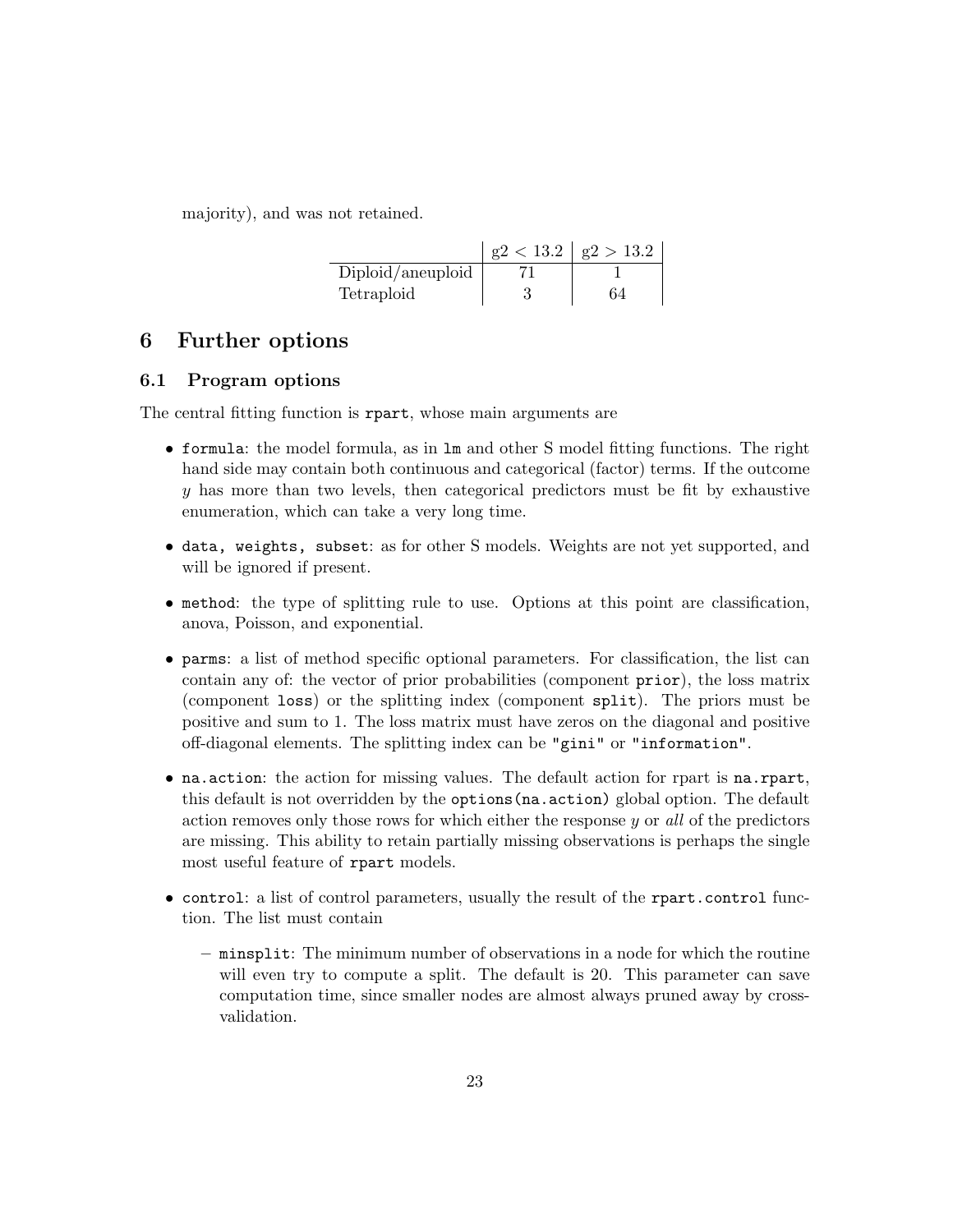majority), and was not retained.

| | g2 < 13.2 | g2 > 13.2 |
|---|---|---|
| Diploid/aneuploid | 71 | 1 |
| Tetraploid | 3 | 64 |

## 6 Further options

### 6.1 Program options

The central fitting function is `rpart`, whose main arguments are

- `formula`: the model formula, as in `lm` and other S model fitting functions. The right hand side may contain both continuous and categorical (factor) terms. If the outcome $y$ has more than two levels, then categorical predictors must be fit by exhaustive enumeration, which can take a very long time.
- `data, weights, subset`: as for other S models. Weights are not yet supported, and will be ignored if present.
- `method`: the type of splitting rule to use. Options at this point are classification, anova, Poisson, and exponential.
- `parms`: a list of method specific optional parameters. For classification, the list can contain any of: the vector of prior probabilities (component `prior`), the loss matrix (component `loss`) or the splitting index (component `split`). The priors must be positive and sum to 1. The loss matrix must have zeros on the diagonal and positive off-diagonal elements. The splitting index can be `"gini"` or `"information"`.
- `na.action`: the action for missing values. The default action for rpart is `na.rpart`, this default is not overridden by the `options(na.action)` global option. The default action removes only those rows for which either the response $y$ or *all* of the predictors are missing. This ability to retain partially missing observations is perhaps the single most useful feature of `rpart` models.
- `control`: a list of control parameters, usually the result of the `rpart.control` function. The list must contain
  - `minsplit`: The minimum number of observations in a node for which the routine will even try to compute a split. The default is 20. This parameter can save computation time, since smaller nodes are almost always pruned away by cross-validation.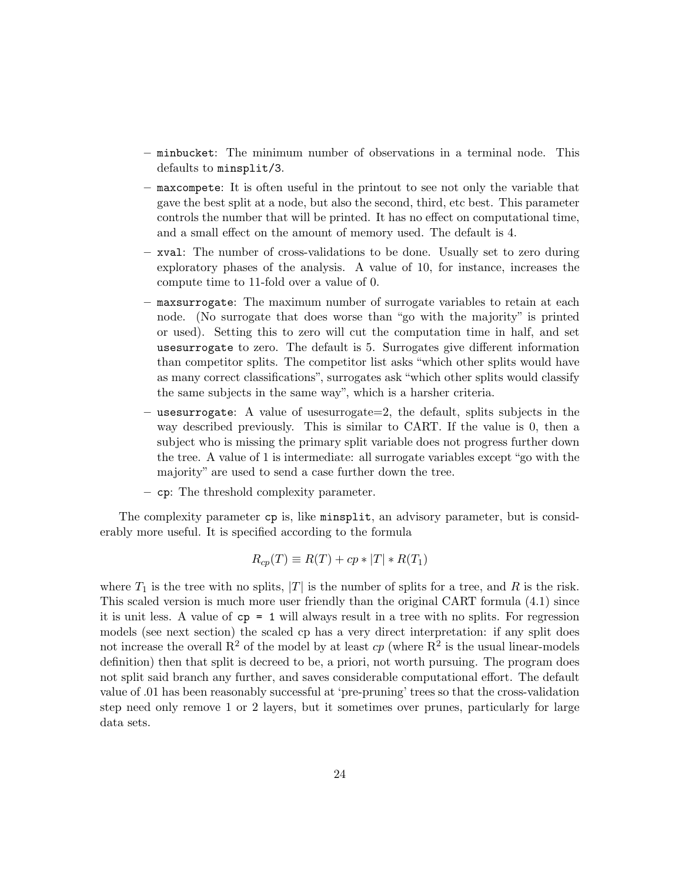- `minbucket`: The minimum number of observations in a terminal node. This defaults to `minsplit/3`.
- `maxcompete`: It is often useful in the printout to see not only the variable that gave the best split at a node, but also the second, third, etc best. This parameter controls the number that will be printed. It has no effect on computational time, and a small effect on the amount of memory used. The default is 4.
- `xval`: The number of cross-validations to be done. Usually set to zero during exploratory phases of the analysis. A value of 10, for instance, increases the compute time to 11-fold over a value of 0.
- `maxsurrogate`: The maximum number of surrogate variables to retain at each node. (No surrogate that does worse than "go with the majority" is printed or used). Setting this to zero will cut the computation time in half, and set `usesurrogate` to zero. The default is 5. Surrogates give different information than competitor splits. The competitor list asks "which other splits would have as many correct classifications", surrogates ask "which other splits would classify the same subjects in the same way", which is a harsher criteria.
- `usesurrogate`: A value of usesurrogate=2, the default, splits subjects in the way described previously. This is similar to CART. If the value is 0, then a subject who is missing the primary split variable does not progress further down the tree. A value of 1 is intermediate: all surrogate variables except "go with the majority" are used to send a case further down the tree.
- `cp`: The threshold complexity parameter.

The complexity parameter `cp` is, like `minsplit`, an advisory parameter, but is considerably more useful. It is specified according to the formula

$$R_{cp}(T) \equiv R(T) + cp * |T| * R(T_1)$$

where $T_1$ is the tree with no splits, $|T|$ is the number of splits for a tree, and $R$ is the risk. This scaled version is much more user friendly than the original CART formula (4.1) since it is unit less. A value of `cp = 1` will always result in a tree with no splits. For regression models (see next section) the scaled cp has a very direct interpretation: if any split does not increase the overall $R^2$ of the model by at least *cp* (where $R^2$ is the usual linear-models definition) then that split is decreed to be, a priori, not worth pursuing. The program does not split said branch any further, and saves considerable computational effort. The default value of .01 has been reasonably successful at 'pre-pruning' trees so that the cross-validation step need only remove 1 or 2 layers, but it sometimes over prunes, particularly for large data sets.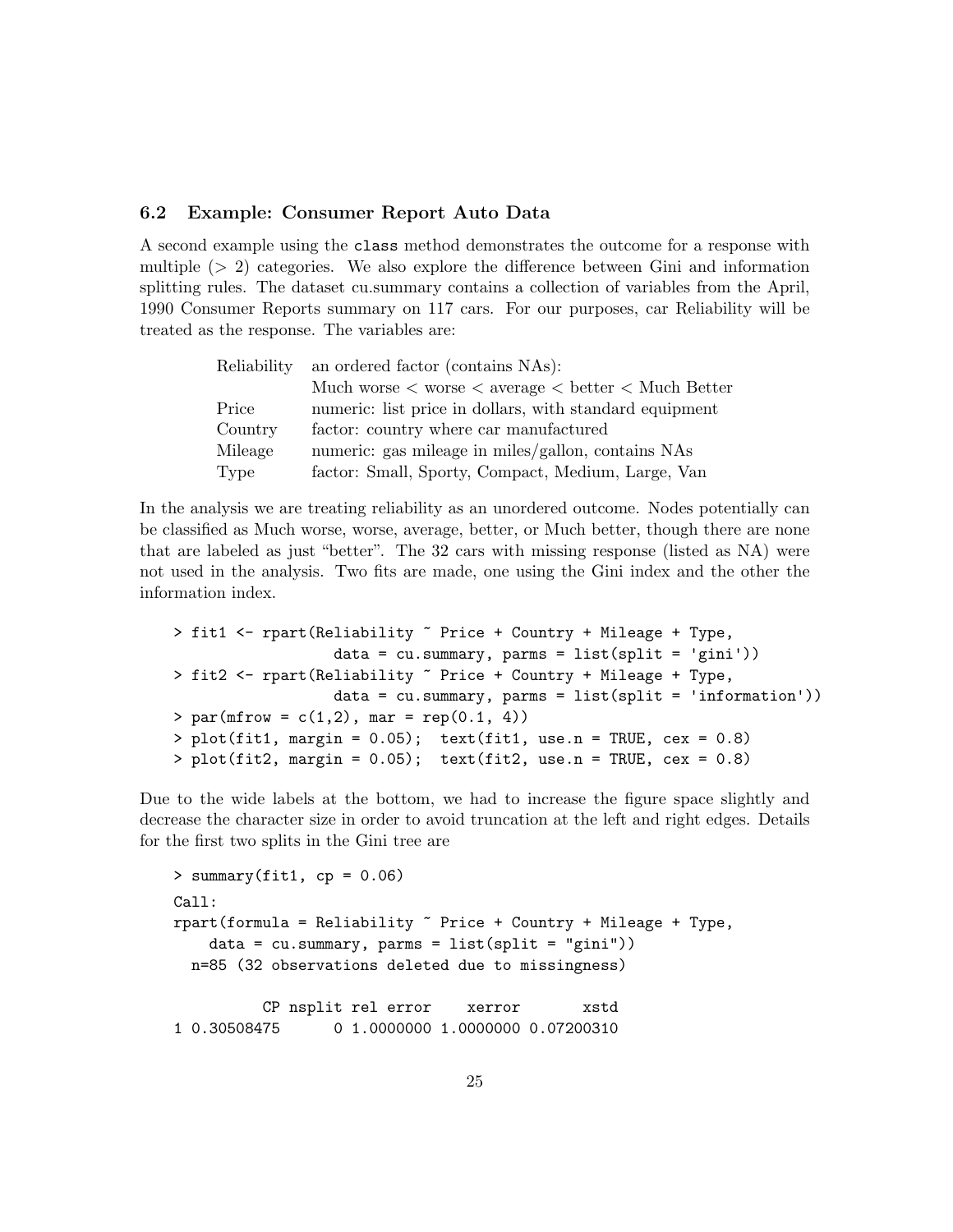### 6.2 Example: Consumer Report Auto Data

A second example using the `class` method demonstrates the outcome for a response with multiple (> 2) categories. We also explore the difference between Gini and information splitting rules. The dataset cu.summary contains a collection of variables from the April, 1990 Consumer Reports summary on 117 cars. For our purposes, car Reliability will be treated as the response. The variables are:

| | |
|---|---|
| Reliability | an ordered factor (contains NAs): |
| | Much worse < worse < average < better < Much Better |
| Price | numeric: list price in dollars, with standard equipment |
| Country | factor: country where car manufactured |
| Mileage | numeric: gas mileage in miles/gallon, contains NAs |
| Type | factor: Small, Sporty, Compact, Medium, Large, Van |

In the analysis we are treating reliability as an unordered outcome. Nodes potentially can be classified as Much worse, worse, average, better, or Much better, though there are none that are labeled as just "better". The 32 cars with missing response (listed as NA) were not used in the analysis. Two fits are made, one using the Gini index and the other the information index.

```
> fit1 <- rpart(Reliability ~ Price + Country + Mileage + Type,
                  data = cu.summary, parms = list(split = 'gini'))
> fit2 <- rpart(Reliability ~ Price + Country + Mileage + Type,
                  data = cu.summary, parms = list(split = 'information'))
> par(mfrow = c(1,2), mar = rep(0.1, 4))
> plot(fit1, margin = 0.05);  text(fit1, use.n = TRUE, cex = 0.8)
> plot(fit2, margin = 0.05);  text(fit2, use.n = TRUE, cex = 0.8)
```

Due to the wide labels at the bottom, we had to increase the figure space slightly and decrease the character size in order to avoid truncation at the left and right edges. Details for the first two splits in the Gini tree are

```
> summary(fit1, cp = 0.06)
Call:
rpart(formula = Reliability ~ Price + Country + Mileage + Type,
    data = cu.summary, parms = list(split = "gini"))
  n=85 (32 observations deleted due to missingness)

          CP nsplit rel error    xerror       xstd
1 0.30508475      0 1.0000000 1.0000000 0.07200310
```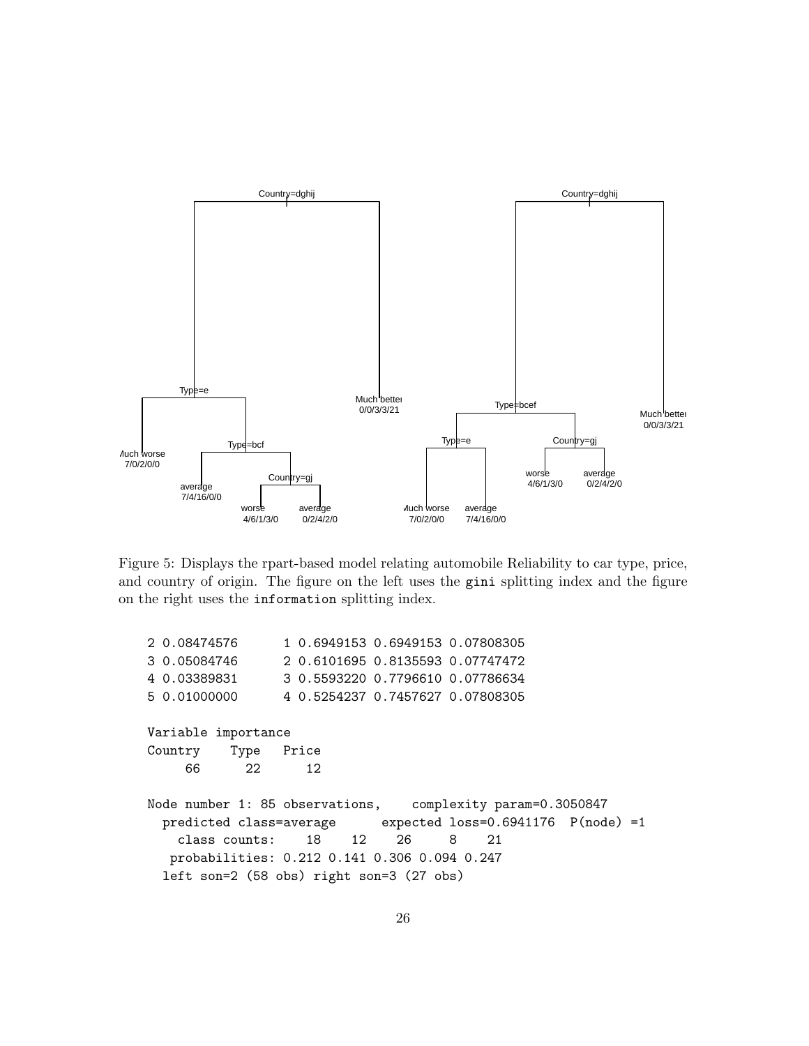Figure 5: Displays the rpart-based model relating automobile Reliability to car type, price, and country of origin. The figure on the left uses the gini splitting index and the figure on the right uses the information splitting index.

```
2 0.08474576      1 0.6949153 0.6949153 0.07808305
3 0.05084746      2 0.6101695 0.8135593 0.07747472
4 0.03389831      3 0.5593220 0.7796610 0.07786634
5 0.01000000      4 0.5254237 0.7457627 0.07808305

Variable importance
Country    Type   Price
     66      22      12

Node number 1: 85 observations,    complexity param=0.3050847
  predicted class=average      expected loss=0.6941176  P(node) =1
    class counts:    18    12    26     8    21
   probabilities: 0.212 0.141 0.306 0.094 0.247
  left son=2 (58 obs) right son=3 (27 obs)
```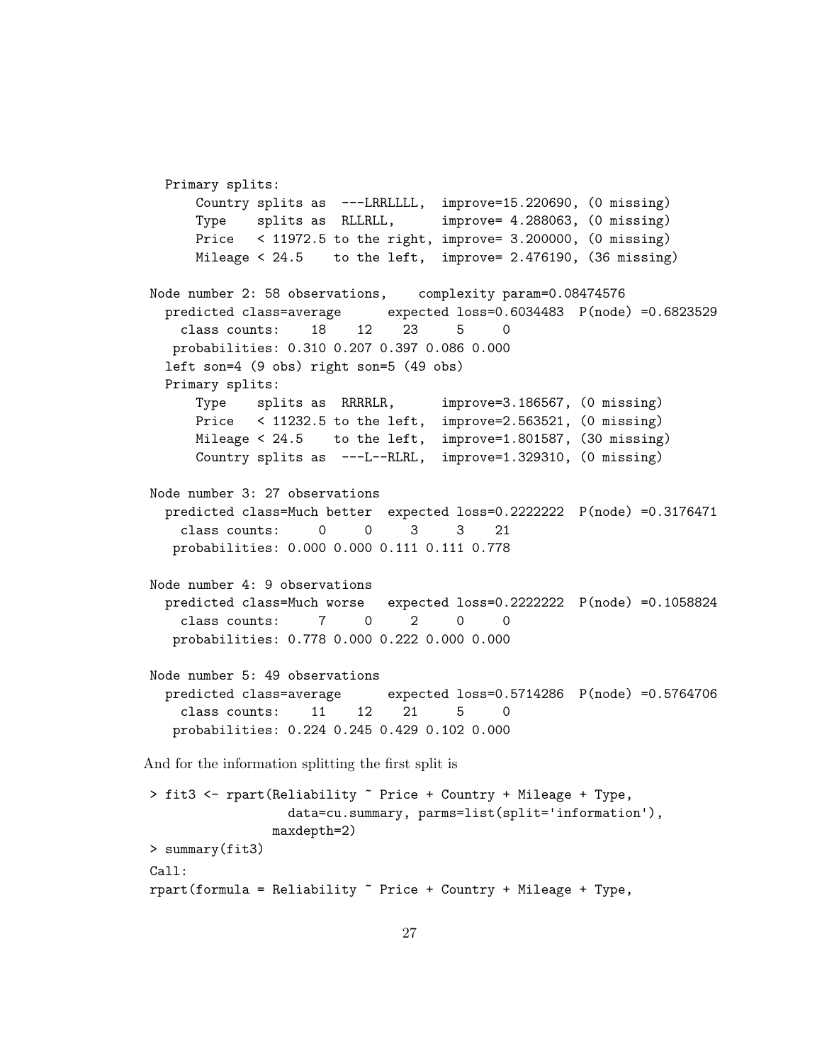```
  Primary splits:
      Country splits as  ---LRRLLLL,  improve=15.220690, (0 missing)
      Type    splits as  RLLRLL,      improve= 4.288063, (0 missing)
      Price   < 11972.5 to the right, improve= 3.200000, (0 missing)
      Mileage < 24.5    to the left,  improve= 2.476190, (36 missing)

Node number 2: 58 observations,    complexity param=0.08474576
  predicted class=average      expected loss=0.6034483  P(node) =0.6823529
    class counts:    18    12    23     5     0
   probabilities: 0.310 0.207 0.397 0.086 0.000
  left son=4 (9 obs) right son=5 (49 obs)
  Primary splits:
      Type    splits as  RRRRLR,      improve=3.186567, (0 missing)
      Price   < 11232.5 to the left,  improve=2.563521, (0 missing)
      Mileage < 24.5    to the left,  improve=1.801587, (30 missing)
      Country splits as  ---L--RLRL,  improve=1.329310, (0 missing)

Node number 3: 27 observations
  predicted class=Much better  expected loss=0.2222222  P(node) =0.3176471
    class counts:     0     0     3     3    21
   probabilities: 0.000 0.000 0.111 0.111 0.778

Node number 4: 9 observations
  predicted class=Much worse   expected loss=0.2222222  P(node) =0.1058824
    class counts:     7     0     2     0     0
   probabilities: 0.778 0.000 0.222 0.000 0.000

Node number 5: 49 observations
  predicted class=average      expected loss=0.5714286  P(node) =0.5764706
    class counts:    11    12    21     5     0
   probabilities: 0.224 0.245 0.429 0.102 0.000
```

And for the information splitting the first split is

```
> fit3 <- rpart(Reliability ~ Price + Country + Mileage + Type,
                 data=cu.summary, parms=list(split='information'),
               maxdepth=2)
> summary(fit3)
Call:
rpart(formula = Reliability ~ Price + Country + Mileage + Type,
```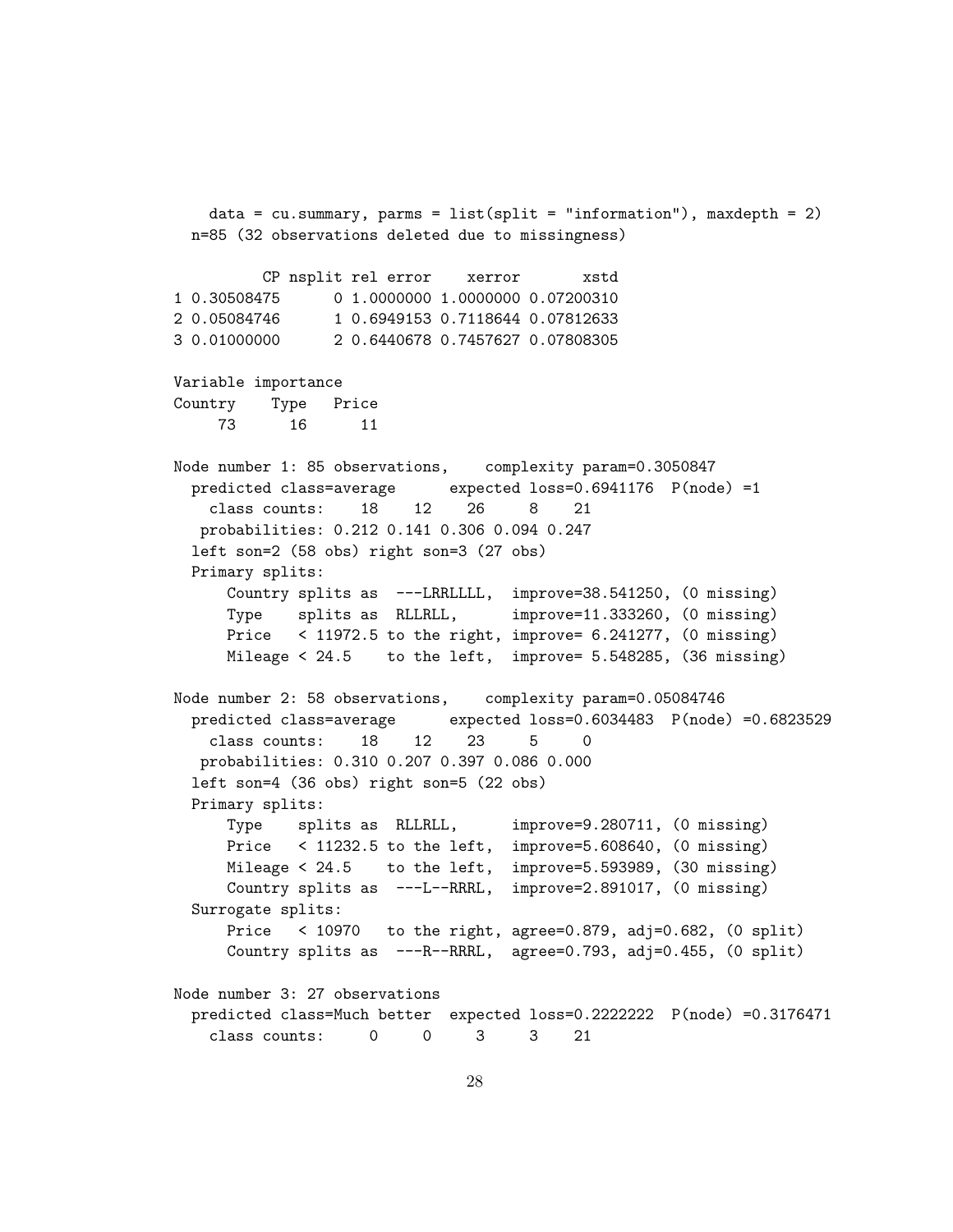```
   data = cu.summary, parms = list(split = "information"), maxdepth = 2)
  n=85 (32 observations deleted due to missingness)

          CP nsplit rel error    xerror       xstd
1 0.30508475      0 1.0000000 1.0000000 0.07200310
2 0.05084746      1 0.6949153 0.7118644 0.07812633
3 0.01000000      2 0.6440678 0.7457627 0.07808305

Variable importance
Country    Type   Price
     73      16      11

Node number 1: 85 observations,    complexity param=0.3050847
  predicted class=average      expected loss=0.6941176  P(node) =1
    class counts:    18    12    26     8    21
   probabilities: 0.212 0.141 0.306 0.094 0.247
  left son=2 (58 obs) right son=3 (27 obs)
  Primary splits:
      Country splits as  ---LRRLLLL,  improve=38.541250, (0 missing)
      Type    splits as  RLLRLL,      improve=11.333260, (0 missing)
      Price   < 11972.5 to the right, improve= 6.241277, (0 missing)
      Mileage < 24.5    to the left,  improve= 5.548285, (36 missing)

Node number 2: 58 observations,    complexity param=0.05084746
  predicted class=average      expected loss=0.6034483  P(node) =0.6823529
    class counts:    18    12    23     5     0
   probabilities: 0.310 0.207 0.397 0.086 0.000
  left son=4 (36 obs) right son=5 (22 obs)
  Primary splits:
      Type    splits as  RLLRLL,      improve=9.280711, (0 missing)
      Price   < 11232.5 to the left,  improve=5.608640, (0 missing)
      Mileage < 24.5    to the left,  improve=5.593989, (30 missing)
      Country splits as  ---L--RRRL,  improve=2.891017, (0 missing)
  Surrogate splits:
      Price   < 10970   to the right, agree=0.879, adj=0.682, (0 split)
      Country splits as  ---R--RRRL,  agree=0.793, adj=0.455, (0 split)

Node number 3: 27 observations
  predicted class=Much better  expected loss=0.2222222  P(node) =0.3176471
    class counts:     0     0     3     3    21
```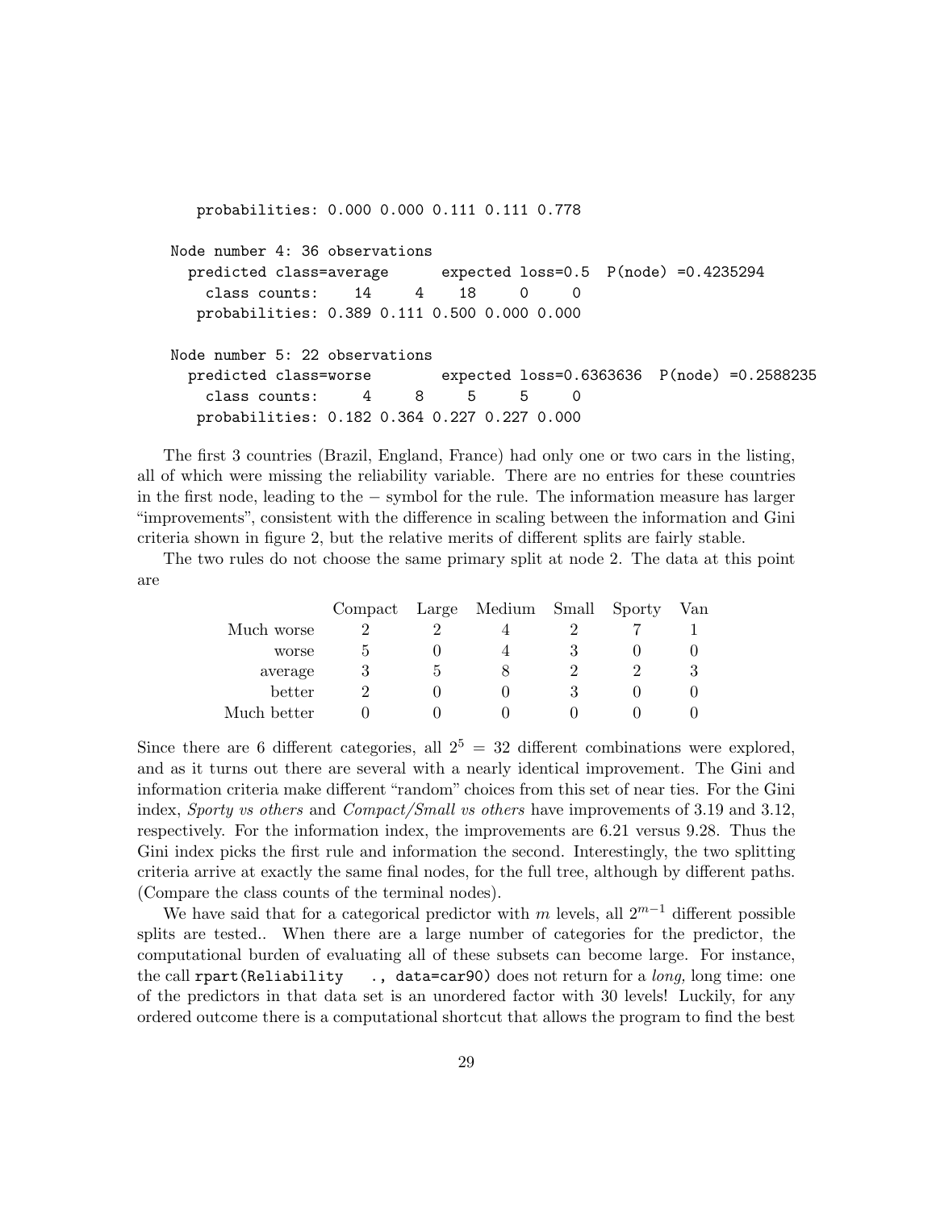```
     probabilities: 0.000 0.000 0.111 0.111 0.778

 Node number 4: 36 observations
   predicted class=average     expected loss=0.5  P(node) =0.4235294
     class counts:    14     4    18     0     0
    probabilities: 0.389 0.111 0.500 0.000 0.000

 Node number 5: 22 observations
   predicted class=worse       expected loss=0.6363636  P(node) =0.2588235
     class counts:     4     8     5     5     0
    probabilities: 0.182 0.364 0.227 0.227 0.000
```

The first 3 countries (Brazil, England, France) had only one or two cars in the listing, all of which were missing the reliability variable. There are no entries for these countries in the first node, leading to the − symbol for the rule. The information measure has larger "improvements", consistent with the difference in scaling between the information and Gini criteria shown in figure 2, but the relative merits of different splits are fairly stable.

The two rules do not choose the same primary split at node 2. The data at this point are

| | Compact | Large | Medium | Small | Sporty | Van |
|---|---|---|---|---|---|---|
| Much worse | 2 | 2 | 4 | 2 | 7 | 1 |
| worse | 5 | 0 | 4 | 3 | 0 | 0 |
| average | 3 | 5 | 8 | 2 | 2 | 3 |
| better | 2 | 0 | 0 | 3 | 0 | 0 |
| Much better | 0 | 0 | 0 | 0 | 0 | 0 |

Since there are 6 different categories, all $2^5 = 32$ different combinations were explored, and as it turns out there are several with a nearly identical improvement. The Gini and information criteria make different "random" choices from this set of near ties. For the Gini index, *Sporty vs others* and *Compact/Small vs others* have improvements of 3.19 and 3.12, respectively. For the information index, the improvements are 6.21 versus 9.28. Thus the Gini index picks the first rule and information the second. Interestingly, the two splitting criteria arrive at exactly the same final nodes, for the full tree, although by different paths. (Compare the class counts of the terminal nodes).

We have said that for a categorical predictor with $m$ levels, all $2^{m-1}$ different possible splits are tested.. When there are a large number of categories for the predictor, the computational burden of evaluating all of these subsets can become large. For instance, the call `rpart(Reliability ~ ., data=car90)` does not return for a *long,* long time: one of the predictors in that data set is an unordered factor with 30 levels! Luckily, for any ordered outcome there is a computational shortcut that allows the program to find the best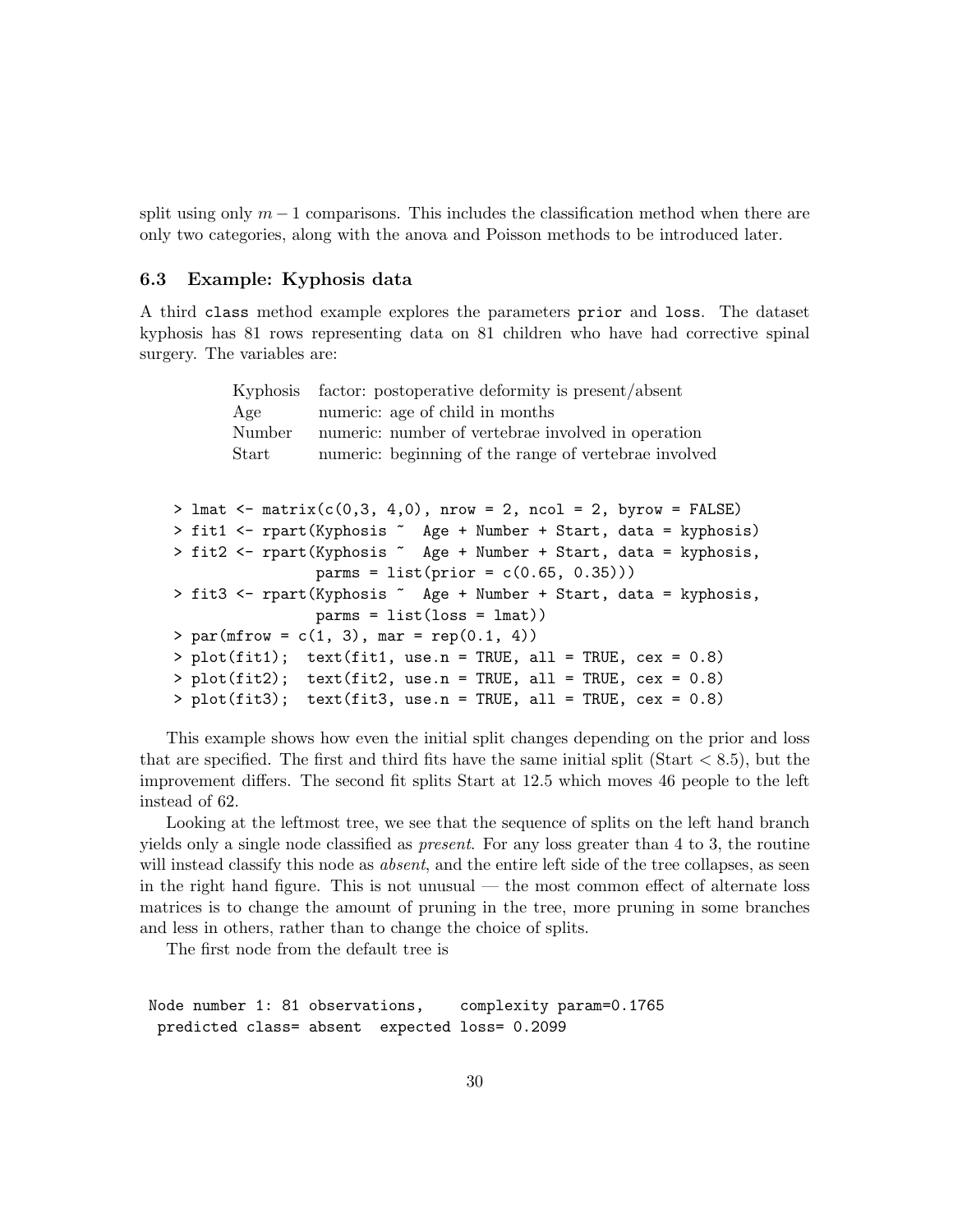split using only $m - 1$ comparisons. This includes the classification method when there are only two categories, along with the anova and Poisson methods to be introduced later.

### 6.3 Example: Kyphosis data

A third `class` method example explores the parameters `prior` and `loss`. The dataset kyphosis has 81 rows representing data on 81 children who have had corrective spinal surgery. The variables are:

| | |
|---|---|
| Kyphosis | factor: postoperative deformity is present/absent |
| Age | numeric: age of child in months |
| Number | numeric: number of vertebrae involved in operation |
| Start | numeric: beginning of the range of vertebrae involved |

```
> lmat <- matrix(c(0,3, 4,0), nrow = 2, ncol = 2, byrow = FALSE)
> fit1 <- rpart(Kyphosis ~  Age + Number + Start, data = kyphosis)
> fit2 <- rpart(Kyphosis ~  Age + Number + Start, data = kyphosis,
                parms = list(prior = c(0.65, 0.35)))
> fit3 <- rpart(Kyphosis ~  Age + Number + Start, data = kyphosis,
                parms = list(loss = lmat))
> par(mfrow = c(1, 3), mar = rep(0.1, 4))
> plot(fit1);  text(fit1, use.n = TRUE, all = TRUE, cex = 0.8)
> plot(fit2);  text(fit2, use.n = TRUE, all = TRUE, cex = 0.8)
> plot(fit3);  text(fit3, use.n = TRUE, all = TRUE, cex = 0.8)
```

This example shows how even the initial split changes depending on the prior and loss that are specified. The first and third fits have the same initial split (Start $< 8.5$), but the improvement differs. The second fit splits Start at 12.5 which moves 46 people to the left instead of 62.

Looking at the leftmost tree, we see that the sequence of splits on the left hand branch yields only a single node classified as *present*. For any loss greater than 4 to 3, the routine will instead classify this node as *absent*, and the entire left side of the tree collapses, as seen in the right hand figure. This is not unusual — the most common effect of alternate loss matrices is to change the amount of pruning in the tree, more pruning in some branches and less in others, rather than to change the choice of splits.

The first node from the default tree is

```
Node number 1: 81 observations,    complexity param=0.1765
  predicted class= absent  expected loss= 0.2099
```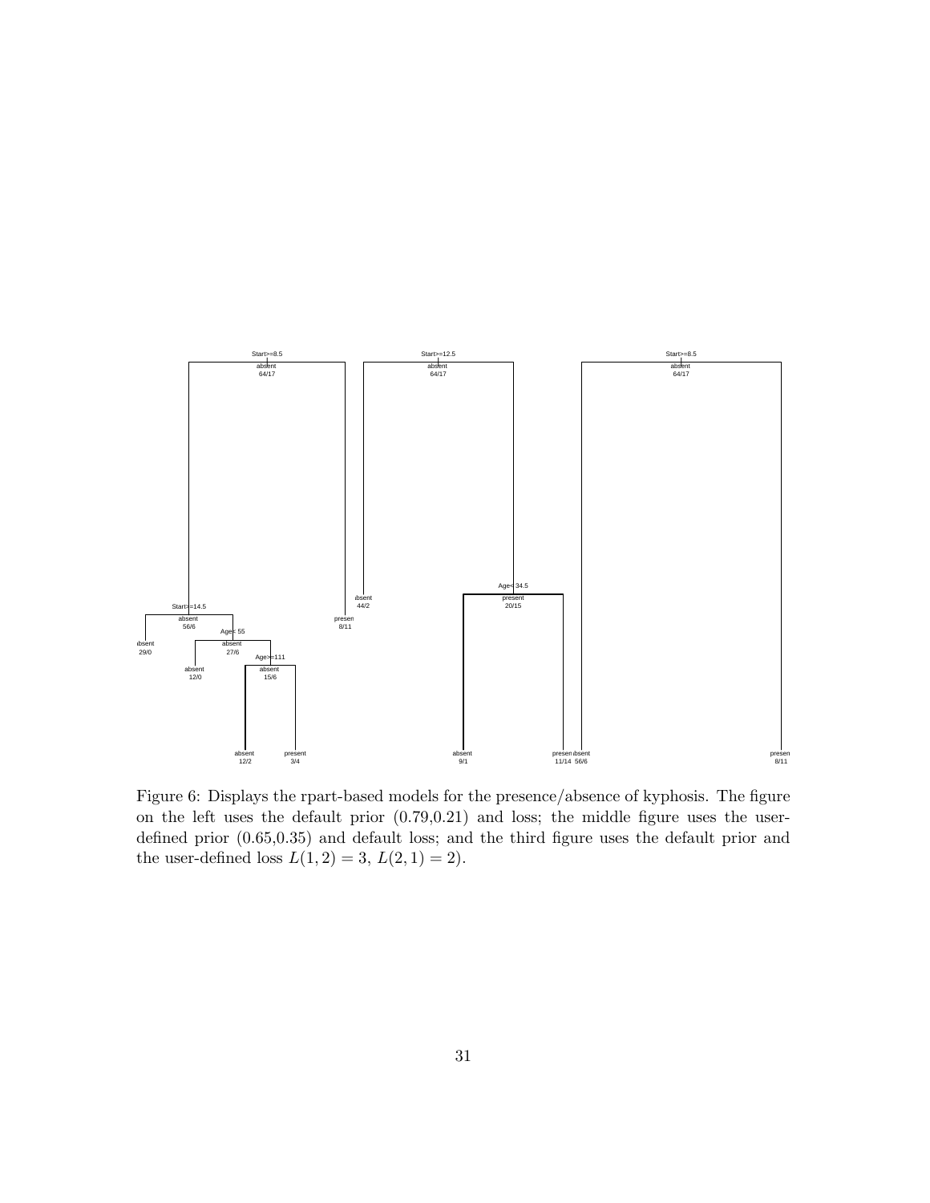Figure 6: Displays the rpart-based models for the presence/absence of kyphosis. The figure on the left uses the default prior (0.79,0.21) and loss; the middle figure uses the user-defined prior (0.65,0.35) and default loss; and the third figure uses the default prior and the user-defined loss $L(1, 2) = 3$, $L(2, 1) = 2$).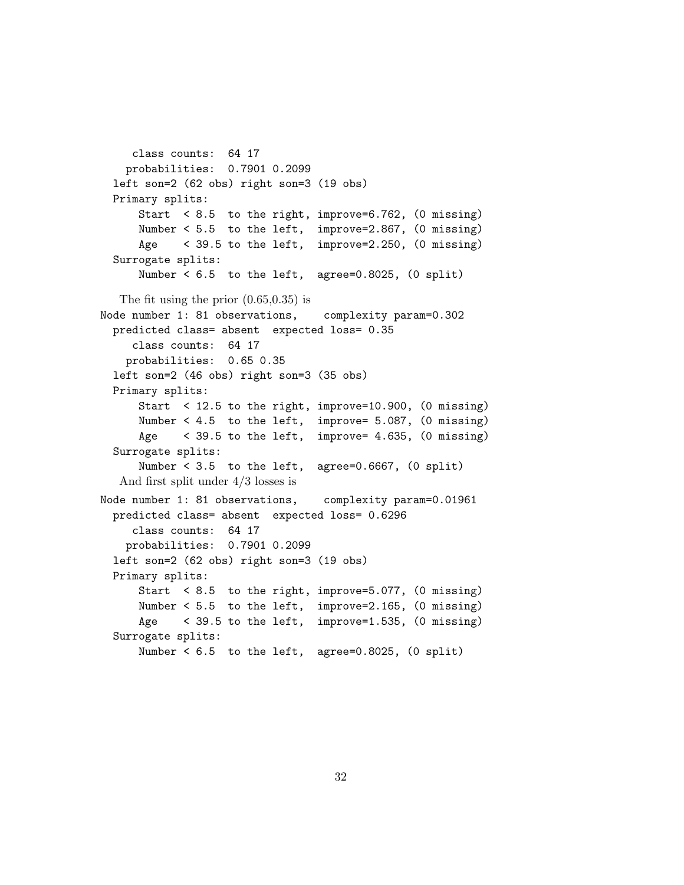```
     class counts:  64 17
    probabilities:  0.7901 0.2099
  left son=2 (62 obs) right son=3 (19 obs)
  Primary splits:
      Start  < 8.5  to the right, improve=6.762, (0 missing)
      Number < 5.5  to the left,  improve=2.867, (0 missing)
      Age    < 39.5 to the left,  improve=2.250, (0 missing)
  Surrogate splits:
      Number < 6.5  to the left,  agree=0.8025, (0 split)
```

The fit using the prior (0.65,0.35) is

```
Node number 1: 81 observations,    complexity param=0.302
  predicted class= absent  expected loss= 0.35
     class counts:  64 17
    probabilities:  0.65 0.35
  left son=2 (46 obs) right son=3 (35 obs)
  Primary splits:
      Start  < 12.5 to the right, improve=10.900, (0 missing)
      Number < 4.5  to the left,  improve= 5.087, (0 missing)
      Age    < 39.5 to the left,  improve= 4.635, (0 missing)
  Surrogate splits:
      Number < 3.5  to the left,  agree=0.6667, (0 split)
```

And first split under 4/3 losses is

```
Node number 1: 81 observations,    complexity param=0.01961
  predicted class= absent  expected loss= 0.6296
     class counts:  64 17
    probabilities:  0.7901 0.2099
  left son=2 (62 obs) right son=3 (19 obs)
  Primary splits:
      Start  < 8.5  to the right, improve=5.077, (0 missing)
      Number < 5.5  to the left,  improve=2.165, (0 missing)
      Age    < 39.5 to the left,  improve=1.535, (0 missing)
  Surrogate splits:
      Number < 6.5  to the left,  agree=0.8025, (0 split)
```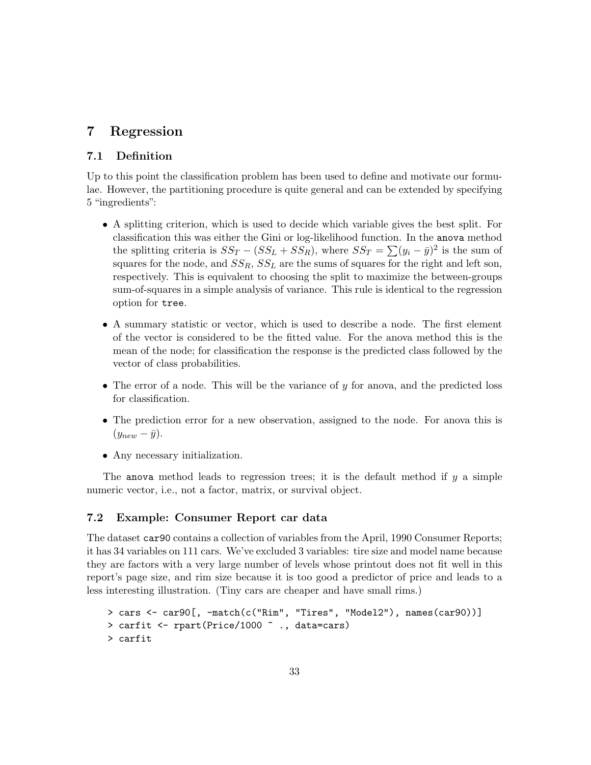# 7 Regression

## 7.1 Definition

Up to this point the classification problem has been used to define and motivate our formulae. However, the partitioning procedure is quite general and can be extended by specifying 5 "ingredients":

- A splitting criterion, which is used to decide which variable gives the best split. For classification this was either the Gini or log-likelihood function. In the `anova` method the splitting criteria is $SS_T - (SS_L + SS_R)$, where $SS_T = \sum(y_i - \bar{y})^2$ is the sum of squares for the node, and $SS_R$, $SS_L$ are the sums of squares for the right and left son, respectively. This is equivalent to choosing the split to maximize the between-groups sum-of-squares in a simple analysis of variance. This rule is identical to the regression option for `tree`.
- A summary statistic or vector, which is used to describe a node. The first element of the vector is considered to be the fitted value. For the anova method this is the mean of the node; for classification the response is the predicted class followed by the vector of class probabilities.
- The error of a node. This will be the variance of $y$ for anova, and the predicted loss for classification.
- The prediction error for a new observation, assigned to the node. For anova this is $(y_{new} - \bar{y})$.
- Any necessary initialization.

The `anova` method leads to regression trees; it is the default method if $y$ a simple numeric vector, i.e., not a factor, matrix, or survival object.

## 7.2 Example: Consumer Report car data

The dataset `car90` contains a collection of variables from the April, 1990 Consumer Reports; it has 34 variables on 111 cars. We've excluded 3 variables: tire size and model name because they are factors with a very large number of levels whose printout does not fit well in this report's page size, and rim size because it is too good a predictor of price and leads to a less interesting illustration. (Tiny cars are cheaper and have small rims.)

```
> cars <- car90[, -match(c("Rim", "Tires", "Model2"), names(car90))]
> carfit <- rpart(Price/1000 ~ ., data=cars)
> carfit
```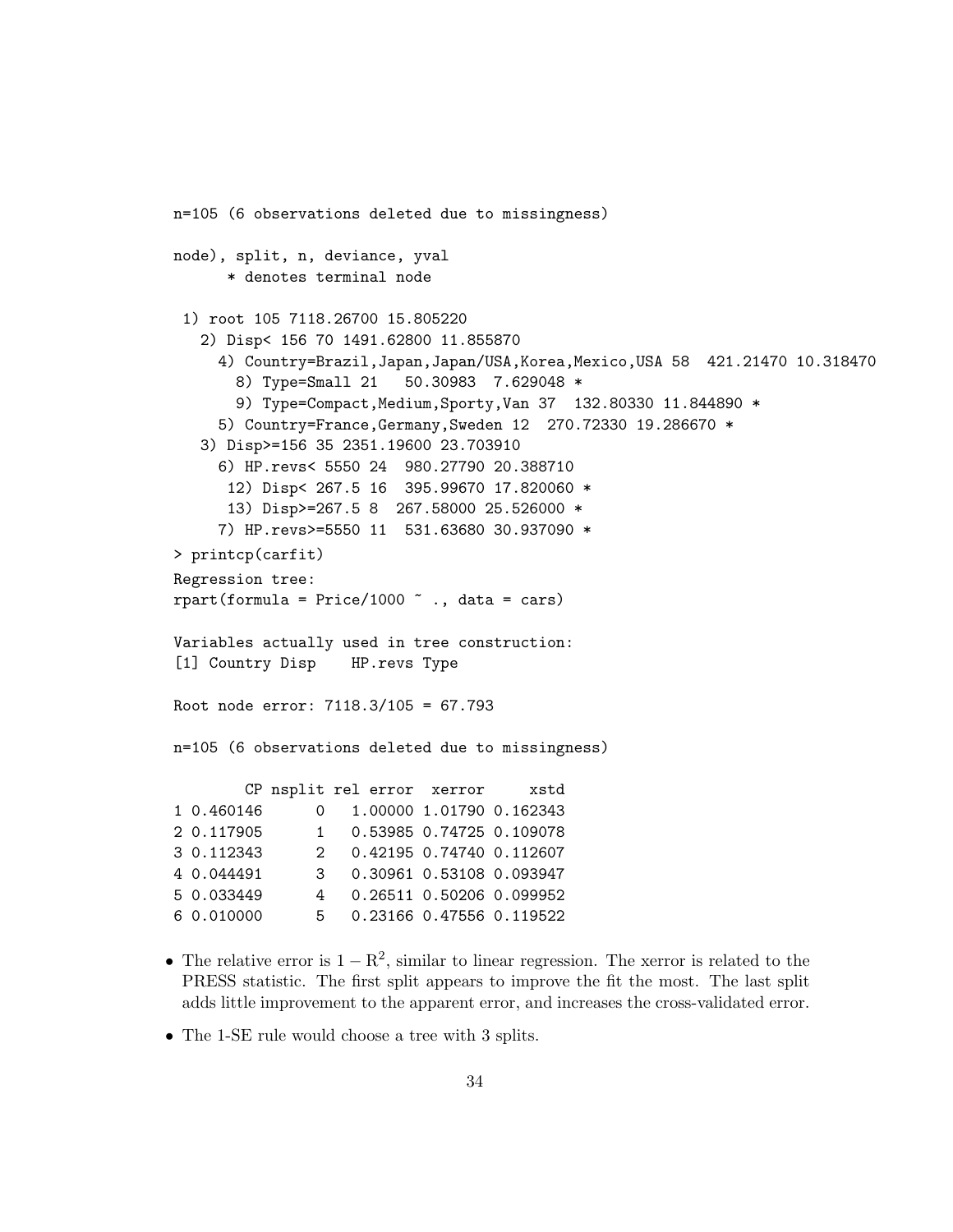```
n=105 (6 observations deleted due to missingness)

node), split, n, deviance, yval
      * denotes terminal node

 1) root 105 7118.26700 15.805220
   2) Disp< 156 70 1491.62800 11.855870
     4) Country=Brazil,Japan,Japan/USA,Korea,Mexico,USA 58  421.21470 10.318470
       8) Type=Small 21   50.30983  7.629048 *
       9) Type=Compact,Medium,Sporty,Van 37  132.80330 11.844890 *
     5) Country=France,Germany,Sweden 12  270.72330 19.286670 *
   3) Disp>=156 35 2351.19600 23.703910
     6) HP.revs< 5550 24  980.27790 20.388710
      12) Disp< 267.5 16  395.99670 17.820060 *
      13) Disp>=267.5 8  267.58000 25.526000 *
     7) HP.revs>=5550 11  531.63680 30.937090 *
> printcp(carfit)
Regression tree:
rpart(formula = Price/1000 ~ ., data = cars)

Variables actually used in tree construction:
[1] Country Disp    HP.revs Type

Root node error: 7118.3/105 = 67.793

n=105 (6 observations deleted due to missingness)

        CP nsplit rel error  xerror     xstd
1 0.460146      0   1.00000 1.01790 0.162343
2 0.117905      1   0.53985 0.74725 0.109078
3 0.112343      2   0.42195 0.74740 0.112607
4 0.044491      3   0.30961 0.53108 0.093947
5 0.033449      4   0.26511 0.50206 0.099952
6 0.010000      5   0.23166 0.47556 0.119522
```

- The relative error is $1 - \mathrm{R}^2$, similar to linear regression. The xerror is related to the PRESS statistic. The first split appears to improve the fit the most. The last split adds little improvement to the apparent error, and increases the cross-validated error.
- The 1-SE rule would choose a tree with 3 splits.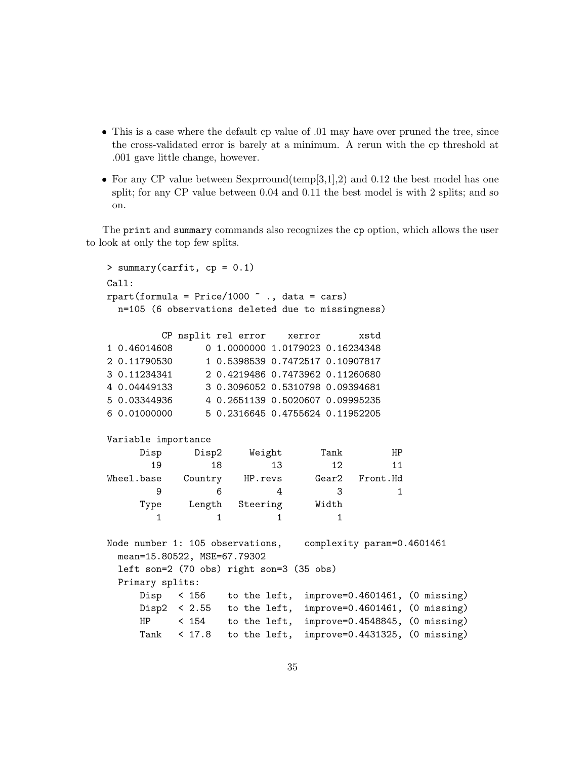- This is a case where the default cp value of .01 may have over pruned the tree, since the cross-validated error is barely at a minimum. A rerun with the cp threshold at .001 gave little change, however.
- For any CP value between Sexprround(temp[3,1],2) and 0.12 the best model has one split; for any CP value between 0.04 and 0.11 the best model is with 2 splits; and so on.

The print and summary commands also recognizes the cp option, which allows the user to look at only the top few splits.

```
> summary(carfit, cp = 0.1)
Call:
rpart(formula = Price/1000 ~ ., data = cars)
  n=105 (6 observations deleted due to missingness)

          CP nsplit rel error    xerror       xstd
1 0.46014608      0 1.0000000 1.0179023 0.16234348
2 0.11790530      1 0.5398539 0.7472517 0.10907817
3 0.11234341      2 0.4219486 0.7473962 0.11260680
4 0.04449133      3 0.3096052 0.5310798 0.09394681
5 0.03344936      4 0.2651139 0.5020607 0.09995235
6 0.01000000      5 0.2316645 0.4755624 0.11952205

Variable importance
      Disp      Disp2     Weight       Tank         HP
        19         18         13         12         11
Wheel.base    Country    HP.revs      Gear2   Front.Hd
         9          6          4          3          1
      Type     Length   Steering      Width
         1          1          1          1

Node number 1: 105 observations,    complexity param=0.4601461
  mean=15.80522, MSE=67.79302
  left son=2 (70 obs) right son=3 (35 obs)
  Primary splits:
      Disp   < 156    to the left,  improve=0.4601461, (0 missing)
      Disp2  < 2.55   to the left,  improve=0.4601461, (0 missing)
      HP     < 154    to the left,  improve=0.4548845, (0 missing)
      Tank   < 17.8   to the left,  improve=0.4431325, (0 missing)
```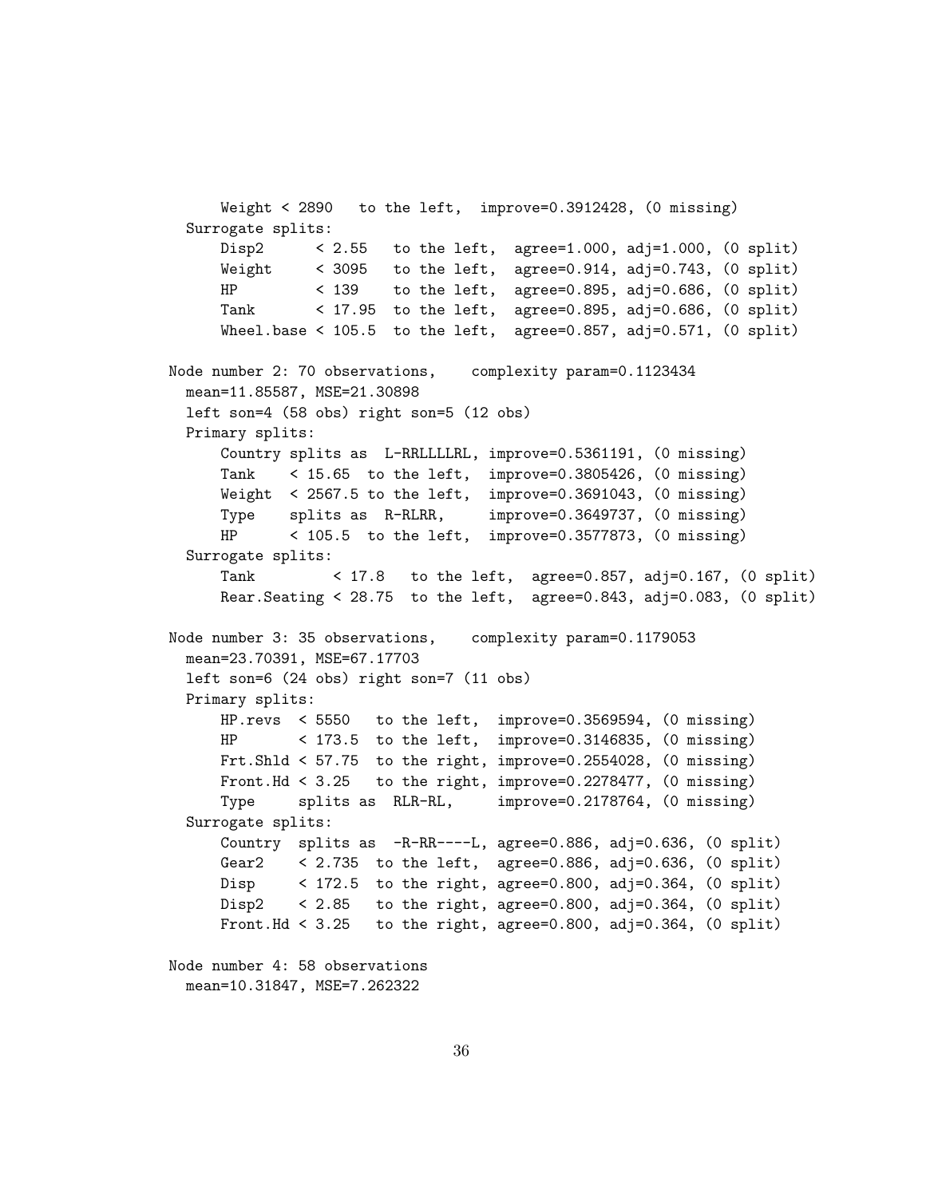```
      Weight < 2890   to the left,  improve=0.3912428, (0 missing)
  Surrogate splits:
      Disp2      < 2.55   to the left,  agree=1.000, adj=1.000, (0 split)
      Weight     < 3095   to the left,  agree=0.914, adj=0.743, (0 split)
      HP         < 139    to the left,  agree=0.895, adj=0.686, (0 split)
      Tank       < 17.95  to the left,  agree=0.895, adj=0.686, (0 split)
      Wheel.base < 105.5  to the left,  agree=0.857, adj=0.571, (0 split)

Node number 2: 70 observations,    complexity param=0.1123434
  mean=11.85587, MSE=21.30898
  left son=4 (58 obs) right son=5 (12 obs)
  Primary splits:
      Country splits as  L-RRLLLLRL, improve=0.5361191, (0 missing)
      Tank    < 15.65  to the left,  improve=0.3805426, (0 missing)
      Weight  < 2567.5 to the left,  improve=0.3691043, (0 missing)
      Type    splits as  R-RLRR,     improve=0.3649737, (0 missing)
      HP      < 105.5  to the left,  improve=0.3577873, (0 missing)
  Surrogate splits:
      Tank         < 17.8   to the left,  agree=0.857, adj=0.167, (0 split)
      Rear.Seating < 28.75  to the left,  agree=0.843, adj=0.083, (0 split)

Node number 3: 35 observations,    complexity param=0.1179053
  mean=23.70391, MSE=67.17703
  left son=6 (24 obs) right son=7 (11 obs)
  Primary splits:
      HP.revs  < 5550   to the left,  improve=0.3569594, (0 missing)
      HP       < 173.5  to the left,  improve=0.3146835, (0 missing)
      Frt.Shld < 57.75  to the right, improve=0.2554028, (0 missing)
      Front.Hd < 3.25   to the right, improve=0.2278477, (0 missing)
      Type     splits as  RLR-RL,     improve=0.2178764, (0 missing)
  Surrogate splits:
      Country  splits as  -R-RR----L, agree=0.886, adj=0.636, (0 split)
      Gear2    < 2.735  to the left,  agree=0.886, adj=0.636, (0 split)
      Disp     < 172.5  to the right, agree=0.800, adj=0.364, (0 split)
      Disp2    < 2.85   to the right, agree=0.800, adj=0.364, (0 split)
      Front.Hd < 3.25   to the right, agree=0.800, adj=0.364, (0 split)

Node number 4: 58 observations
  mean=10.31847, MSE=7.262322
```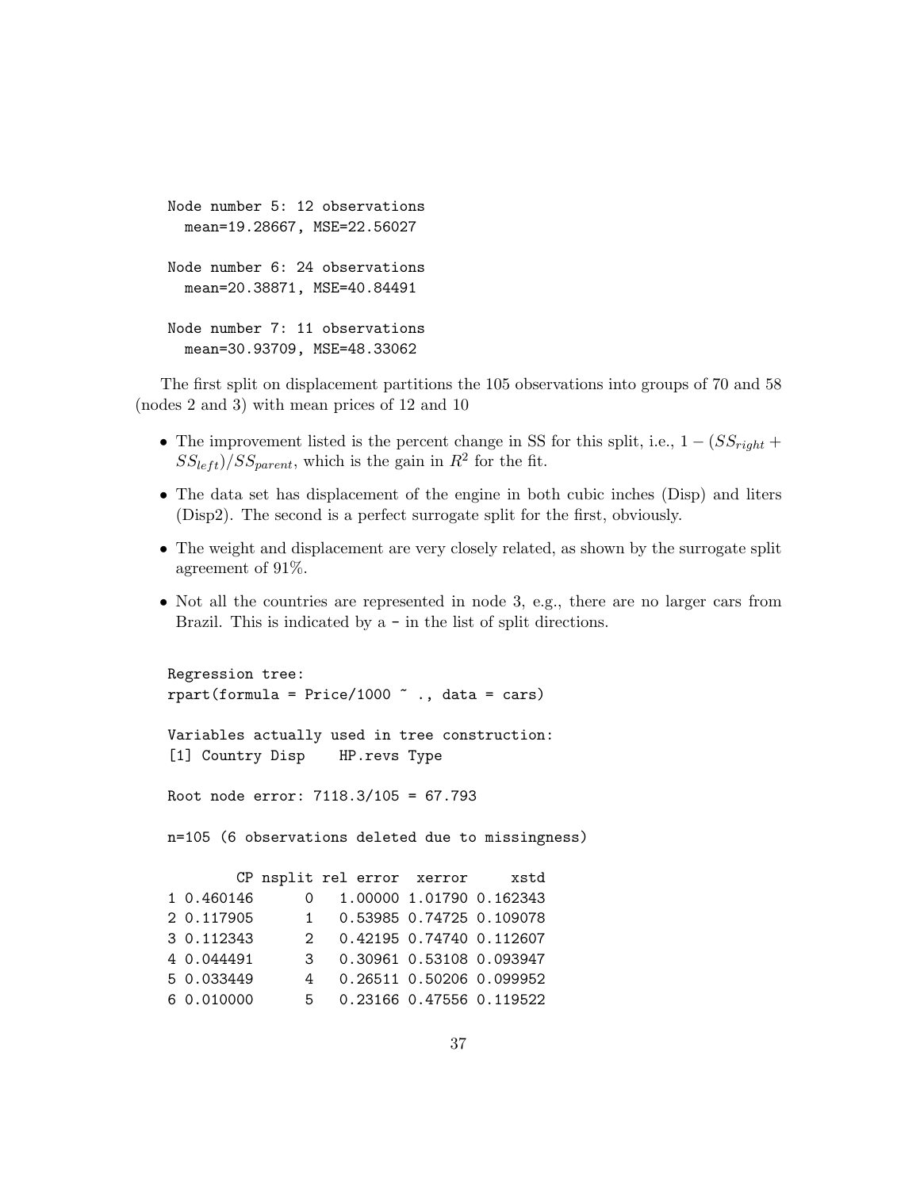```
Node number 5: 12 observations
  mean=19.28667, MSE=22.56027

Node number 6: 24 observations
  mean=20.38871, MSE=40.84491

Node number 7: 11 observations
  mean=30.93709, MSE=48.33062
```

The first split on displacement partitions the 105 observations into groups of 70 and 58 (nodes 2 and 3) with mean prices of 12 and 10

- The improvement listed is the percent change in SS for this split, i.e., $1 - (SS_{right} + SS_{left})/SS_{parent}$, which is the gain in $R^2$ for the fit.
- The data set has displacement of the engine in both cubic inches (Disp) and liters (Disp2). The second is a perfect surrogate split for the first, obviously.
- The weight and displacement are very closely related, as shown by the surrogate split agreement of 91%.
- Not all the countries are represented in node 3, e.g., there are no larger cars from Brazil. This is indicated by a - in the list of split directions.

```
Regression tree:
rpart(formula = Price/1000 ~ ., data = cars)

Variables actually used in tree construction:
[1] Country Disp    HP.revs Type

Root node error: 7118.3/105 = 67.793

n=105 (6 observations deleted due to missingness)

        CP nsplit rel error  xerror     xstd
1 0.460146      0   1.00000 1.01790 0.162343
2 0.117905      1   0.53985 0.74725 0.109078
3 0.112343      2   0.42195 0.74740 0.112607
4 0.044491      3   0.30961 0.53108 0.093947
5 0.033449      4   0.26511 0.50206 0.099952
6 0.010000      5   0.23166 0.47556 0.119522
```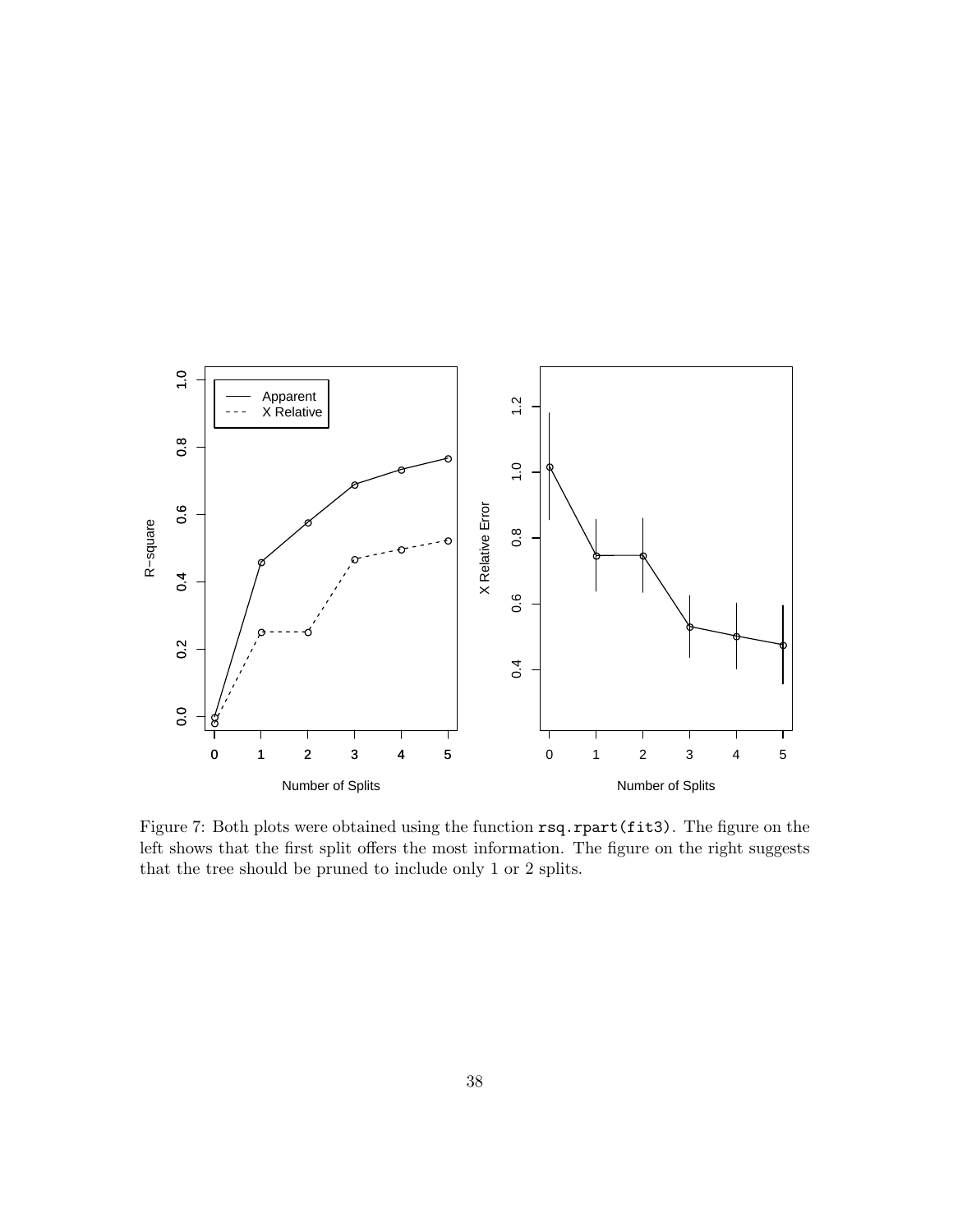Figure 7: Both plots were obtained using the function `rsq.rpart(fit3)`. The figure on the left shows that the first split offers the most information. The figure on the right suggests that the tree should be pruned to include only 1 or 2 splits.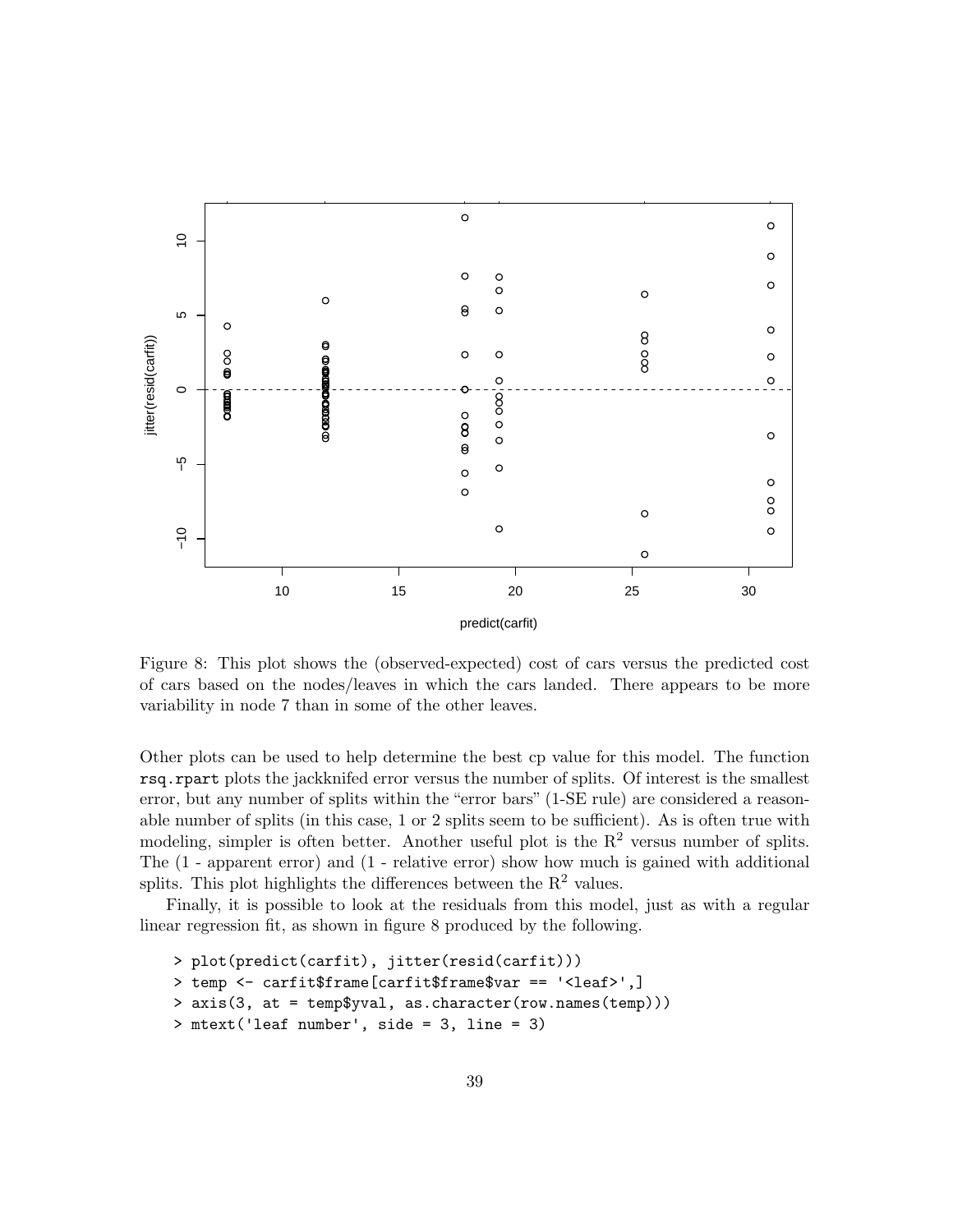Figure 8: This plot shows the (observed-expected) cost of cars versus the predicted cost of cars based on the nodes/leaves in which the cars landed. There appears to be more variability in node 7 than in some of the other leaves.

Other plots can be used to help determine the best cp value for this model. The function `rsq.rpart` plots the jackknifed error versus the number of splits. Of interest is the smallest error, but any number of splits within the "error bars" (1-SE rule) are considered a reasonable number of splits (in this case, 1 or 2 splits seem to be sufficient). As is often true with modeling, simpler is often better. Another useful plot is the $R^2$ versus number of splits. The (1 - apparent error) and (1 - relative error) show how much is gained with additional splits. This plot highlights the differences between the $R^2$ values.

Finally, it is possible to look at the residuals from this model, just as with a regular linear regression fit, as shown in figure 8 produced by the following.

```
> plot(predict(carfit), jitter(resid(carfit)))
> temp <- carfit$frame[carfit$frame$var == '<leaf>',]
> axis(3, at = temp$yval, as.character(row.names(temp)))
> mtext('leaf number', side = 3, line = 3)
```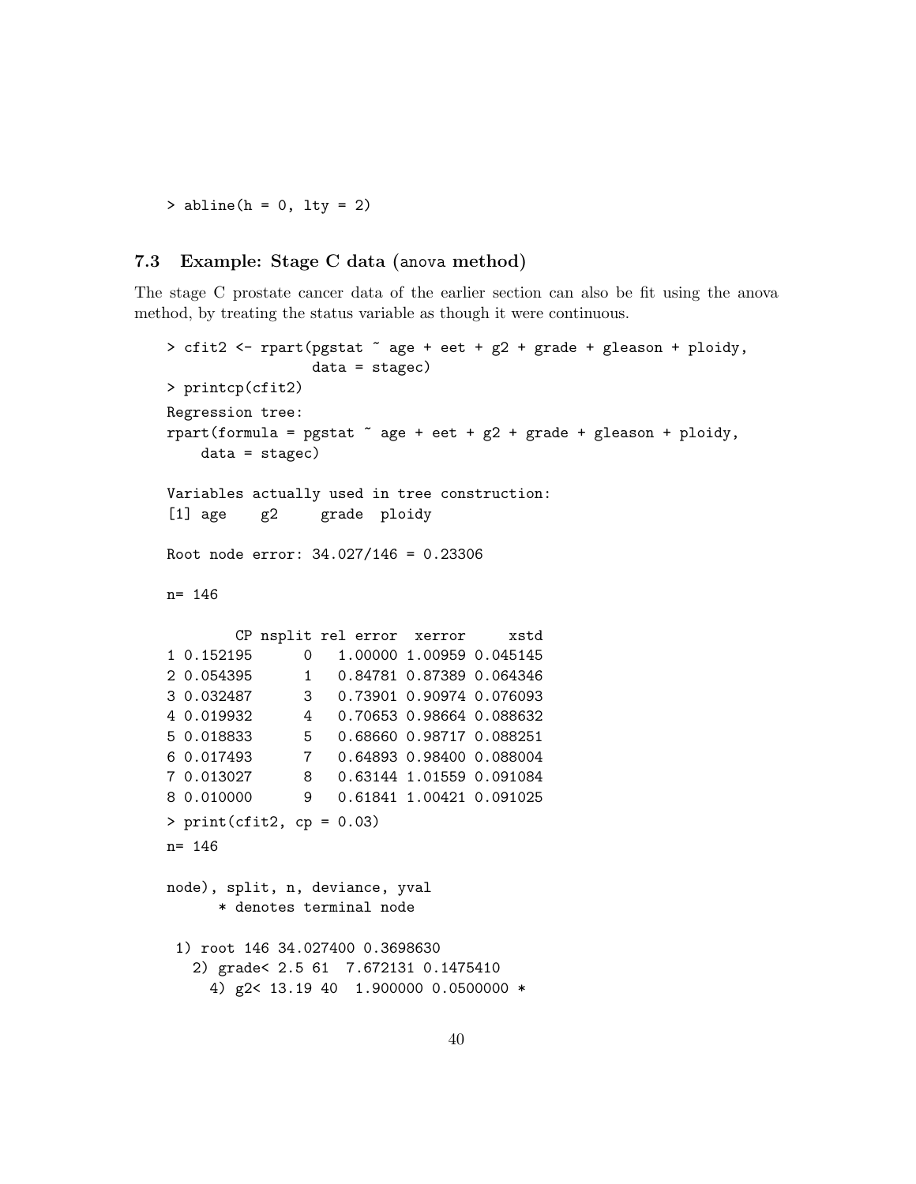```
> abline(h = 0, lty = 2)
```

### 7.3 Example: Stage C data (anova method)

The stage C prostate cancer data of the earlier section can also be fit using the anova method, by treating the status variable as though it were continuous.

```
> cfit2 <- rpart(pgstat ~ age + eet + g2 + grade + gleason + ploidy,
                 data = stagec)
> printcp(cfit2)
Regression tree:
rpart(formula = pgstat ~ age + eet + g2 + grade + gleason + ploidy,
    data = stagec)

Variables actually used in tree construction:
[1] age    g2     grade  ploidy

Root node error: 34.027/146 = 0.23306

n= 146

        CP nsplit rel error  xerror     xstd
1 0.152195      0   1.00000 1.00959 0.045145
2 0.054395      1   0.84781 0.87389 0.064346
3 0.032487      3   0.73901 0.90974 0.076093
4 0.019932      4   0.70653 0.98664 0.088632
5 0.018833      5   0.68660 0.98717 0.088251
6 0.017493      7   0.64893 0.98400 0.088004
7 0.013027      8   0.63144 1.01559 0.091084
8 0.010000      9   0.61841 1.00421 0.091025
> print(cfit2, cp = 0.03)
n= 146

node), split, n, deviance, yval
      * denotes terminal node

 1) root 146 34.027400 0.3698630
   2) grade< 2.5 61  7.672131 0.1475410
     4) g2< 13.19 40  1.900000 0.0500000 *
```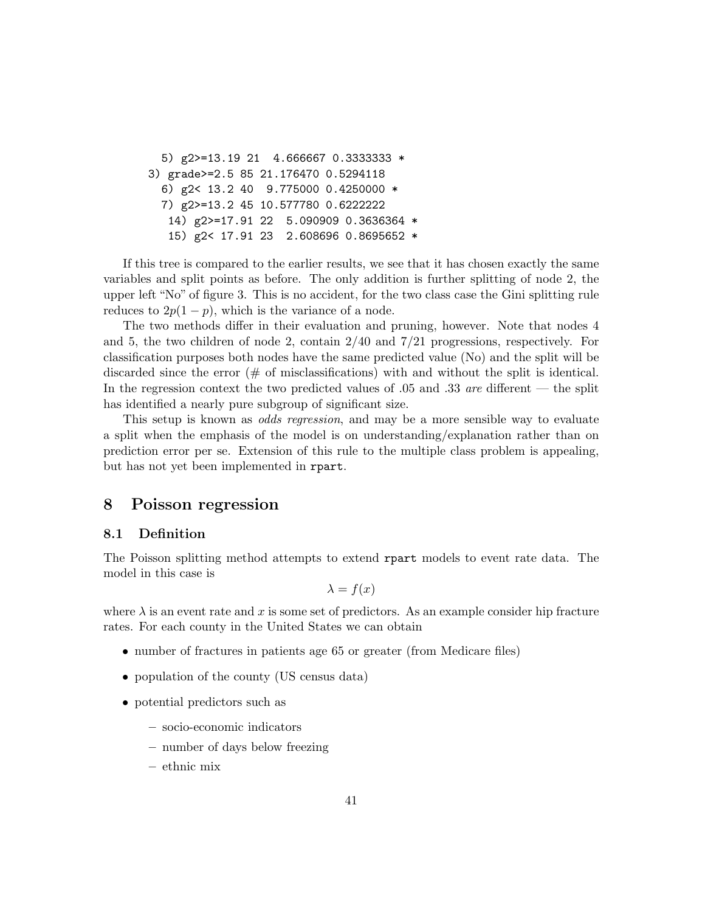```
    5) g2>=13.19 21  4.666667 0.3333333 *
  3) grade>=2.5 85 21.176470 0.5294118
    6) g2< 13.2 40  9.775000 0.4250000 *
    7) g2>=13.2 45 10.577780 0.6222222
     14) g2>=17.91 22  5.090909 0.3636364 *
     15) g2< 17.91 23  2.608696 0.8695652 *
```

If this tree is compared to the earlier results, we see that it has chosen exactly the same variables and split points as before. The only addition is further splitting of node 2, the upper left "No" of figure 3. This is no accident, for the two class case the Gini splitting rule reduces to $2p(1-p)$, which is the variance of a node.

The two methods differ in their evaluation and pruning, however. Note that nodes 4 and 5, the two children of node 2, contain 2/40 and 7/21 progressions, respectively. For classification purposes both nodes have the same predicted value (No) and the split will be discarded since the error (# of misclassifications) with and without the split is identical. In the regression context the two predicted values of .05 and .33 *are* different — the split has identified a nearly pure subgroup of significant size.

This setup is known as *odds regression*, and may be a more sensible way to evaluate a split when the emphasis of the model is on understanding/explanation rather than on prediction error per se. Extension of this rule to the multiple class problem is appealing, but has not yet been implemented in `rpart`.

# 8 Poisson regression

## 8.1 Definition

The Poisson splitting method attempts to extend `rpart` models to event rate data. The model in this case is

$$\lambda = f(x)$$

where $\lambda$ is an event rate and $x$ is some set of predictors. As an example consider hip fracture rates. For each county in the United States we can obtain

- number of fractures in patients age 65 or greater (from Medicare files)
- population of the county (US census data)
- potential predictors such as
  - socio-economic indicators
  - number of days below freezing
  - ethnic mix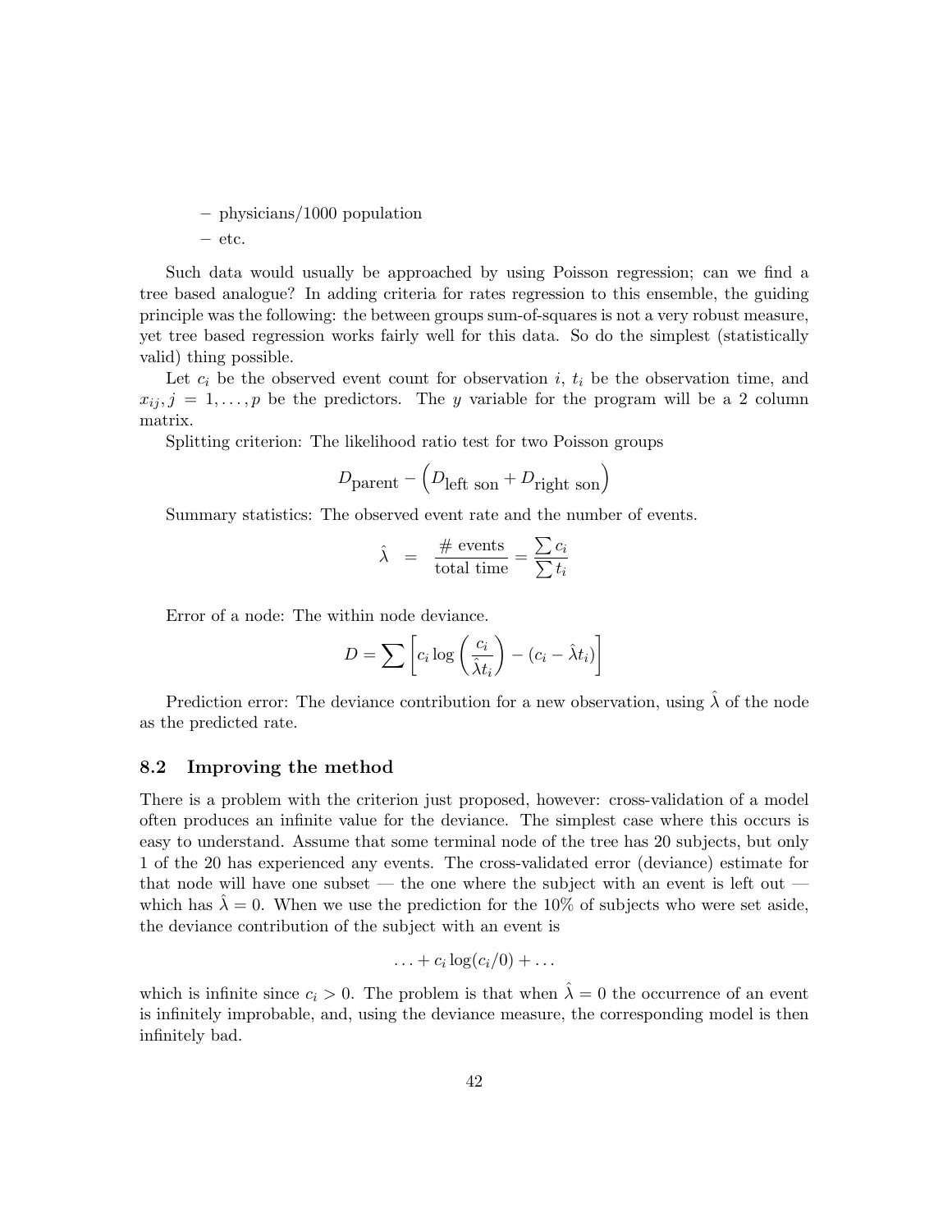- physicians/1000 population
  - etc.

Such data would usually be approached by using Poisson regression; can we find a tree based analogue? In adding criteria for rates regression to this ensemble, the guiding principle was the following: the between groups sum-of-squares is not a very robust measure, yet tree based regression works fairly well for this data. So do the simplest (statistically valid) thing possible.

Let $c_i$ be the observed event count for observation $i$, $t_i$ be the observation time, and $x_{ij}, j = 1, \ldots, p$ be the predictors. The $y$ variable for the program will be a 2 column matrix.

Splitting criterion: The likelihood ratio test for two Poisson groups

$$D_{\text{parent}} - \left(D_{\text{left son}} + D_{\text{right son}}\right)$$

Summary statistics: The observed event rate and the number of events.

$$\hat{\lambda} \;=\; \frac{\#\text{ events}}{\text{total time}} = \frac{\sum c_i}{\sum t_i}$$

Error of a node: The within node deviance.

$$D = \sum \left[ c_i \log\left(\frac{c_i}{\hat{\lambda} t_i}\right) - (c_i - \hat{\lambda} t_i) \right]$$

Prediction error: The deviance contribution for a new observation, using $\hat{\lambda}$ of the node as the predicted rate.

### 8.2 Improving the method

There is a problem with the criterion just proposed, however: cross-validation of a model often produces an infinite value for the deviance. The simplest case where this occurs is easy to understand. Assume that some terminal node of the tree has 20 subjects, but only 1 of the 20 has experienced any events. The cross-validated error (deviance) estimate for that node will have one subset — the one where the subject with an event is left out — which has $\hat{\lambda} = 0$. When we use the prediction for the 10% of subjects who were set aside, the deviance contribution of the subject with an event is

$$\ldots + c_i \log(c_i/0) + \ldots$$

which is infinite since $c_i > 0$. The problem is that when $\hat{\lambda} = 0$ the occurrence of an event is infinitely improbable, and, using the deviance measure, the corresponding model is then infinitely bad.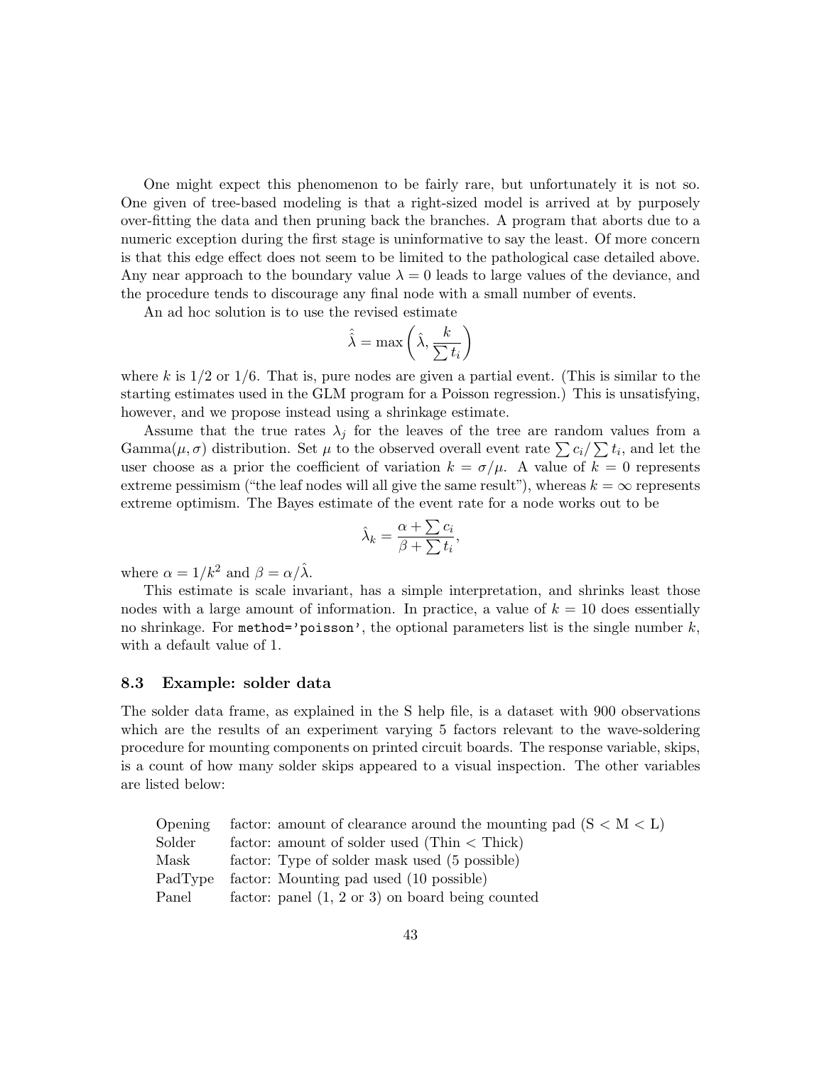One might expect this phenomenon to be fairly rare, but unfortunately it is not so. One given of tree-based modeling is that a right-sized model is arrived at by purposely over-fitting the data and then pruning back the branches. A program that aborts due to a numeric exception during the first stage is uninformative to say the least. Of more concern is that this edge effect does not seem to be limited to the pathological case detailed above. Any near approach to the boundary value $\lambda = 0$ leads to large values of the deviance, and the procedure tends to discourage any final node with a small number of events.

An ad hoc solution is to use the revised estimate

$$\hat{\hat{\lambda}} = \max\left(\hat{\lambda}, \frac{k}{\sum t_i}\right)$$

where $k$ is 1/2 or 1/6. That is, pure nodes are given a partial event. (This is similar to the starting estimates used in the GLM program for a Poisson regression.) This is unsatisfying, however, and we propose instead using a shrinkage estimate.

Assume that the true rates $\lambda_j$ for the leaves of the tree are random values from a Gamma$(\mu, \sigma)$ distribution. Set $\mu$ to the observed overall event rate $\sum c_i / \sum t_i$, and let the user choose as a prior the coefficient of variation $k = \sigma/\mu$. A value of $k = 0$ represents extreme pessimism ("the leaf nodes will all give the same result"), whereas $k = \infty$ represents extreme optimism. The Bayes estimate of the event rate for a node works out to be

$$\hat{\lambda}_k = \frac{\alpha + \sum c_i}{\beta + \sum t_i},$$

where $\alpha = 1/k^2$ and $\beta = \alpha/\hat{\lambda}$.

This estimate is scale invariant, has a simple interpretation, and shrinks least those nodes with a large amount of information. In practice, a value of $k = 10$ does essentially no shrinkage. For `method='poisson'`, the optional parameters list is the single number $k$, with a default value of 1.

### 8.3 Example: solder data

The solder data frame, as explained in the S help file, is a dataset with 900 observations which are the results of an experiment varying 5 factors relevant to the wave-soldering procedure for mounting components on printed circuit boards. The response variable, skips, is a count of how many solder skips appeared to a visual inspection. The other variables are listed below:

| | |
|---|---|
| Opening | factor: amount of clearance around the mounting pad (S < M < L) |
| Solder | factor: amount of solder used (Thin < Thick) |
| Mask | factor: Type of solder mask used (5 possible) |
| PadType | factor: Mounting pad used (10 possible) |
| Panel | factor: panel (1, 2 or 3) on board being counted |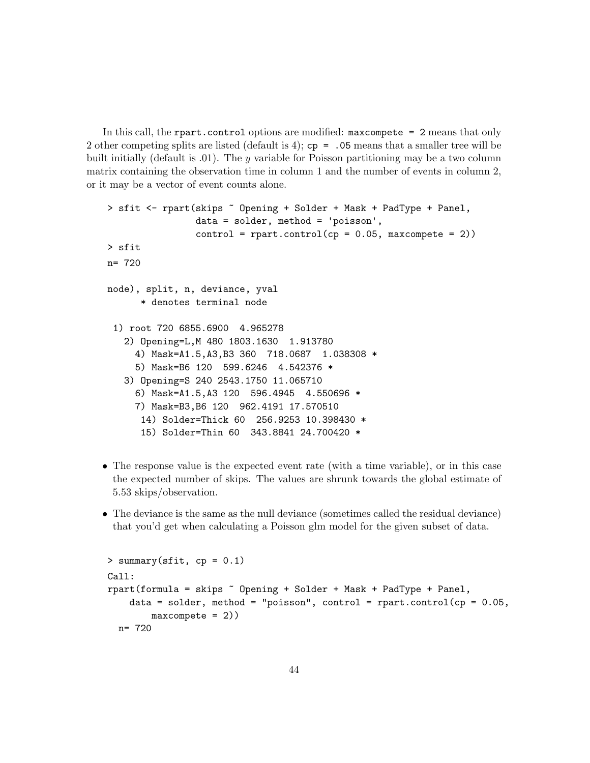In this call, the `rpart.control` options are modified: `maxcompete = 2` means that only 2 other competing splits are listed (default is 4); `cp = .05` means that a smaller tree will be built initially (default is .01). The $y$ variable for Poisson partitioning may be a two column matrix containing the observation time in column 1 and the number of events in column 2, or it may be a vector of event counts alone.

```
> sfit <- rpart(skips ~ Opening + Solder + Mask + PadType + Panel,
                data = solder, method = 'poisson',
                control = rpart.control(cp = 0.05, maxcompete = 2))
> sfit
n= 720

node), split, n, deviance, yval
      * denotes terminal node

 1) root 720 6855.6900  4.965278
   2) Opening=L,M 480 1803.1630  1.913780
     4) Mask=A1.5,A3,B3 360  718.0687  1.038308 *
     5) Mask=B6 120  599.6246  4.542376 *
   3) Opening=S 240 2543.1750 11.065710
     6) Mask=A1.5,A3 120  596.4945  4.550696 *
     7) Mask=B3,B6 120  962.4191 17.570510
      14) Solder=Thick 60  256.9253 10.398430 *
      15) Solder=Thin 60  343.8841 24.700420 *
```

- The response value is the expected event rate (with a time variable), or in this case the expected number of skips. The values are shrunk towards the global estimate of 5.53 skips/observation.
- The deviance is the same as the null deviance (sometimes called the residual deviance) that you'd get when calculating a Poisson glm model for the given subset of data.

```
> summary(sfit, cp = 0.1)
Call:
rpart(formula = skips ~ Opening + Solder + Mask + PadType + Panel,
    data = solder, method = "poisson", control = rpart.control(cp = 0.05,
        maxcompete = 2))
  n= 720
```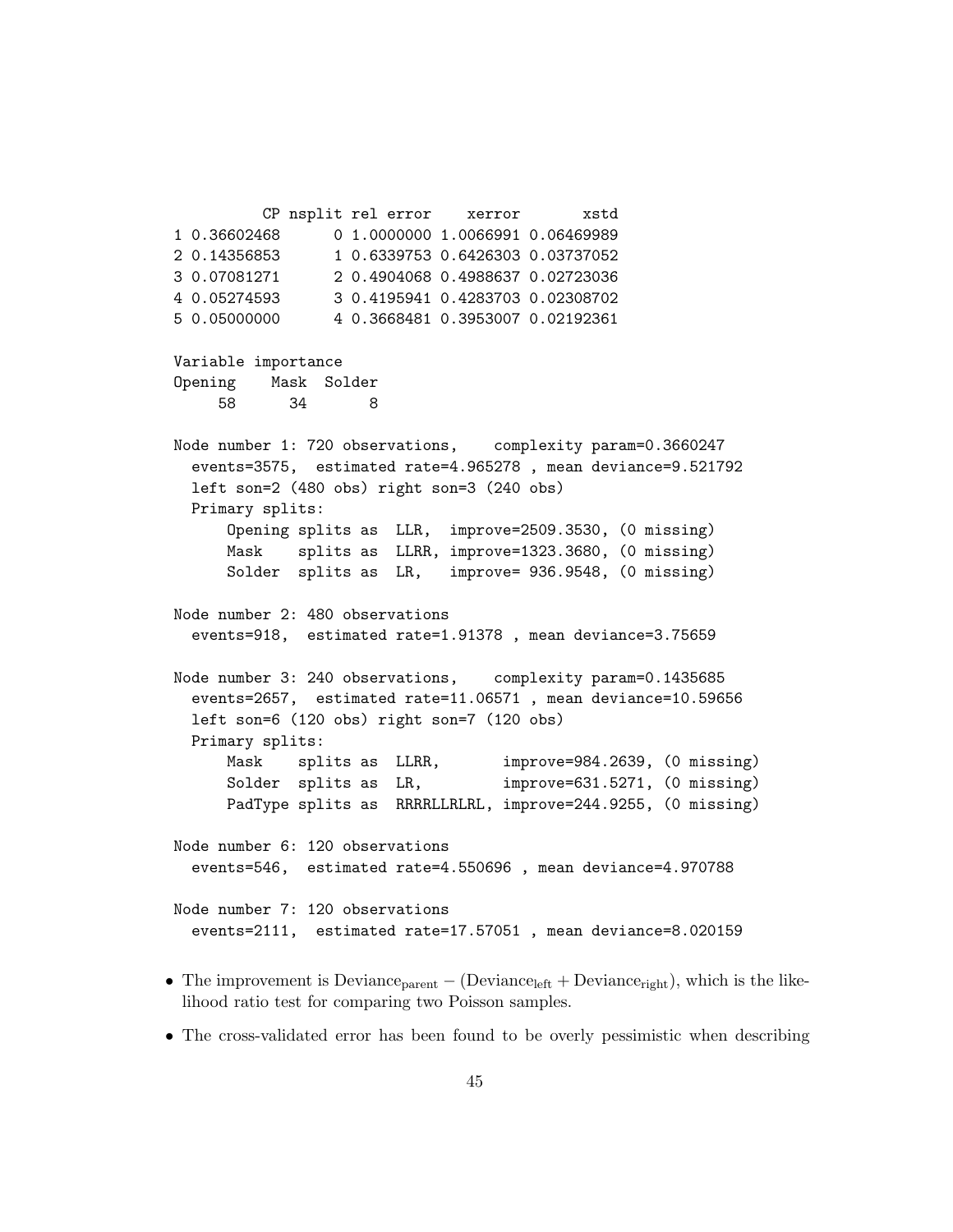```
          CP nsplit rel error    xerror       xstd
1 0.36602468      0 1.0000000 1.0066991 0.06469989
2 0.14356853      1 0.6339753 0.6426303 0.03737052
3 0.07081271      2 0.4904068 0.4988637 0.02723036
4 0.05274593      3 0.4195941 0.4283703 0.02308702
5 0.05000000      4 0.3668481 0.3953007 0.02192361

Variable importance
Opening    Mask  Solder
     58      34       8

Node number 1: 720 observations,    complexity param=0.3660247
  events=3575,  estimated rate=4.965278 , mean deviance=9.521792
  left son=2 (480 obs) right son=3 (240 obs)
  Primary splits:
      Opening splits as  LLR,  improve=2509.3530, (0 missing)
      Mask    splits as  LLRR, improve=1323.3680, (0 missing)
      Solder  splits as  LR,   improve= 936.9548, (0 missing)

Node number 2: 480 observations
  events=918,  estimated rate=1.91378 , mean deviance=3.75659

Node number 3: 240 observations,    complexity param=0.1435685
  events=2657,  estimated rate=11.06571 , mean deviance=10.59656
  left son=6 (120 obs) right son=7 (120 obs)
  Primary splits:
      Mask    splits as  LLRR,       improve=984.2639, (0 missing)
      Solder  splits as  LR,         improve=631.5271, (0 missing)
      PadType splits as  RRRRLLRLRL, improve=244.9255, (0 missing)

Node number 6: 120 observations
  events=546,  estimated rate=4.550696 , mean deviance=4.970788

Node number 7: 120 observations
  events=2111,  estimated rate=17.57051 , mean deviance=8.020159
```

- The improvement is $\text{Deviance}_{\text{parent}} - (\text{Deviance}_{\text{left}} + \text{Deviance}_{\text{right}})$, which is the likelihood ratio test for comparing two Poisson samples.
- The cross-validated error has been found to be overly pessimistic when describing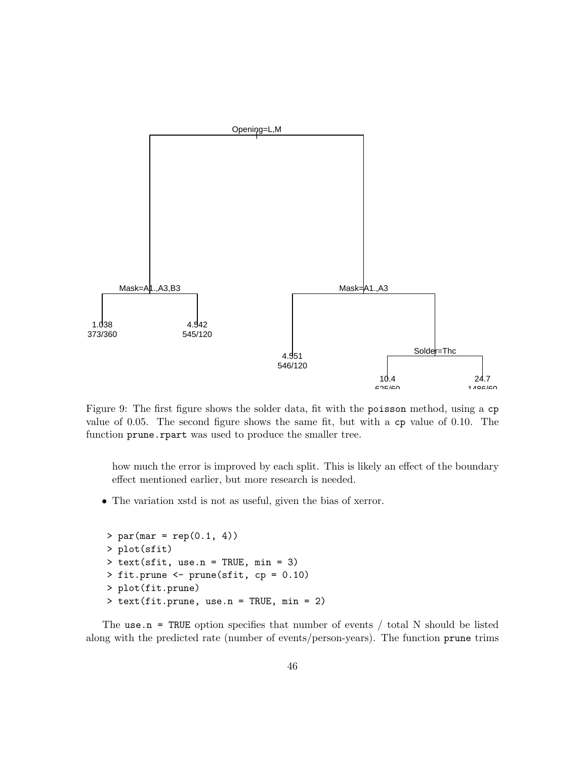Figure 9: The first figure shows the solder data, fit with the `poisson` method, using a `cp` value of 0.05. The second figure shows the same fit, but with a `cp` value of 0.10. The function `prune.rpart` was used to produce the smaller tree.

how much the error is improved by each split. This is likely an effect of the boundary effect mentioned earlier, but more research is needed.

- The variation xstd is not as useful, given the bias of xerror.

```
> par(mar = rep(0.1, 4))
> plot(sfit)
> text(sfit, use.n = TRUE, min = 3)
> fit.prune <- prune(sfit, cp = 0.10)
> plot(fit.prune)
> text(fit.prune, use.n = TRUE, min = 2)
```

The `use.n = TRUE` option specifies that number of events / total N should be listed along with the predicted rate (number of events/person-years). The function `prune` trims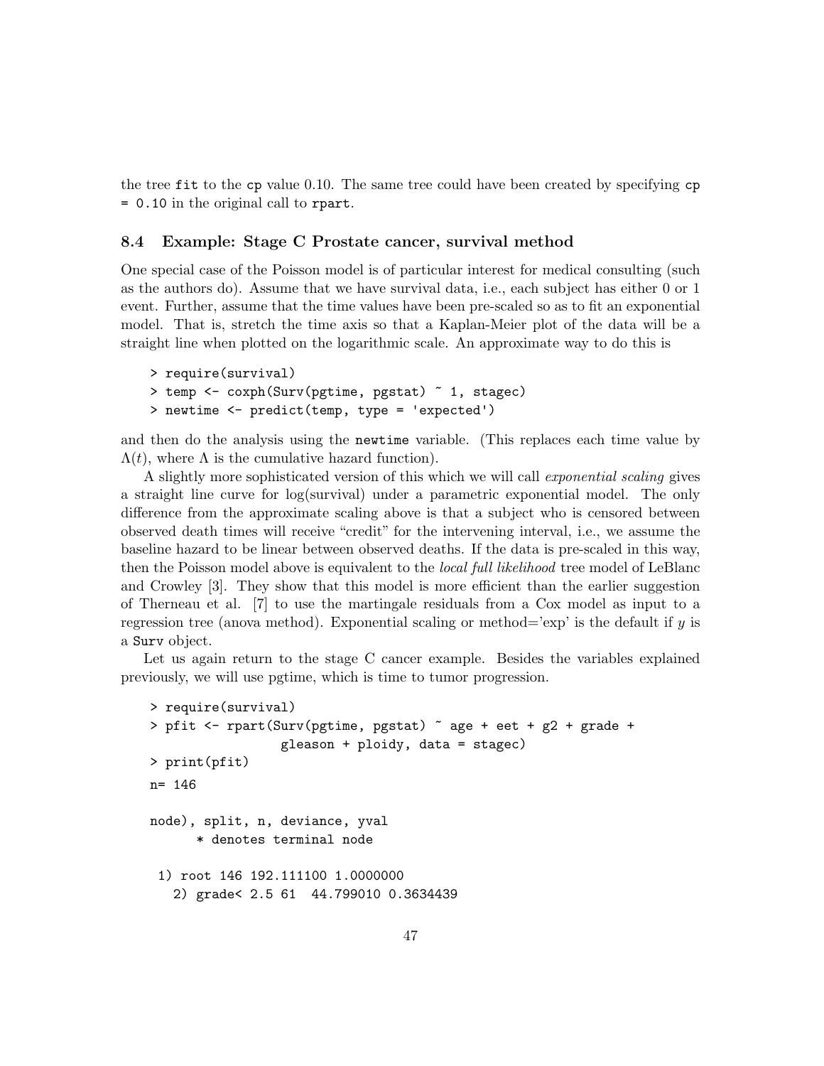the tree `fit` to the `cp` value 0.10. The same tree could have been created by specifying `cp = 0.10` in the original call to `rpart`.

### 8.4 Example: Stage C Prostate cancer, survival method

One special case of the Poisson model is of particular interest for medical consulting (such as the authors do). Assume that we have survival data, i.e., each subject has either 0 or 1 event. Further, assume that the time values have been pre-scaled so as to fit an exponential model. That is, stretch the time axis so that a Kaplan-Meier plot of the data will be a straight line when plotted on the logarithmic scale. An approximate way to do this is

```
> require(survival)
> temp <- coxph(Surv(pgtime, pgstat) ~ 1, stagec)
> newtime <- predict(temp, type = 'expected')
```

and then do the analysis using the `newtime` variable. (This replaces each time value by $\Lambda(t)$, where $\Lambda$ is the cumulative hazard function).

A slightly more sophisticated version of this which we will call *exponential scaling* gives a straight line curve for log(survival) under a parametric exponential model. The only difference from the approximate scaling above is that a subject who is censored between observed death times will receive "credit" for the intervening interval, i.e., we assume the baseline hazard to be linear between observed deaths. If the data is pre-scaled in this way, then the Poisson model above is equivalent to the *local full likelihood* tree model of LeBlanc and Crowley [3]. They show that this model is more efficient than the earlier suggestion of Therneau et al. [7] to use the martingale residuals from a Cox model as input to a regression tree (anova method). Exponential scaling or method='exp' is the default if $y$ is a `Surv` object.

Let us again return to the stage C cancer example. Besides the variables explained previously, we will use pgtime, which is time to tumor progression.

```
> require(survival)
> pfit <- rpart(Surv(pgtime, pgstat) ~ age + eet + g2 + grade +
                  gleason + ploidy, data = stagec)
> print(pfit)
n= 146

node), split, n, deviance, yval
      * denotes terminal node

 1) root 146 192.111100 1.0000000
   2) grade< 2.5 61  44.799010 0.3634439
```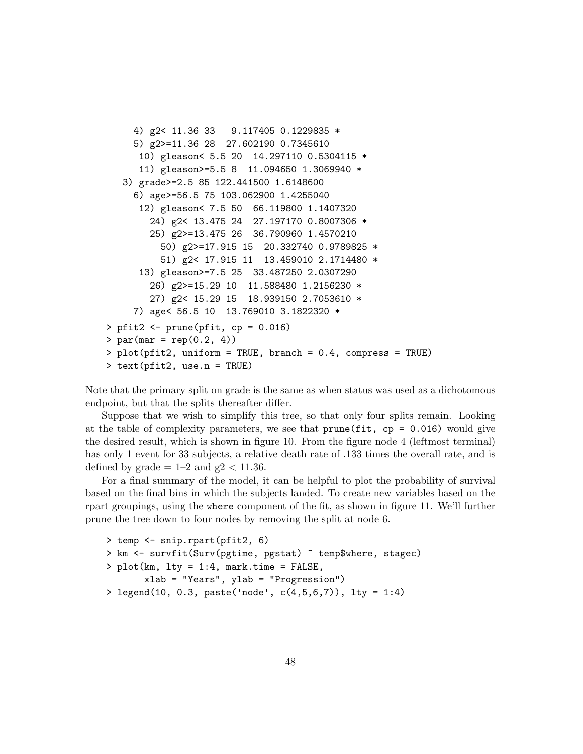```
      4) g2< 11.36 33   9.117405 0.1229835 *
      5) g2>=11.36 28  27.602190 0.7345610
       10) gleason< 5.5 20  14.297110 0.5304115 *
       11) gleason>=5.5 8  11.094650 1.3069940 *
    3) grade>=2.5 85 122.441500 1.6148600
      6) age>=56.5 75 103.062900 1.4255040
       12) gleason< 7.5 50  66.119800 1.1407320
         24) g2< 13.475 24  27.197170 0.8007306 *
         25) g2>=13.475 26  36.790960 1.4570210
           50) g2>=17.915 15  20.332740 0.9789825 *
           51) g2< 17.915 11  13.459010 2.1714480 *
       13) gleason>=7.5 25  33.487250 2.0307290
         26) g2>=15.29 10  11.588480 1.2156230 *
         27) g2< 15.29 15  18.939150 2.7053610 *
      7) age< 56.5 10  13.769010 3.1822320 *
> pfit2 <- prune(pfit, cp = 0.016)
> par(mar = rep(0.2, 4))
> plot(pfit2, uniform = TRUE, branch = 0.4, compress = TRUE)
> text(pfit2, use.n = TRUE)
```

Note that the primary split on grade is the same as when status was used as a dichotomous endpoint, but that the splits thereafter differ.

Suppose that we wish to simplify this tree, so that only four splits remain. Looking at the table of complexity parameters, we see that `prune(fit, cp = 0.016)` would give the desired result, which is shown in figure 10. From the figure node 4 (leftmost terminal) has only 1 event for 33 subjects, a relative death rate of .133 times the overall rate, and is defined by grade = 1–2 and g2 $< 11.36$.

For a final summary of the model, it can be helpful to plot the probability of survival based on the final bins in which the subjects landed. To create new variables based on the rpart groupings, using the `where` component of the fit, as shown in figure 11. We'll further prune the tree down to four nodes by removing the split at node 6.

```
> temp <- snip.rpart(pfit2, 6)
> km <- survfit(Surv(pgtime, pgstat) ~ temp$where, stagec)
> plot(km, lty = 1:4, mark.time = FALSE,
       xlab = "Years", ylab = "Progression")
> legend(10, 0.3, paste('node', c(4,5,6,7)), lty = 1:4)
```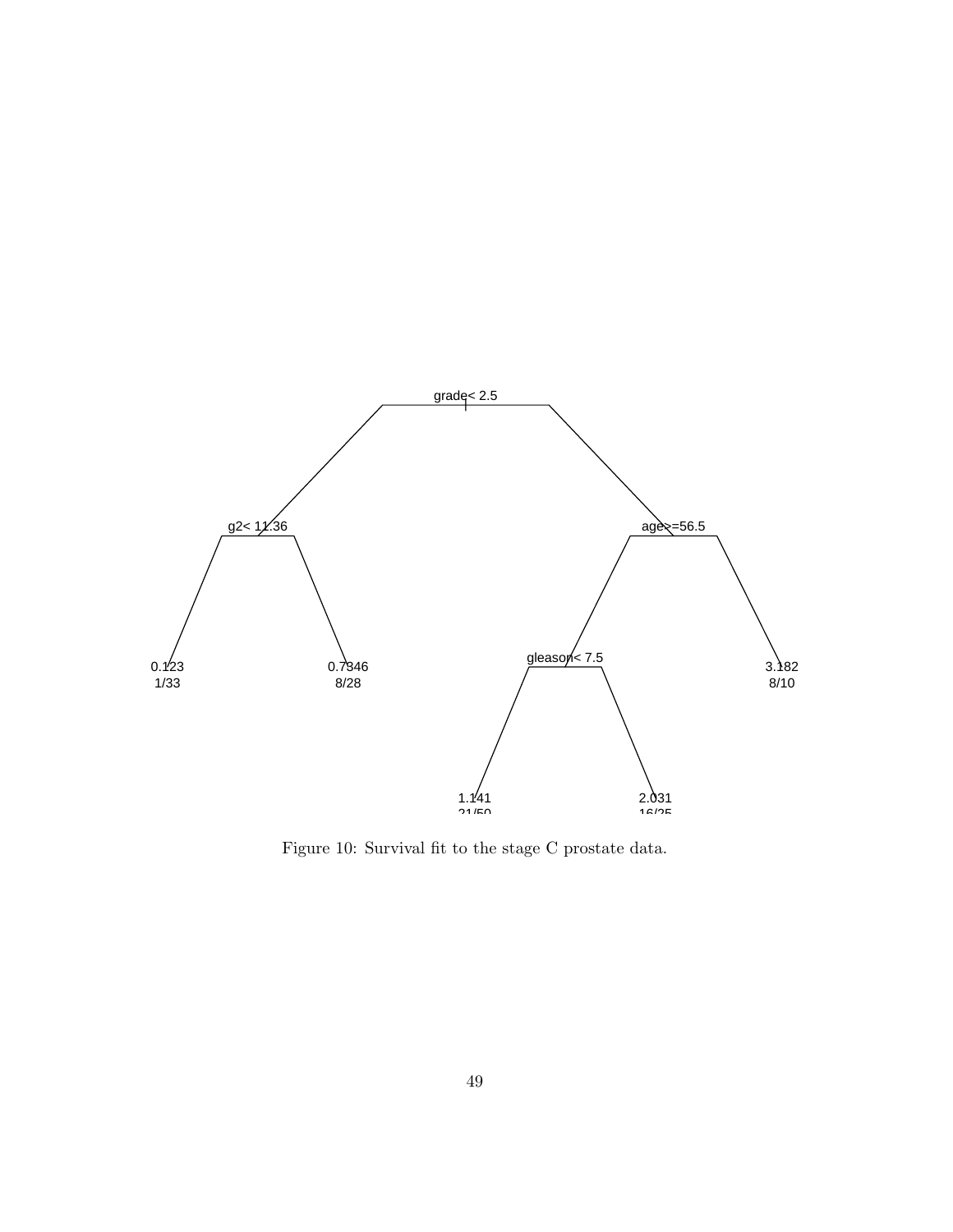Figure 10: Survival fit to the stage C prostate data.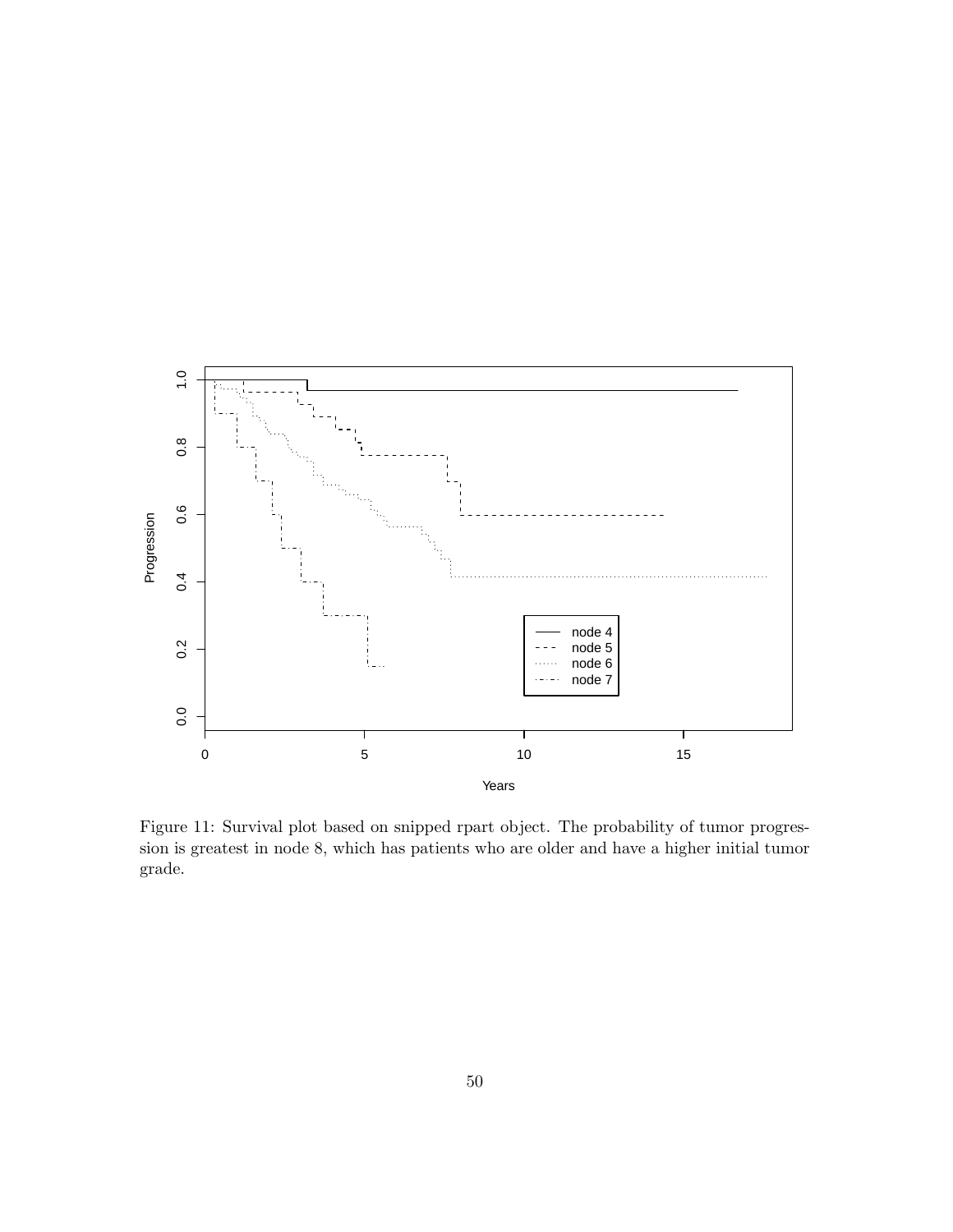Figure 11: Survival plot based on snipped rpart object. The probability of tumor progression is greatest in node 8, which has patients who are older and have a higher initial tumor grade.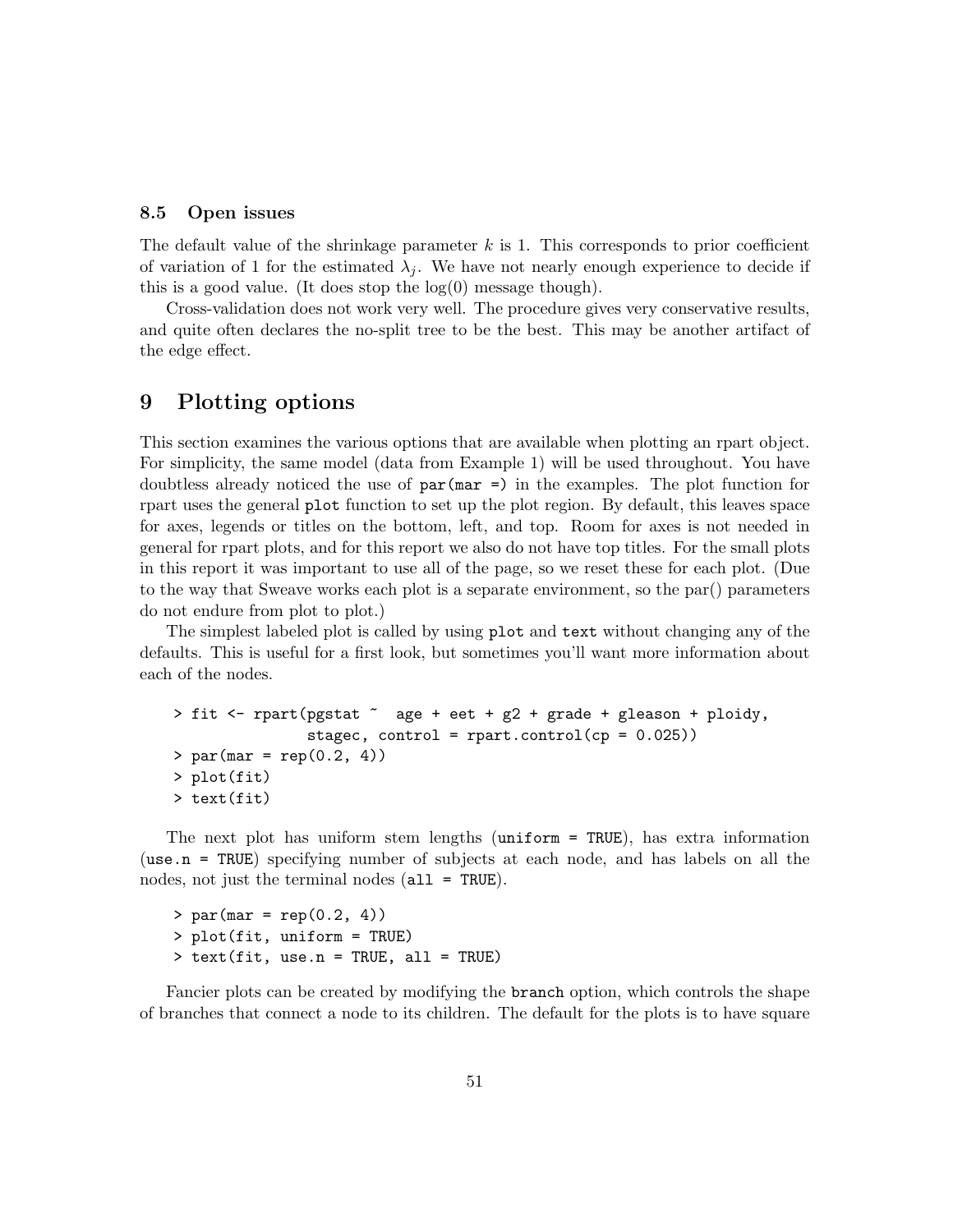### 8.5 Open issues

The default value of the shrinkage parameter $k$ is 1. This corresponds to prior coefficient of variation of 1 for the estimated $\lambda_j$. We have not nearly enough experience to decide if this is a good value. (It does stop the log(0) message though).

Cross-validation does not work very well. The procedure gives very conservative results, and quite often declares the no-split tree to be the best. This may be another artifact of the edge effect.

# 9 Plotting options

This section examines the various options that are available when plotting an rpart object. For simplicity, the same model (data from Example 1) will be used throughout. You have doubtless already noticed the use of `par(mar =)` in the examples. The plot function for rpart uses the general `plot` function to set up the plot region. By default, this leaves space for axes, legends or titles on the bottom, left, and top. Room for axes is not needed in general for rpart plots, and for this report we also do not have top titles. For the small plots in this report it was important to use all of the page, so we reset these for each plot. (Due to the way that Sweave works each plot is a separate environment, so the par() parameters do not endure from plot to plot.)

The simplest labeled plot is called by using `plot` and `text` without changing any of the defaults. This is useful for a first look, but sometimes you'll want more information about each of the nodes.

```
> fit <- rpart(pgstat ~  age + eet + g2 + grade + gleason + ploidy,
               stagec, control = rpart.control(cp = 0.025))
> par(mar = rep(0.2, 4))
> plot(fit)
> text(fit)
```

The next plot has uniform stem lengths (`uniform = TRUE`), has extra information (`use.n = TRUE`) specifying number of subjects at each node, and has labels on all the nodes, not just the terminal nodes (`all = TRUE`).

```
> par(mar = rep(0.2, 4))
> plot(fit, uniform = TRUE)
> text(fit, use.n = TRUE, all = TRUE)
```

Fancier plots can be created by modifying the `branch` option, which controls the shape of branches that connect a node to its children. The default for the plots is to have square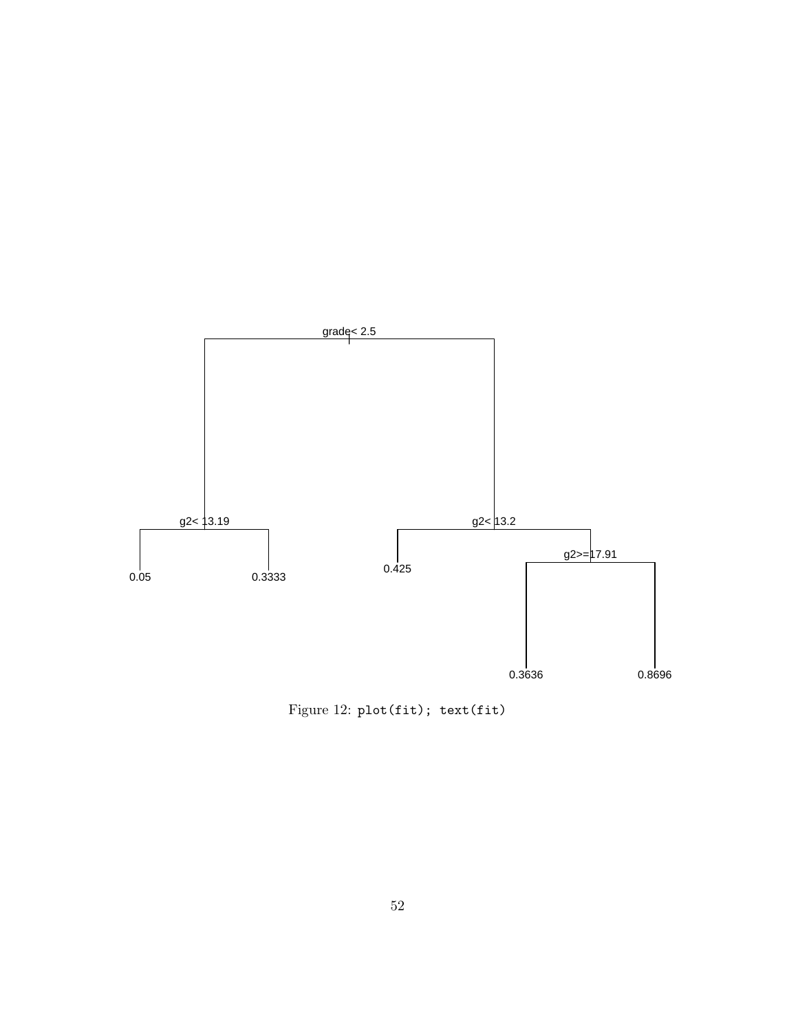grade< 2.5

g2< 13.19

0.05

0.3333

g2< 13.2

0.425

g2>=17.91

0.3636

0.8696

Figure 12: `plot(fit); text(fit)`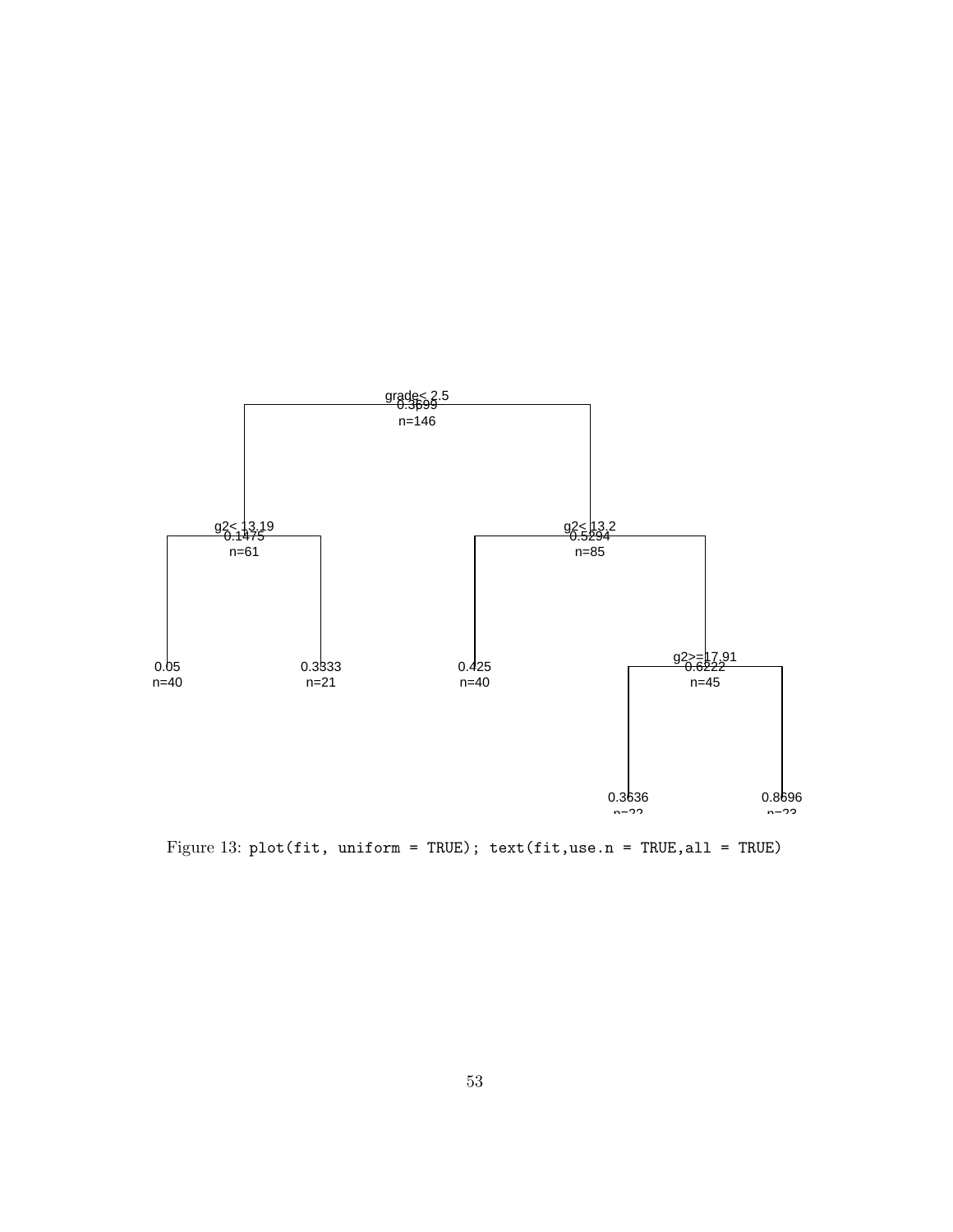Figure 13: `plot(fit, uniform = TRUE); text(fit,use.n = TRUE,all = TRUE)`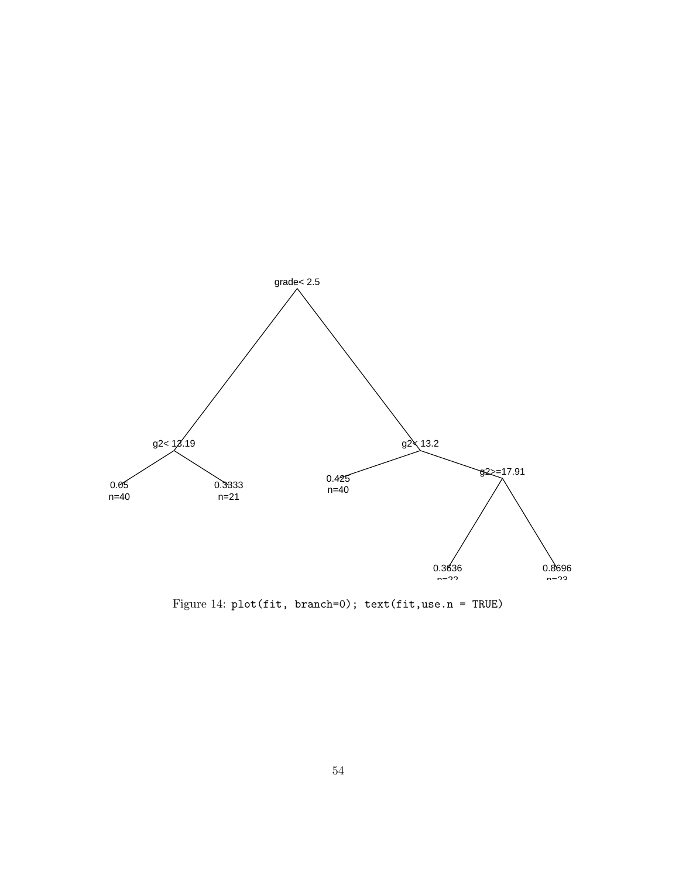Figure 14: `plot(fit, branch=0); text(fit,use.n = TRUE)`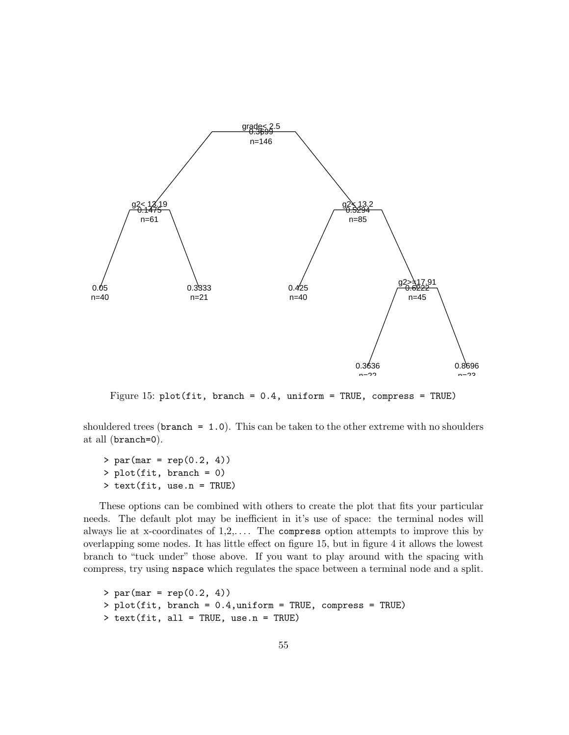Figure 15: plot(fit, branch = 0.4, uniform = TRUE, compress = TRUE)

shouldered trees (`branch = 1.0`). This can be taken to the other extreme with no shoulders at all (`branch=0`).

```
> par(mar = rep(0.2, 4))
> plot(fit, branch = 0)
> text(fit, use.n = TRUE)
```

These options can be combined with others to create the plot that fits your particular needs. The default plot may be inefficient in it's use of space: the terminal nodes will always lie at x-coordinates of 1,2,.... The `compress` option attempts to improve this by overlapping some nodes. It has little effect on figure 15, but in figure 4 it allows the lowest branch to "tuck under" those above. If you want to play around with the spacing with compress, try using `nspace` which regulates the space between a terminal node and a split.

```
> par(mar = rep(0.2, 4))
> plot(fit, branch = 0.4,uniform = TRUE, compress = TRUE)
> text(fit, all = TRUE, use.n = TRUE)
```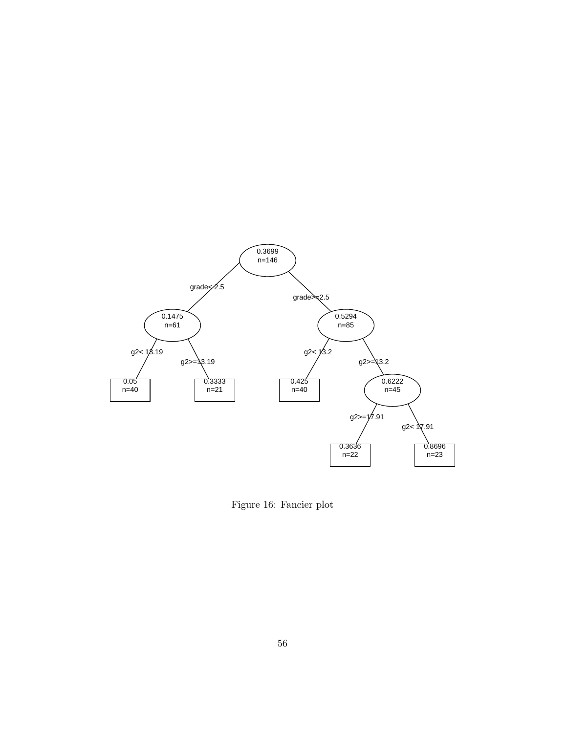Figure 16: Fancier plot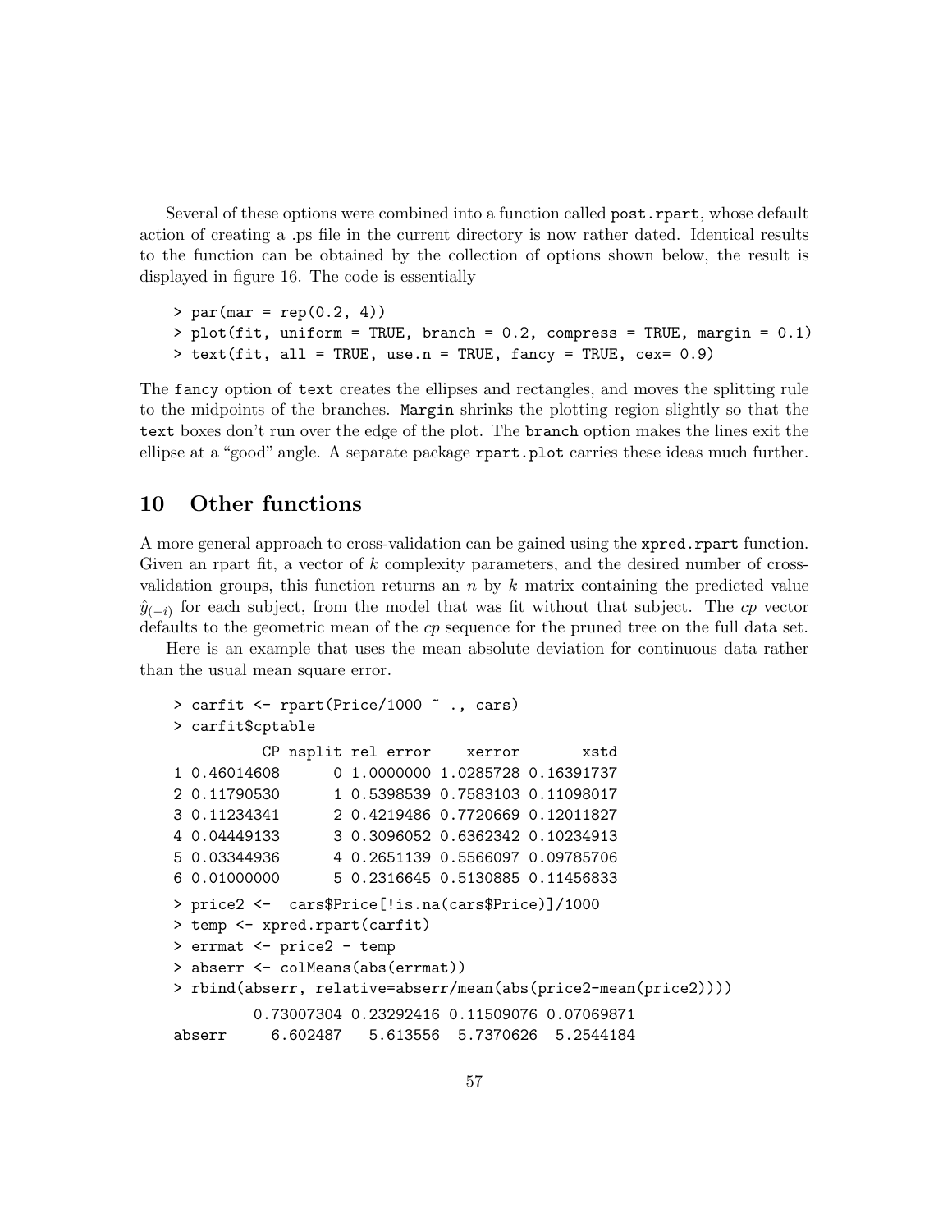Several of these options were combined into a function called `post.rpart`, whose default action of creating a .ps file in the current directory is now rather dated. Identical results to the function can be obtained by the collection of options shown below, the result is displayed in figure 16. The code is essentially

```
> par(mar = rep(0.2, 4))
> plot(fit, uniform = TRUE, branch = 0.2, compress = TRUE, margin = 0.1)
> text(fit, all = TRUE, use.n = TRUE, fancy = TRUE, cex= 0.9)
```

The `fancy` option of `text` creates the ellipses and rectangles, and moves the splitting rule to the midpoints of the branches. `Margin` shrinks the plotting region slightly so that the `text` boxes don't run over the edge of the plot. The `branch` option makes the lines exit the ellipse at a "good" angle. A separate package `rpart.plot` carries these ideas much further.

## 10 Other functions

A more general approach to cross-validation can be gained using the `xpred.rpart` function. Given an rpart fit, a vector of $k$ complexity parameters, and the desired number of cross-validation groups, this function returns an $n$ by $k$ matrix containing the predicted value $\hat{y}_{(-i)}$ for each subject, from the model that was fit without that subject. The *cp* vector defaults to the geometric mean of the *cp* sequence for the pruned tree on the full data set.

Here is an example that uses the mean absolute deviation for continuous data rather than the usual mean square error.

```
> carfit <- rpart(Price/1000 ~ ., cars)
> carfit$cptable
          CP nsplit rel error    xerror       xstd
1 0.46014608      0 1.0000000 1.0285728 0.16391737
2 0.11790530      1 0.5398539 0.7583103 0.11098017
3 0.11234341      2 0.4219486 0.7720669 0.12011827
4 0.04449133      3 0.3096052 0.6362342 0.10234913
5 0.03344936      4 0.2651139 0.5566097 0.09785706
6 0.01000000      5 0.2316645 0.5130885 0.11456833
> price2 <-  cars$Price[!is.na(cars$Price)]/1000
> temp <- xpred.rpart(carfit)
> errmat <- price2 - temp
> abserr <- colMeans(abs(errmat))
> rbind(abserr, relative=abserr/mean(abs(price2-mean(price2))))
         0.73007304 0.23292416 0.11509076 0.07069871
abserr     6.602487   5.613556  5.7370626  5.2544184
```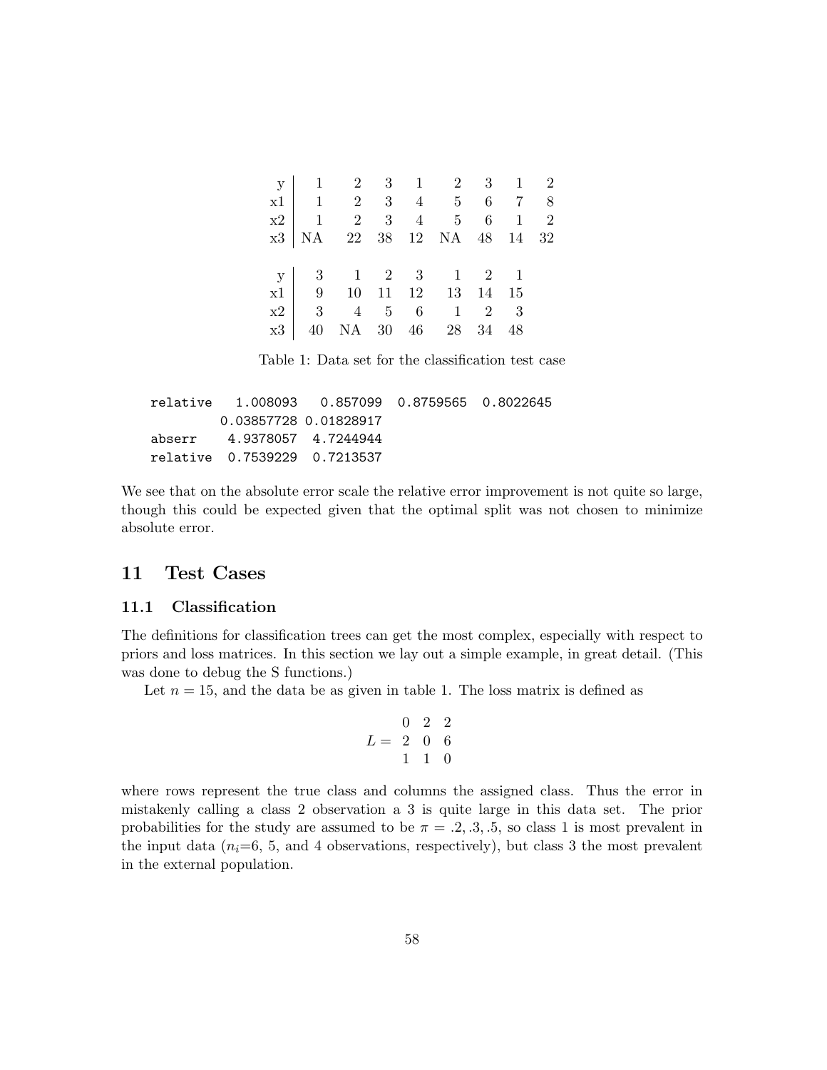| y | 1 | 2 | 3 | 1 | 2 | 3 | 1 | 2 |
|---|---|---|---|---|---|---|---|---|
| x1 | 1 | 2 | 3 | 4 | 5 | 6 | 7 | 8 |
| x2 | 1 | 2 | 3 | 4 | 5 | 6 | 1 | 2 |
| x3 | NA | 22 | 38 | 12 | NA | 48 | 14 | 32 |

| y | 3 | 1 | 2 | 3 | 1 | 2 | 1 |
|---|---|---|---|---|---|---|---|
| x1 | 9 | 10 | 11 | 12 | 13 | 14 | 15 |
| x2 | 3 | 4 | 5 | 6 | 1 | 2 | 3 |
| x3 | 40 | NA | 30 | 46 | 28 | 34 | 48 |

Table 1: Data set for the classification test case

```
relative   1.008093   0.857099  0.8759565  0.8022645
        0.03857728 0.01828917
abserr    4.9378057  4.7244944
relative  0.7539229  0.7213537
```

We see that on the absolute error scale the relative error improvement is not quite so large, though this could be expected given that the optimal split was not chosen to minimize absolute error.

# 11 Test Cases

## 11.1 Classification

The definitions for classification trees can get the most complex, especially with respect to priors and loss matrices. In this section we lay out a simple example, in great detail. (This was done to debug the S functions.)

Let $n = 15$, and the data be as given in table 1. The loss matrix is defined as

$$L = \begin{matrix} 0 & 2 & 2 \\ 2 & 0 & 6 \\ 1 & 1 & 0 \end{matrix}$$

where rows represent the true class and columns the assigned class. Thus the error in mistakenly calling a class 2 observation a 3 is quite large in this data set. The prior probabilities for the study are assumed to be $\pi = .2, .3, .5$, so class 1 is most prevalent in the input data ($n_i$=6, 5, and 4 observations, respectively), but class 3 the most prevalent in the external population.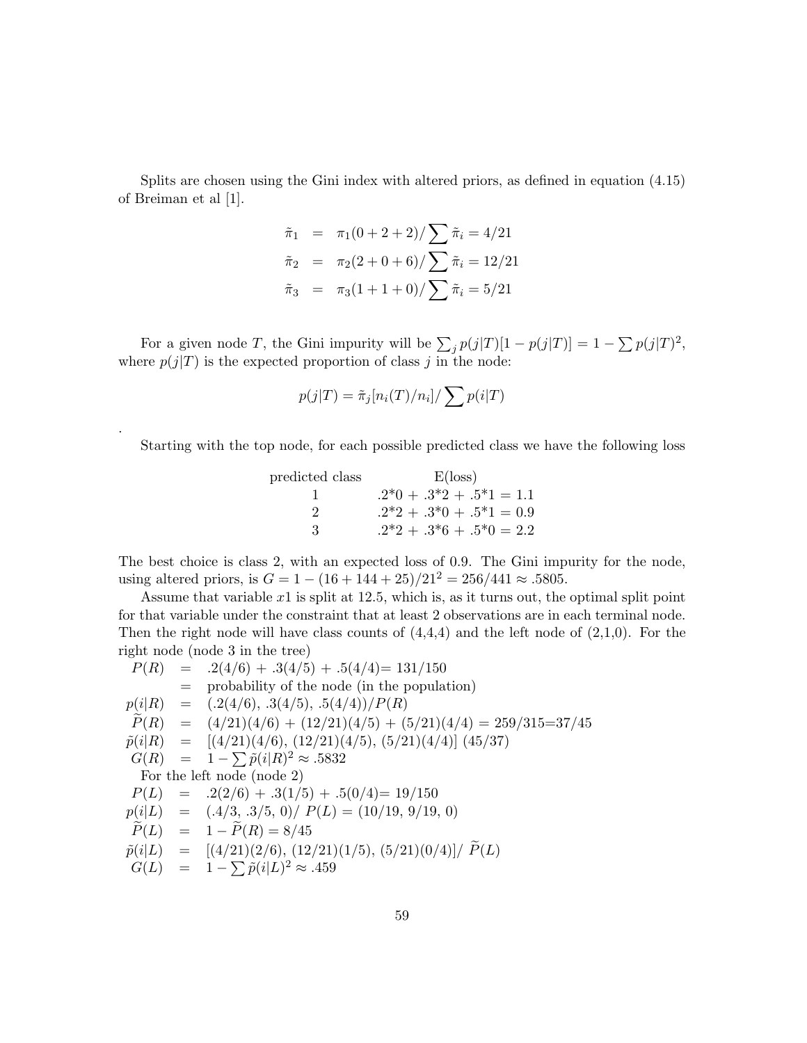Splits are chosen using the Gini index with altered priors, as defined in equation (4.15) of Breiman et al [1].

$$
\begin{aligned}
\tilde{\pi}_1 &= \pi_1(0+2+2)/\sum \tilde{\pi}_i = 4/21 \\
\tilde{\pi}_2 &= \pi_2(2+0+6)/\sum \tilde{\pi}_i = 12/21 \\
\tilde{\pi}_3 &= \pi_3(1+1+0)/\sum \tilde{\pi}_i = 5/21
\end{aligned}
$$

For a given node $T$, the Gini impurity will be $\sum_j p(j|T)[1 - p(j|T)] = 1 - \sum p(j|T)^2$, where $p(j|T)$ is the expected proportion of class $j$ in the node:

$$
p(j|T) = \tilde{\pi}_j[n_i(T)/n_i]/\sum p(i|T)
$$

.

Starting with the top node, for each possible predicted class we have the following loss

| predicted class | E(loss) |
|---|---|
| 1 | .2*0 + .3*2 + .5*1 = 1.1 |
| 2 | .2*2 + .3*0 + .5*1 = 0.9 |
| 3 | .2*2 + .3*6 + .5*0 = 2.2 |

The best choice is class 2, with an expected loss of 0.9. The Gini impurity for the node, using altered priors, is $G = 1 - (16 + 144 + 25)/21^2 = 256/441 \approx .5805$.

Assume that variable $x1$ is split at 12.5, which is, as it turns out, the optimal split point for that variable under the constraint that at least 2 observations are in each terminal node. Then the right node will have class counts of (4,4,4) and the left node of (2,1,0). For the right node (node 3 in the tree)

$$
\begin{aligned}
P(R) &= .2(4/6) + .3(4/5) + .5(4/4) = 131/150 \\
&= \text{probability of the node (in the population)} \\
p(i|R) &= (.2(4/6),\ .3(4/5),\ .5(4/4))/P(R) \\
\widetilde{P}(R) &= (4/21)(4/6) + (12/21)(4/5) + (5/21)(4/4) = 259/315 = 37/45 \\
\tilde{p}(i|R) &= [(4/21)(4/6),\ (12/21)(4/5),\ (5/21)(4/4)]\ (45/37) \\
G(R) &= 1 - \sum \tilde{p}(i|R)^2 \approx .5832
\end{aligned}
$$

For the left node (node 2)

$$
\begin{aligned}
P(L) &= .2(2/6) + .3(1/5) + .5(0/4) = 19/150 \\
p(i|L) &= (.4/3,\ .3/5,\ 0)/\ P(L) = (10/19,\ 9/19,\ 0) \\
\widetilde{P}(L) &= 1 - \widetilde{P}(R) = 8/45 \\
\tilde{p}(i|L) &= [(4/21)(2/6),\ (12/21)(1/5),\ (5/21)(0/4)]/\ \widetilde{P}(L) \\
G(L) &= 1 - \sum \tilde{p}(i|L)^2 \approx .459
\end{aligned}
$$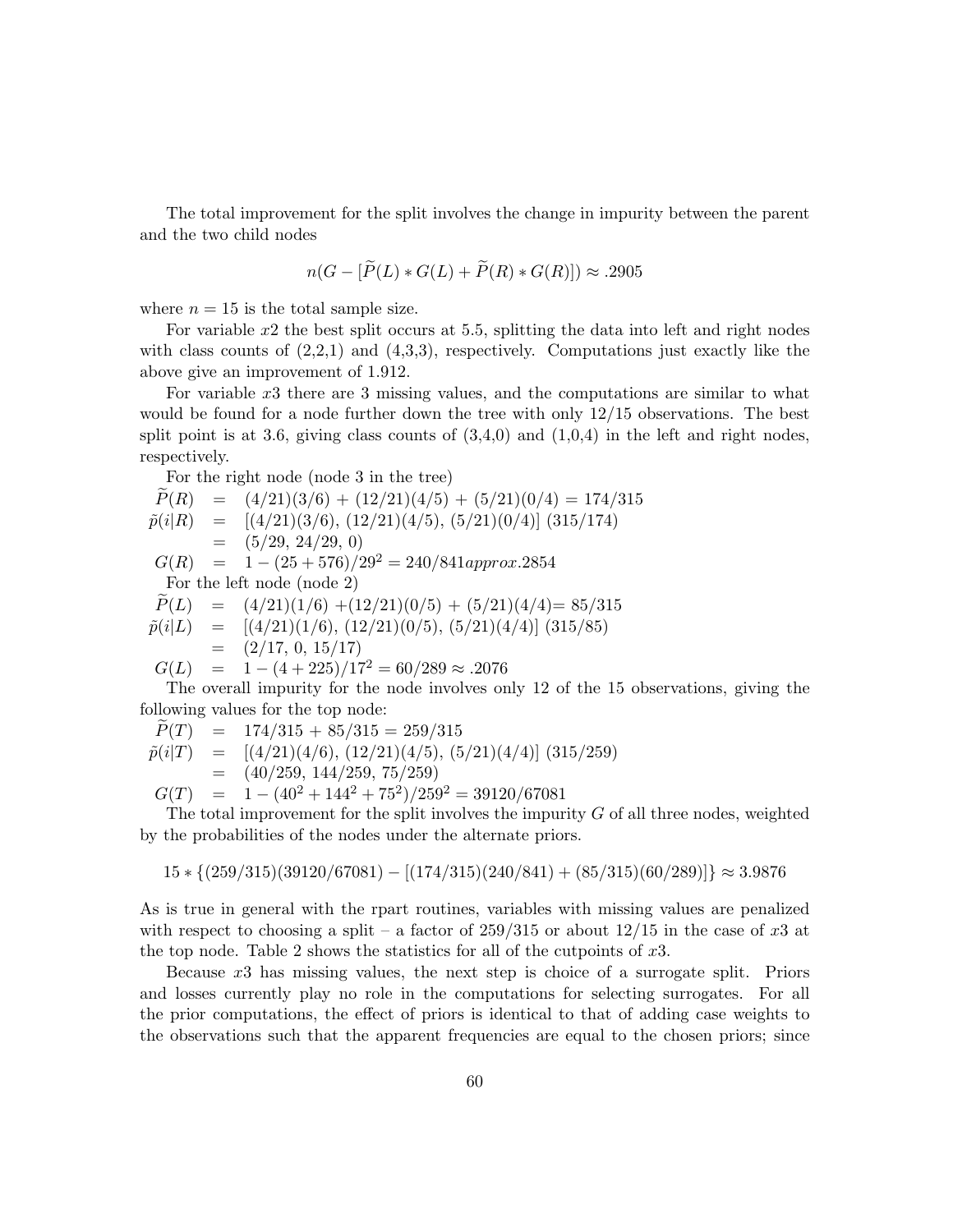The total improvement for the split involves the change in impurity between the parent and the two child nodes

$$n(G - [\widetilde{P}(L) * G(L) + \widetilde{P}(R) * G(R)]) \approx .2905$$

where $n = 15$ is the total sample size.

For variable $x2$ the best split occurs at 5.5, splitting the data into left and right nodes with class counts of (2,2,1) and (4,3,3), respectively. Computations just exactly like the above give an improvement of 1.912.

For variable $x3$ there are 3 missing values, and the computations are similar to what would be found for a node further down the tree with only 12/15 observations. The best split point is at 3.6, giving class counts of (3,4,0) and (1,0,4) in the left and right nodes, respectively.

For the right node (node 3 in the tree)

$$\begin{aligned}
\widetilde{P}(R) &= (4/21)(3/6) + (12/21)(4/5) + (5/21)(0/4) = 174/315 \\
\tilde{p}(i|R) &= [(4/21)(3/6),\ (12/21)(4/5),\ (5/21)(0/4)]\ (315/174) \\
&= (5/29,\ 24/29,\ 0) \\
G(R) &= 1 - (25 + 576)/29^2 = 240/841 approx .2854
\end{aligned}$$

For the left node (node 2)

$$\begin{aligned}
\widetilde{P}(L) &= (4/21)(1/6) + (12/21)(0/5) + (5/21)(4/4) = 85/315 \\
\tilde{p}(i|L) &= [(4/21)(1/6),\ (12/21)(0/5),\ (5/21)(4/4)]\ (315/85) \\
&= (2/17,\ 0,\ 15/17) \\
G(L) &= 1 - (4 + 225)/17^2 = 60/289 \approx .2076
\end{aligned}$$

The overall impurity for the node involves only 12 of the 15 observations, giving the following values for the top node:

$$\begin{aligned}
\widetilde{P}(T) &= 174/315 + 85/315 = 259/315 \\
\tilde{p}(i|T) &= [(4/21)(4/6),\ (12/21)(4/5),\ (5/21)(4/4)]\ (315/259) \\
&= (40/259,\ 144/259,\ 75/259) \\
G(T) &= 1 - (40^2 + 144^2 + 75^2)/259^2 = 39120/67081
\end{aligned}$$

The total improvement for the split involves the impurity $G$ of all three nodes, weighted by the probabilities of the nodes under the alternate priors.

$$15 * \{(259/315)(39120/67081) - [(174/315)(240/841) + (85/315)(60/289)]\} \approx 3.9876$$

As is true in general with the rpart routines, variables with missing values are penalized with respect to choosing a split – a factor of 259/315 or about 12/15 in the case of $x3$ at the top node. Table 2 shows the statistics for all of the cutpoints of $x3$.

Because $x3$ has missing values, the next step is choice of a surrogate split. Priors and losses currently play no role in the computations for selecting surrogates. For all the prior computations, the effect of priors is identical to that of adding case weights to the observations such that the apparent frequencies are equal to the chosen priors; since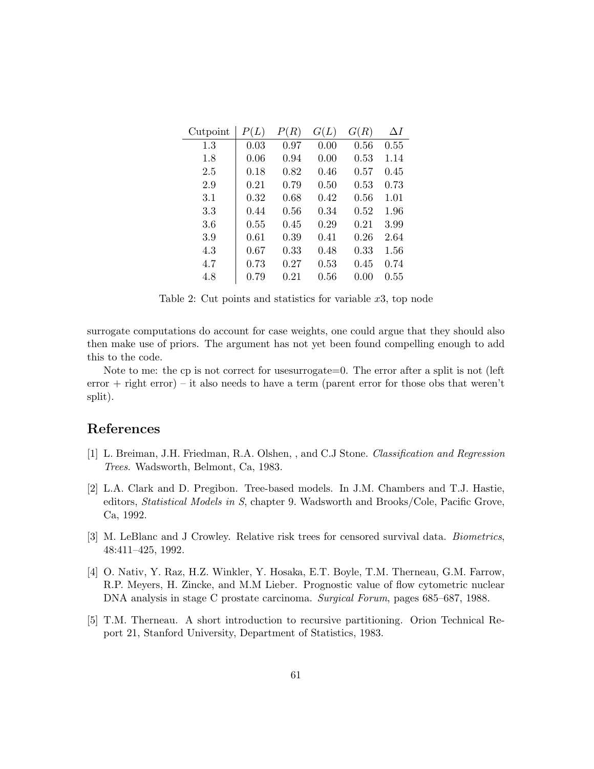| Cutpoint | $P(L)$ | $P(R)$ | $G(L)$ | $G(R)$ | $\Delta I$ |
|---|---|---|---|---|---|
| 1.3 | 0.03 | 0.97 | 0.00 | 0.56 | 0.55 |
| 1.8 | 0.06 | 0.94 | 0.00 | 0.53 | 1.14 |
| 2.5 | 0.18 | 0.82 | 0.46 | 0.57 | 0.45 |
| 2.9 | 0.21 | 0.79 | 0.50 | 0.53 | 0.73 |
| 3.1 | 0.32 | 0.68 | 0.42 | 0.56 | 1.01 |
| 3.3 | 0.44 | 0.56 | 0.34 | 0.52 | 1.96 |
| 3.6 | 0.55 | 0.45 | 0.29 | 0.21 | 3.99 |
| 3.9 | 0.61 | 0.39 | 0.41 | 0.26 | 2.64 |
| 4.3 | 0.67 | 0.33 | 0.48 | 0.33 | 1.56 |
| 4.7 | 0.73 | 0.27 | 0.53 | 0.45 | 0.74 |
| 4.8 | 0.79 | 0.21 | 0.56 | 0.00 | 0.55 |

Table 2: Cut points and statistics for variable $x3$, top node

surrogate computations do account for case weights, one could argue that they should also then make use of priors. The argument has not yet been found compelling enough to add this to the code.

Note to me: the cp is not correct for usesurrogate=0. The error after a split is not (left error + right error) – it also needs to have a term (parent error for those obs that weren't split).

## References

[1] L. Breiman, J.H. Friedman, R.A. Olshen, , and C.J Stone. *Classification and Regression Trees*. Wadsworth, Belmont, Ca, 1983.

[2] L.A. Clark and D. Pregibon. Tree-based models. In J.M. Chambers and T.J. Hastie, editors, *Statistical Models in S*, chapter 9. Wadsworth and Brooks/Cole, Pacific Grove, Ca, 1992.

[3] M. LeBlanc and J Crowley. Relative risk trees for censored survival data. *Biometrics*, 48:411–425, 1992.

[4] O. Nativ, Y. Raz, H.Z. Winkler, Y. Hosaka, E.T. Boyle, T.M. Therneau, G.M. Farrow, R.P. Meyers, H. Zincke, and M.M Lieber. Prognostic value of flow cytometric nuclear DNA analysis in stage C prostate carcinoma. *Surgical Forum*, pages 685–687, 1988.

[5] T.M. Therneau. A short introduction to recursive partitioning. Orion Technical Report 21, Stanford University, Department of Statistics, 1983.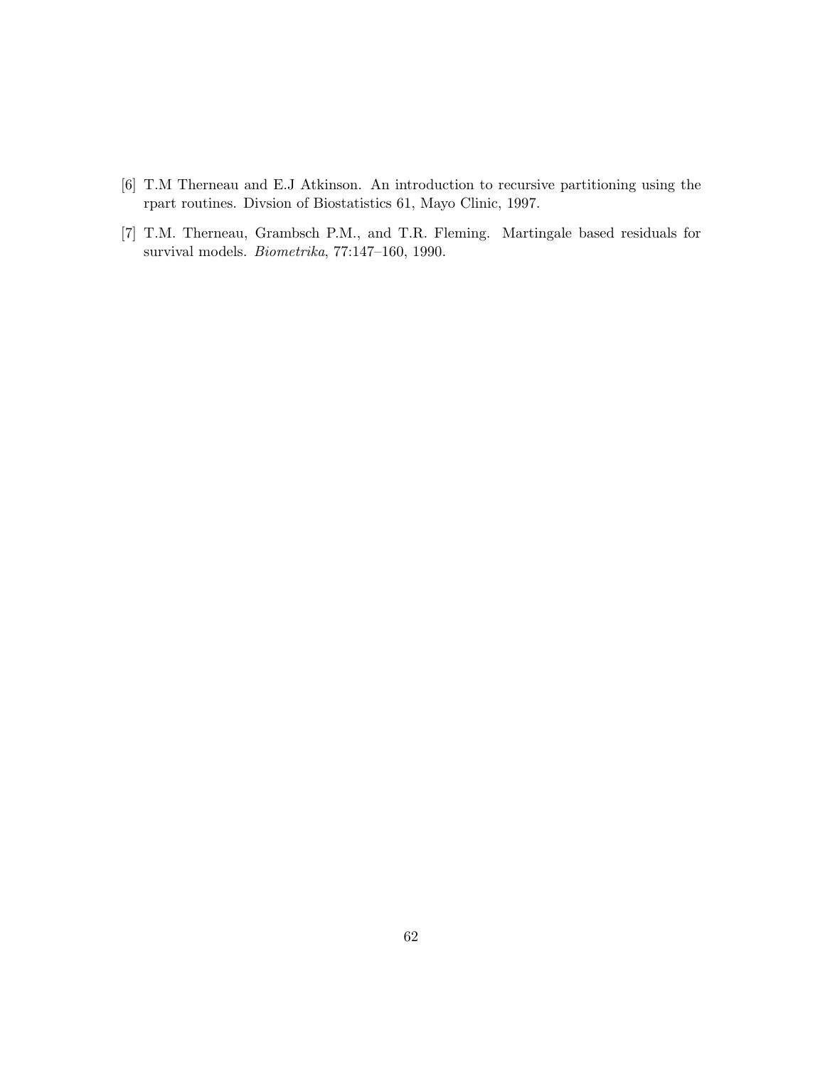[6] T.M Therneau and E.J Atkinson. An introduction to recursive partitioning using the rpart routines. Divsion of Biostatistics 61, Mayo Clinic, 1997.

[7] T.M. Therneau, Grambsch P.M., and T.R. Fleming. Martingale based residuals for survival models. *Biometrika*, 77:147–160, 1990.